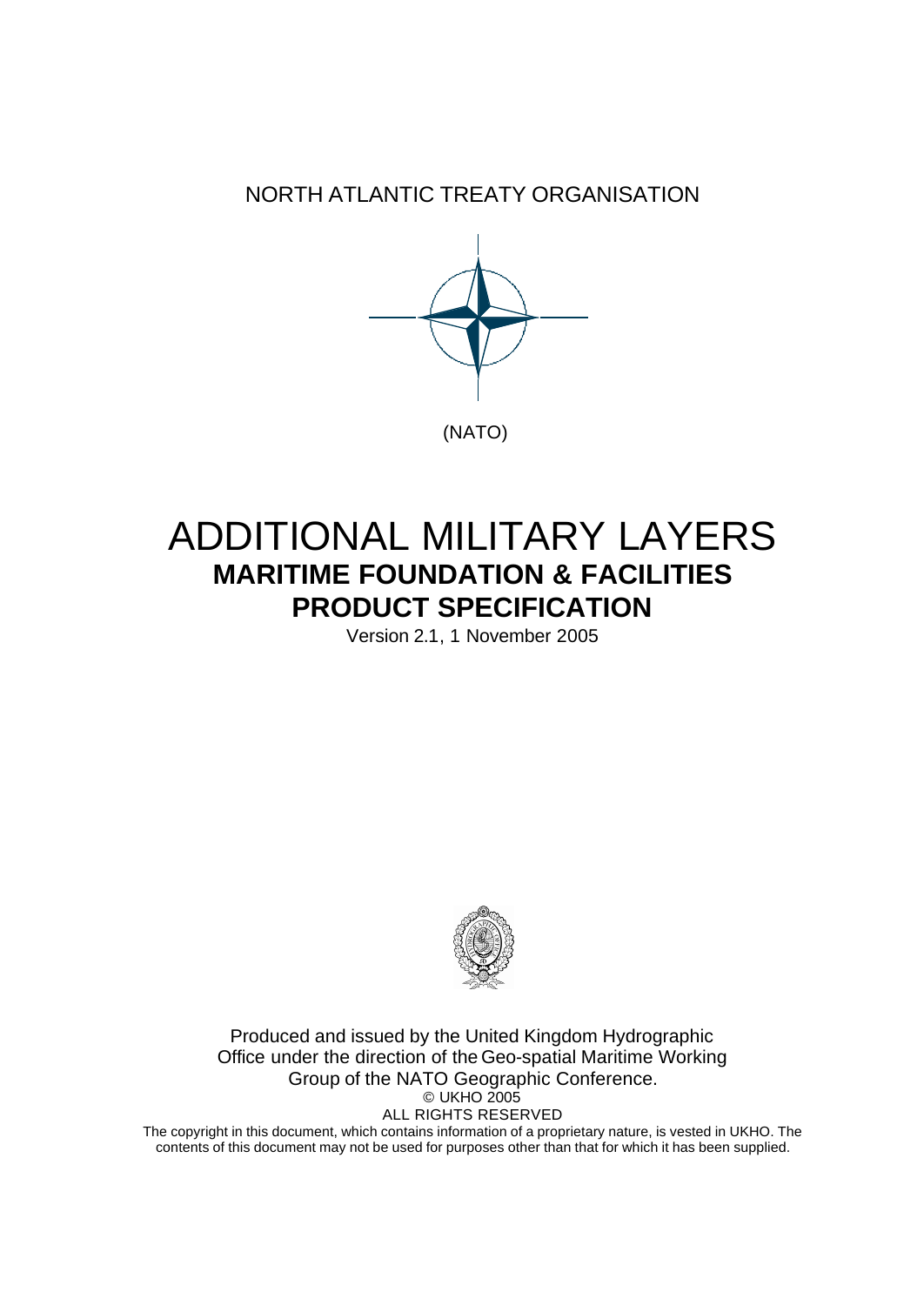NORTH ATLANTIC TREATY ORGANISATION

(NATO)

# ADDITIONAL MILITARY LAYERS

## MARITIME FOUNDATION & FACILITIES

## PRODUCT SPECIFICATION

Version 2.1, 1 November 2005

Produced and issued by the United Kingdom Hydrographic Office under the direction of the Geo-spatial Maritime Working Group of the NATO Geographic Conference.

© UKHO 2005

ALL RIGHTS RESERVED

The copyright in this document, which contains information of a proprietary nature, is vested in UKHO. The contents of this document may not be used for purposes other than that for which it has been supplied.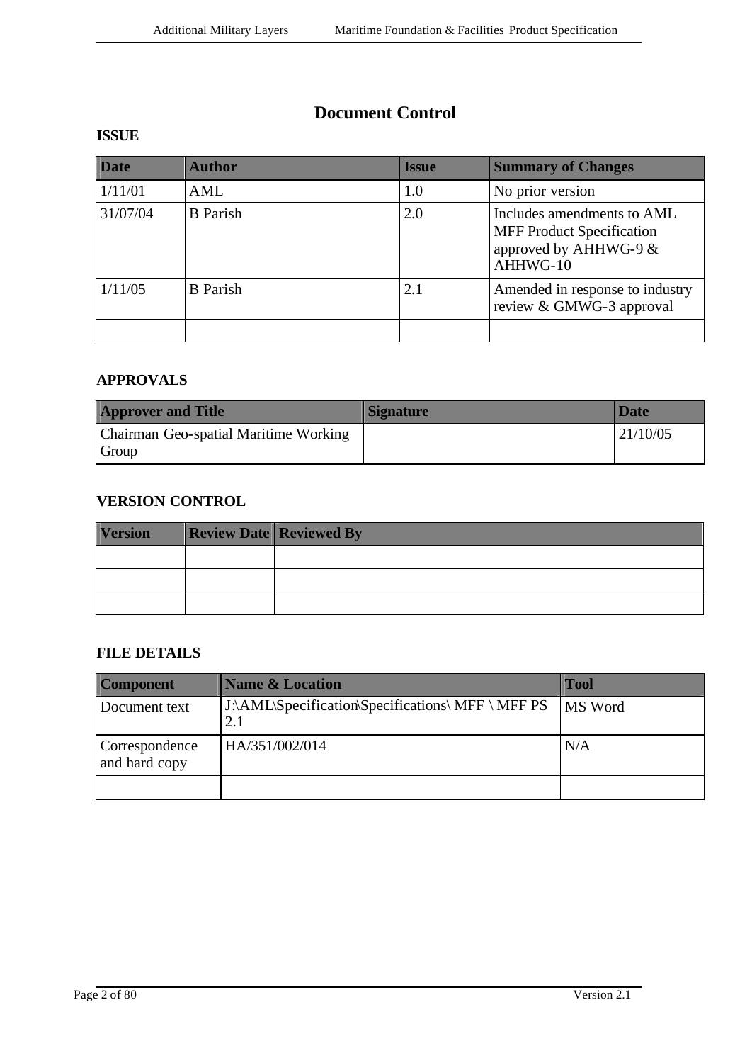# Document Control

**ISSUE**

| Date | Author | Issue | Summary of Changes |
|---|---|---|---|
| 1/11/01 | AML | 1.0 | No prior version |
| 31/07/04 | B Parish | 2.0 | Includes amendments to AML MFF Product Specification approved by AHHWG-9 & AHHWG-10 |
| 1/11/05 | B Parish | 2.1 | Amended in response to industry review & GMWG-3 approval |
| | | | |

**APPROVALS**

| Approver and Title | Signature | Date |
|---|---|---|
| Chairman Geo-spatial Maritime Working Group | | 21/10/05 |

**VERSION CONTROL**

| Version | Review Date | Reviewed By |
|---|---|---|
| | | |
| | | |
| | | |

**FILE DETAILS**

| Component | Name & Location | Tool |
|---|---|---|
| Document text | J:\AML\Specification\Specifications\ MFF \ MFF PS 2.1 | MS Word |
| Correspondence and hard copy | HA/351/002/014 | N/A |
| | | |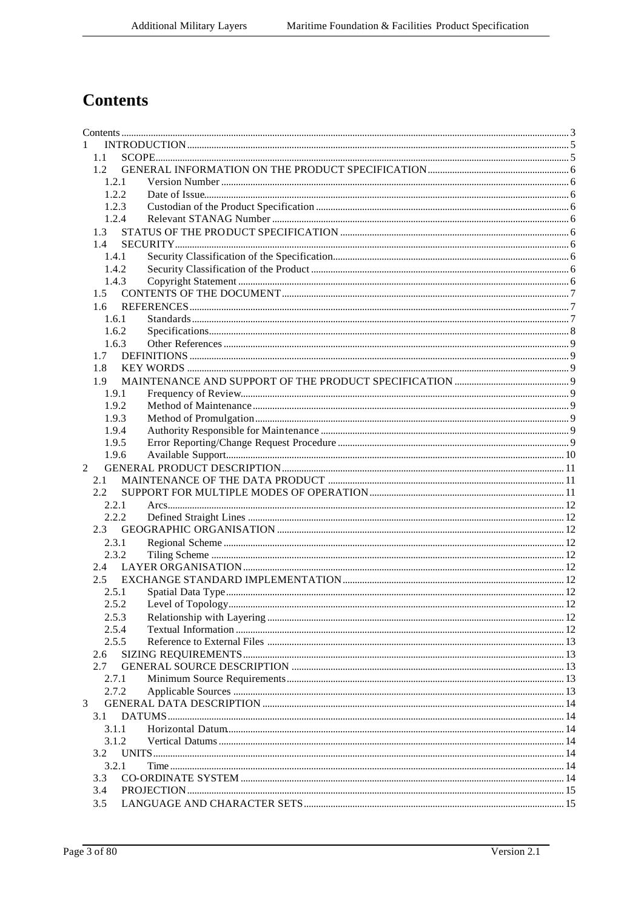# Contents

Contents ....................................................................................................................................................... 3
1 INTRODUCTION ........................................................................................................................................ 5
  1.1 SCOPE ................................................................................................................................................... 5
  1.2 GENERAL INFORMATION ON THE PRODUCT SPECIFICATION ......................................................... 6
    1.2.1 Version Number ................................................................................................................................ 6
    1.2.2 Date of Issue ...................................................................................................................................... 6
    1.2.3 Custodian of the Product Specification ............................................................................................. 6
    1.2.4 Relevant STANAG Number .............................................................................................................. 6
  1.3 STATUS OF THE PRODUCT SPECIFICATION ...................................................................................... 6
  1.4 SECURITY ............................................................................................................................................. 6
    1.4.1 Security Classification of the Specification ....................................................................................... 6
    1.4.2 Security Classification of the Product ............................................................................................... 6
    1.4.3 Copyright Statement ......................................................................................................................... 7
  1.5 CONTENTS OF THE DOCUMENT ......................................................................................................... 7
  1.6 REFERENCES ........................................................................................................................................ 7
    1.6.1 Standards ........................................................................................................................................... 7
    1.6.2 Specifications ..................................................................................................................................... 8
    1.6.3 Other References ............................................................................................................................... 9
  1.7 DEFINITIONS ......................................................................................................................................... 9
  1.8 KEY WORDS .......................................................................................................................................... 9
  1.9 MAINTENANCE AND SUPPORT OF THE PRODUCT SPECIFICATION ................................................ 9
    1.9.1 Frequency of Review ......................................................................................................................... 9
    1.9.2 Method of Maintenance .................................................................................................................... 9
    1.9.3 Method of Promulgation .................................................................................................................... 9
    1.9.4 Authority Responsible for Maintenance ............................................................................................ 9
    1.9.5 Error Reporting/Change Request Procedure ..................................................................................... 9
    1.9.6 Available Support ............................................................................................................................ 10
2 GENERAL PRODUCT DESCRIPTION ...................................................................................................... 11
  2.1 MAINTENANCE OF THE DATA PRODUCT ........................................................................................ 11
  2.2 SUPPORT FOR MULTIPLE MODES OF OPERATION ......................................................................... 11
    2.2.1 Arcs ................................................................................................................................................. 12
    2.2.2 Defined Straight Lines ..................................................................................................................... 12
  2.3 GEOGRAPHIC ORGANISATION ......................................................................................................... 12
    2.3.1 Regional Scheme ............................................................................................................................. 12
    2.3.2 Tiling Scheme .................................................................................................................................. 12
  2.4 LAYER ORGANISATION ..................................................................................................................... 12
  2.5 EXCHANGE STANDARD IMPLEMENTATION .................................................................................... 12
    2.5.1 Spatial Data Type ............................................................................................................................ 12
    2.5.2 Level of Topology ............................................................................................................................ 12
    2.5.3 Relationship with Layering .............................................................................................................. 12
    2.5.4 Textual Information ......................................................................................................................... 12
    2.5.5 Reference to External Files ............................................................................................................. 13
  2.6 SIZING REQUIREMENTS .................................................................................................................... 13
  2.7 GENERAL SOURCE DESCRIPTION .................................................................................................... 13
    2.7.1 Minimum Source Requirements ...................................................................................................... 13
    2.7.2 Applicable Sources .......................................................................................................................... 13
3 GENERAL DATA DESCRIPTION ............................................................................................................. 14
  3.1 DATUMS .............................................................................................................................................. 14
    3.1.1 Horizontal Datum ............................................................................................................................ 14
    3.1.2 Vertical Datums ............................................................................................................................... 14
  3.2 UNITS .................................................................................................................................................. 14
    3.2.1 Time ................................................................................................................................................ 14
  3.3 CO-ORDINATE SYSTEM ..................................................................................................................... 14
  3.4 PROJECTION ....................................................................................................................................... 15
  3.5 LANGUAGE AND CHARACTER SETS ................................................................................................. 15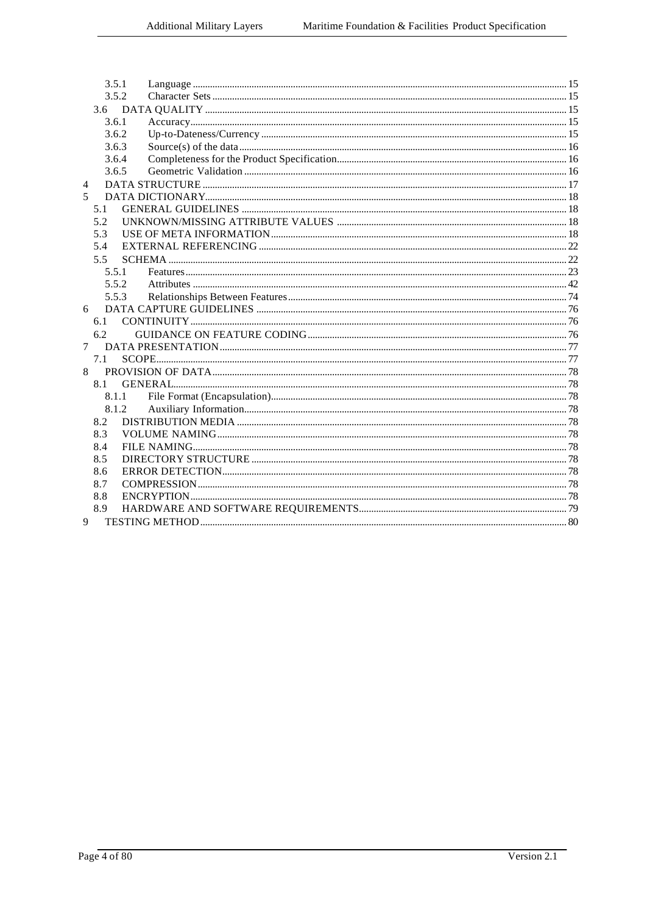3.5.1 Language ..... 15
3.5.2 Character Sets ..... 15
3.6 DATA QUALITY ..... 15
3.6.1 Accuracy ..... 15
3.6.2 Up-to-Dateness/Currency ..... 15
3.6.3 Source(s) of the data ..... 16
3.6.4 Completeness for the Product Specification ..... 16
3.6.5 Geometric Validation ..... 16
4 DATA STRUCTURE ..... 17
5 DATA DICTIONARY ..... 18
5.1 GENERAL GUIDELINES ..... 18
5.2 UNKNOWN/MISSING ATTRIBUTE VALUES ..... 18
5.3 USE OF META INFORMATION ..... 18
5.4 EXTERNAL REFERENCING ..... 22
5.5 SCHEMA ..... 22
5.5.1 Features ..... 23
5.5.2 Attributes ..... 42
5.5.3 Relationships Between Features ..... 74
6 DATA CAPTURE GUIDELINES ..... 76
6.1 CONTINUITY ..... 76
6.2 GUIDANCE ON FEATURE CODING ..... 76
7 DATA PRESENTATION ..... 77
7.1 SCOPE ..... 77
8 PROVISION OF DATA ..... 78
8.1 GENERAL ..... 78
8.1.1 File Format (Encapsulation) ..... 78
8.1.2 Auxiliary Information ..... 78
8.2 DISTRIBUTION MEDIA ..... 78
8.3 VOLUME NAMING ..... 78
8.4 FILE NAMING ..... 78
8.5 DIRECTORY STRUCTURE ..... 78
8.6 ERROR DETECTION ..... 78
8.7 COMPRESSION ..... 78
8.8 ENCRYPTION ..... 78
8.9 HARDWARE AND SOFTWARE REQUIREMENTS ..... 79
9 TESTING METHOD ..... 80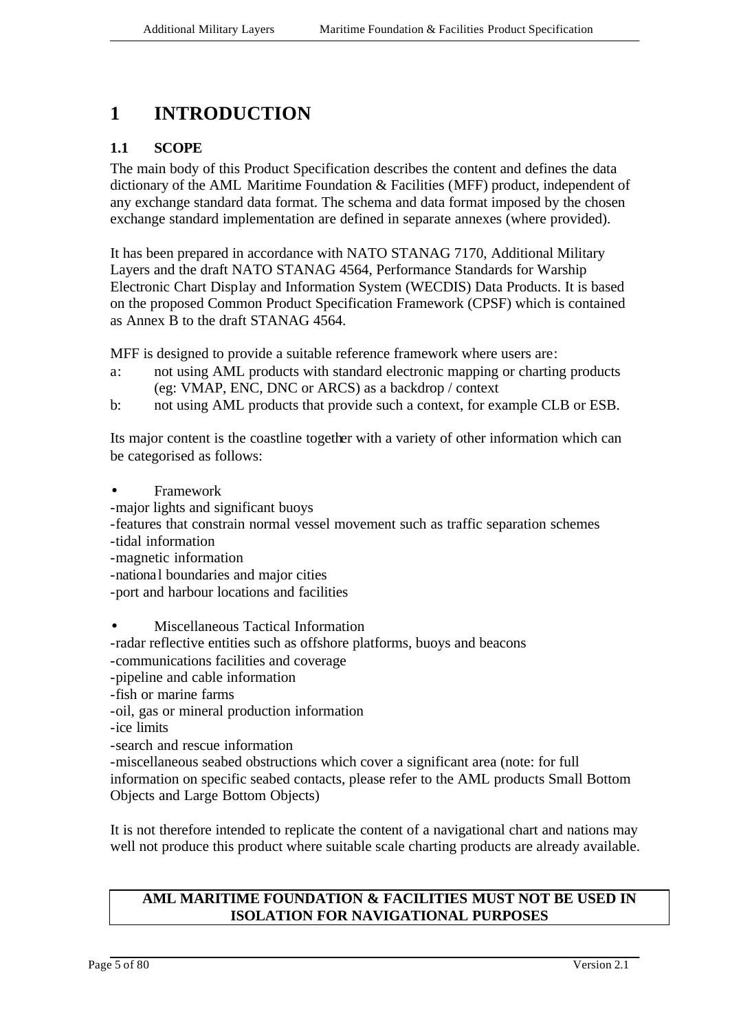# 1 INTRODUCTION

## 1.1 SCOPE

The main body of this Product Specification describes the content and defines the data dictionary of the AML Maritime Foundation & Facilities (MFF) product, independent of any exchange standard data format. The schema and data format imposed by the chosen exchange standard implementation are defined in separate annexes (where provided).

It has been prepared in accordance with NATO STANAG 7170, Additional Military Layers and the draft NATO STANAG 4564, Performance Standards for Warship Electronic Chart Display and Information System (WECDIS) Data Products. It is based on the proposed Common Product Specification Framework (CPSF) which is contained as Annex B to the draft STANAG 4564.

MFF is designed to provide a suitable reference framework where users are:

a: not using AML products with standard electronic mapping or charting products (eg: VMAP, ENC, DNC or ARCS) as a backdrop / context

b: not using AML products that provide such a context, for example CLB or ESB.

Its major content is the coastline together with a variety of other information which can be categorised as follows:

- Framework

-major lights and significant buoys
-features that constrain normal vessel movement such as traffic separation schemes
-tidal information
-magnetic information
-national boundaries and major cities
-port and harbour locations and facilities

- Miscellaneous Tactical Information

-radar reflective entities such as offshore platforms, buoys and beacons
-communications facilities and coverage
-pipeline and cable information
-fish or marine farms
-oil, gas or mineral production information
-ice limits
-search and rescue information
-miscellaneous seabed obstructions which cover a significant area (note: for full information on specific seabed contacts, please refer to the AML products Small Bottom Objects and Large Bottom Objects)

It is not therefore intended to replicate the content of a navigational chart and nations may well not produce this product where suitable scale charting products are already available.

**AML MARITIME FOUNDATION & FACILITIES MUST NOT BE USED IN ISOLATION FOR NAVIGATIONAL PURPOSES**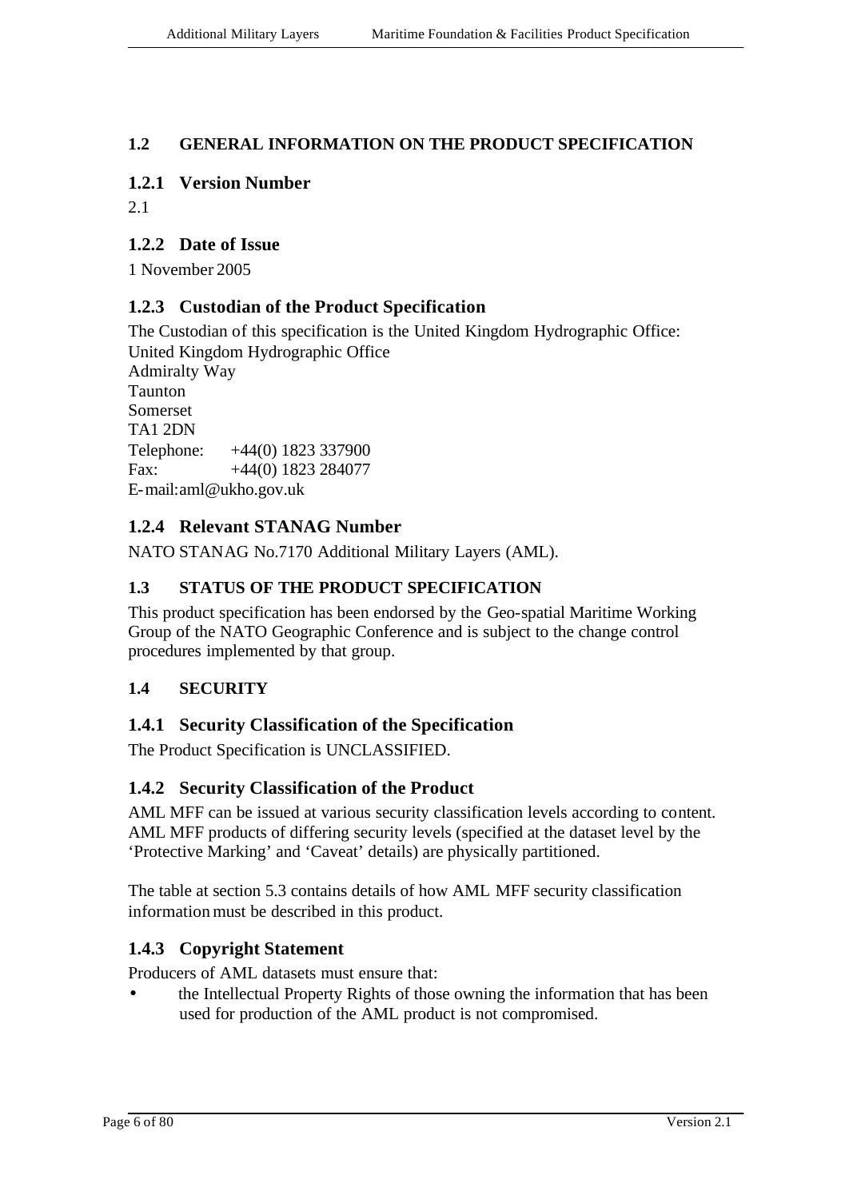## 1.2 GENERAL INFORMATION ON THE PRODUCT SPECIFICATION

### 1.2.1 Version Number

2.1

### 1.2.2 Date of Issue

1 November 2005

### 1.2.3 Custodian of the Product Specification

The Custodian of this specification is the United Kingdom Hydrographic Office:
United Kingdom Hydrographic Office
Admiralty Way
Taunton
Somerset
TA1 2DN
Telephone: +44(0) 1823 337900
Fax: +44(0) 1823 284077
E-mail: aml@ukho.gov.uk

### 1.2.4 Relevant STANAG Number

NATO STANAG No.7170 Additional Military Layers (AML).

## 1.3 STATUS OF THE PRODUCT SPECIFICATION

This product specification has been endorsed by the Geo-spatial Maritime Working Group of the NATO Geographic Conference and is subject to the change control procedures implemented by that group.

## 1.4 SECURITY

### 1.4.1 Security Classification of the Specification

The Product Specification is UNCLASSIFIED.

### 1.4.2 Security Classification of the Product

AML MFF can be issued at various security classification levels according to content. AML MFF products of differing security levels (specified at the dataset level by the 'Protective Marking' and 'Caveat' details) are physically partitioned.

The table at section 5.3 contains details of how AML MFF security classification information must be described in this product.

### 1.4.3 Copyright Statement

Producers of AML datasets must ensure that:

- the Intellectual Property Rights of those owning the information that has been used for production of the AML product is not compromised.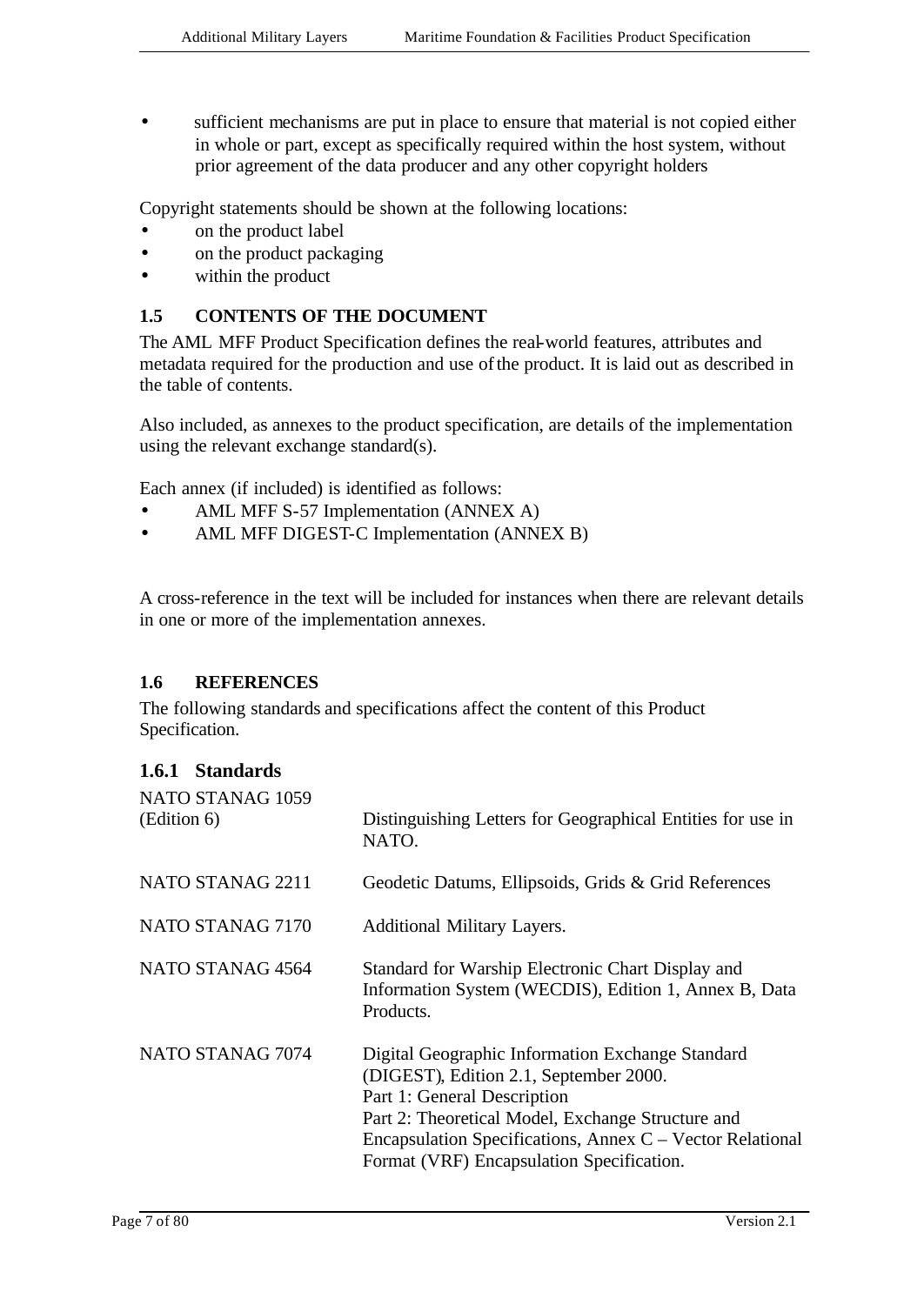- sufficient mechanisms are put in place to ensure that material is not copied either in whole or part, except as specifically required within the host system, without prior agreement of the data producer and any other copyright holders

Copyright statements should be shown at the following locations:

- on the product label
- on the product packaging
- within the product

## 1.5 CONTENTS OF THE DOCUMENT

The AML MFF Product Specification defines the real-world features, attributes and metadata required for the production and use of the product. It is laid out as described in the table of contents.

Also included, as annexes to the product specification, are details of the implementation using the relevant exchange standard(s).

Each annex (if included) is identified as follows:

- AML MFF S-57 Implementation (ANNEX A)
- AML MFF DIGEST-C Implementation (ANNEX B)

A cross-reference in the text will be included for instances when there are relevant details in one or more of the implementation annexes.

## 1.6 REFERENCES

The following standards and specifications affect the content of this Product Specification.

### 1.6.1 Standards

| | |
|---|---|
| NATO STANAG 1059 (Edition 6) | Distinguishing Letters for Geographical Entities for use in NATO. |
| NATO STANAG 2211 | Geodetic Datums, Ellipsoids, Grids & Grid References |
| NATO STANAG 7170 | Additional Military Layers. |
| NATO STANAG 4564 | Standard for Warship Electronic Chart Display and Information System (WECDIS), Edition 1, Annex B, Data Products. |
| NATO STANAG 7074 | Digital Geographic Information Exchange Standard (DIGEST), Edition 2.1, September 2000.<br>Part 1: General Description<br>Part 2: Theoretical Model, Exchange Structure and Encapsulation Specifications, Annex C – Vector Relational Format (VRF) Encapsulation Specification. |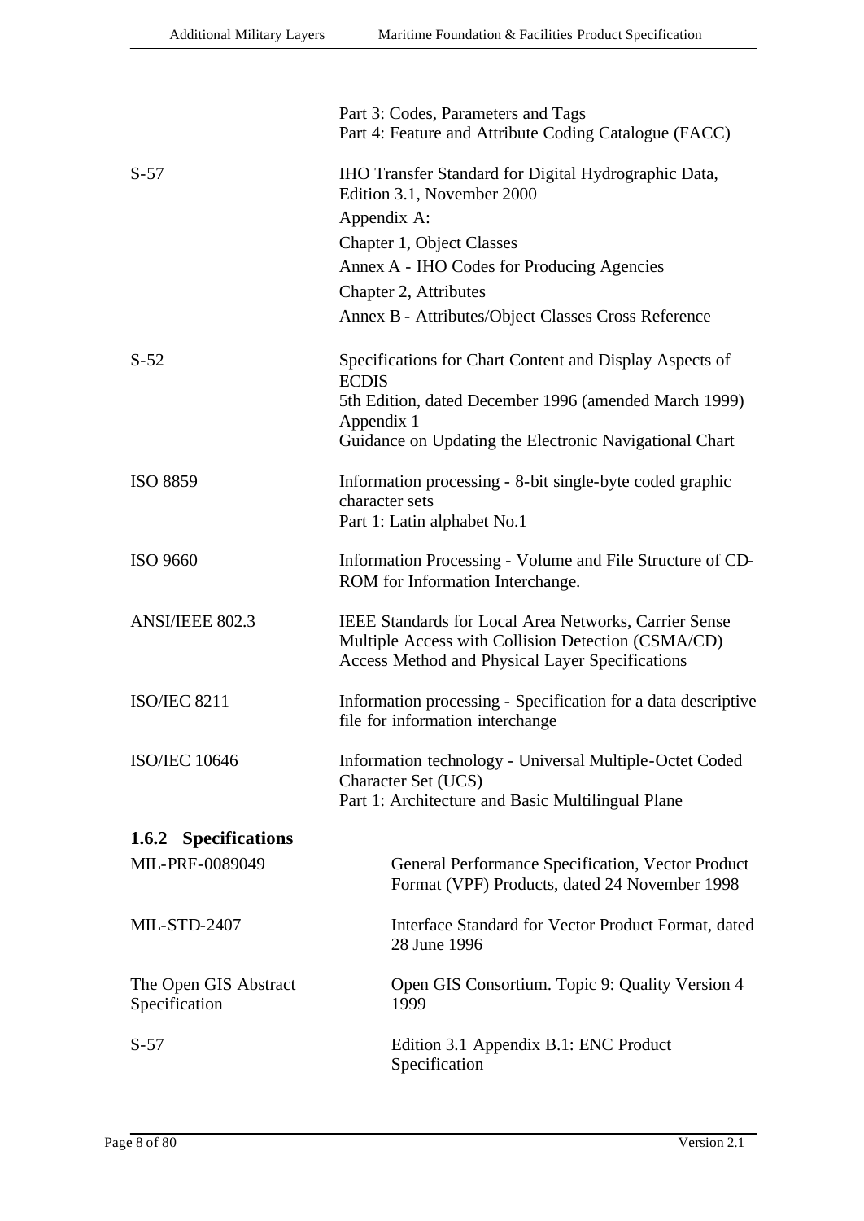| | |
|---|---|
| | Part 3: Codes, Parameters and Tags<br>Part 4: Feature and Attribute Coding Catalogue (FACC) |
| S-57 | IHO Transfer Standard for Digital Hydrographic Data, Edition 3.1, November 2000<br>Appendix A:<br>Chapter 1, Object Classes<br>Annex A - IHO Codes for Producing Agencies<br>Chapter 2, Attributes<br>Annex B - Attributes/Object Classes Cross Reference |
| S-52 | Specifications for Chart Content and Display Aspects of ECDIS<br>5th Edition, dated December 1996 (amended March 1999)<br>Appendix 1<br>Guidance on Updating the Electronic Navigational Chart |
| ISO 8859 | Information processing - 8-bit single-byte coded graphic character sets<br>Part 1: Latin alphabet No.1 |
| ISO 9660 | Information Processing - Volume and File Structure of CD-ROM for Information Interchange. |
| ANSI/IEEE 802.3 | IEEE Standards for Local Area Networks, Carrier Sense Multiple Access with Collision Detection (CSMA/CD) Access Method and Physical Layer Specifications |
| ISO/IEC 8211 | Information processing - Specification for a data descriptive file for information interchange |
| ISO/IEC 10646 | Information technology - Universal Multiple-Octet Coded Character Set (UCS)<br>Part 1: Architecture and Basic Multilingual Plane |

### 1.6.2 Specifications

| | |
|---|---|
| MIL-PRF-0089049 | General Performance Specification, Vector Product Format (VPF) Products, dated 24 November 1998 |
| MIL-STD-2407 | Interface Standard for Vector Product Format, dated 28 June 1996 |
| The Open GIS Abstract Specification | Open GIS Consortium. Topic 9: Quality Version 4 1999 |
| S-57 | Edition 3.1 Appendix B.1: ENC Product Specification |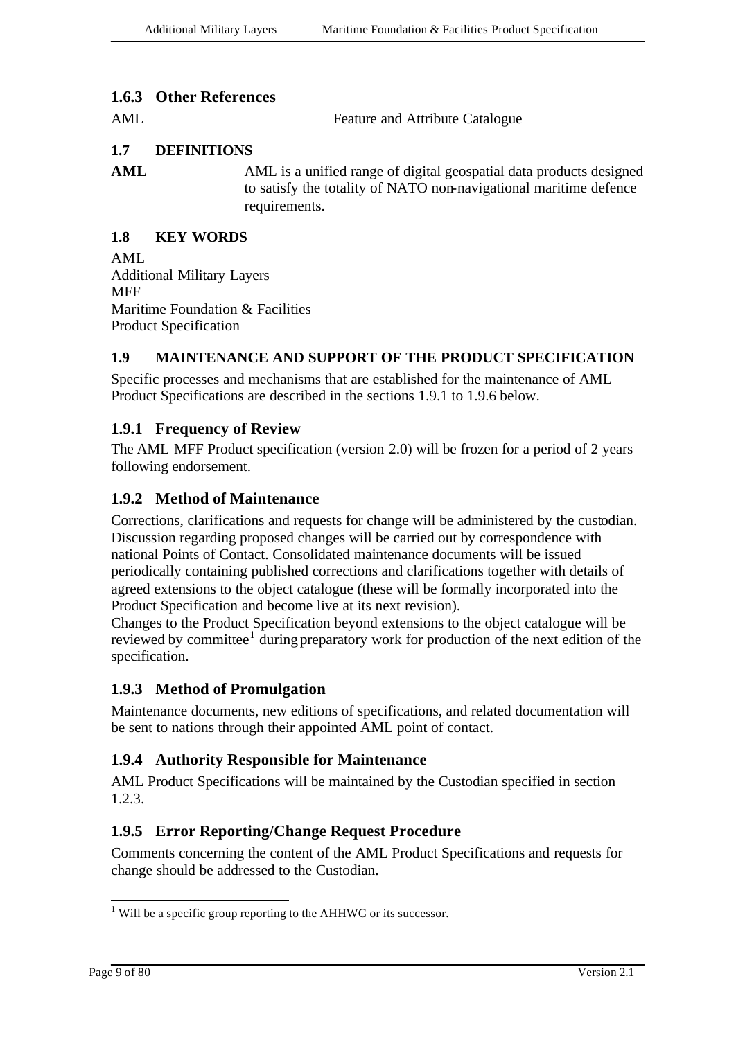### 1.6.3 Other References

AML Feature and Attribute Catalogue

## 1.7 DEFINITIONS

**AML** AML is a unified range of digital geospatial data products designed to satisfy the totality of NATO non-navigational maritime defence requirements.

## 1.8 KEY WORDS

AML
Additional Military Layers
MFF
Maritime Foundation & Facilities
Product Specification

## 1.9 MAINTENANCE AND SUPPORT OF THE PRODUCT SPECIFICATION

Specific processes and mechanisms that are established for the maintenance of AML Product Specifications are described in the sections 1.9.1 to 1.9.6 below.

### 1.9.1 Frequency of Review

The AML MFF Product specification (version 2.0) will be frozen for a period of 2 years following endorsement.

### 1.9.2 Method of Maintenance

Corrections, clarifications and requests for change will be administered by the custodian. Discussion regarding proposed changes will be carried out by correspondence with national Points of Contact. Consolidated maintenance documents will be issued periodically containing published corrections and clarifications together with details of agreed extensions to the object catalogue (these will be formally incorporated into the Product Specification and become live at its next revision).
Changes to the Product Specification beyond extensions to the object catalogue will be reviewed by committee[1] during preparatory work for production of the next edition of the specification.

### 1.9.3 Method of Promulgation

Maintenance documents, new editions of specifications, and related documentation will be sent to nations through their appointed AML point of contact.

### 1.9.4 Authority Responsible for Maintenance

AML Product Specifications will be maintained by the Custodian specified in section 1.2.3.

### 1.9.5 Error Reporting/Change Request Procedure

Comments concerning the content of the AML Product Specifications and requests for change should be addressed to the Custodian.

---

[1] Will be a specific group reporting to the AHHWG or its successor.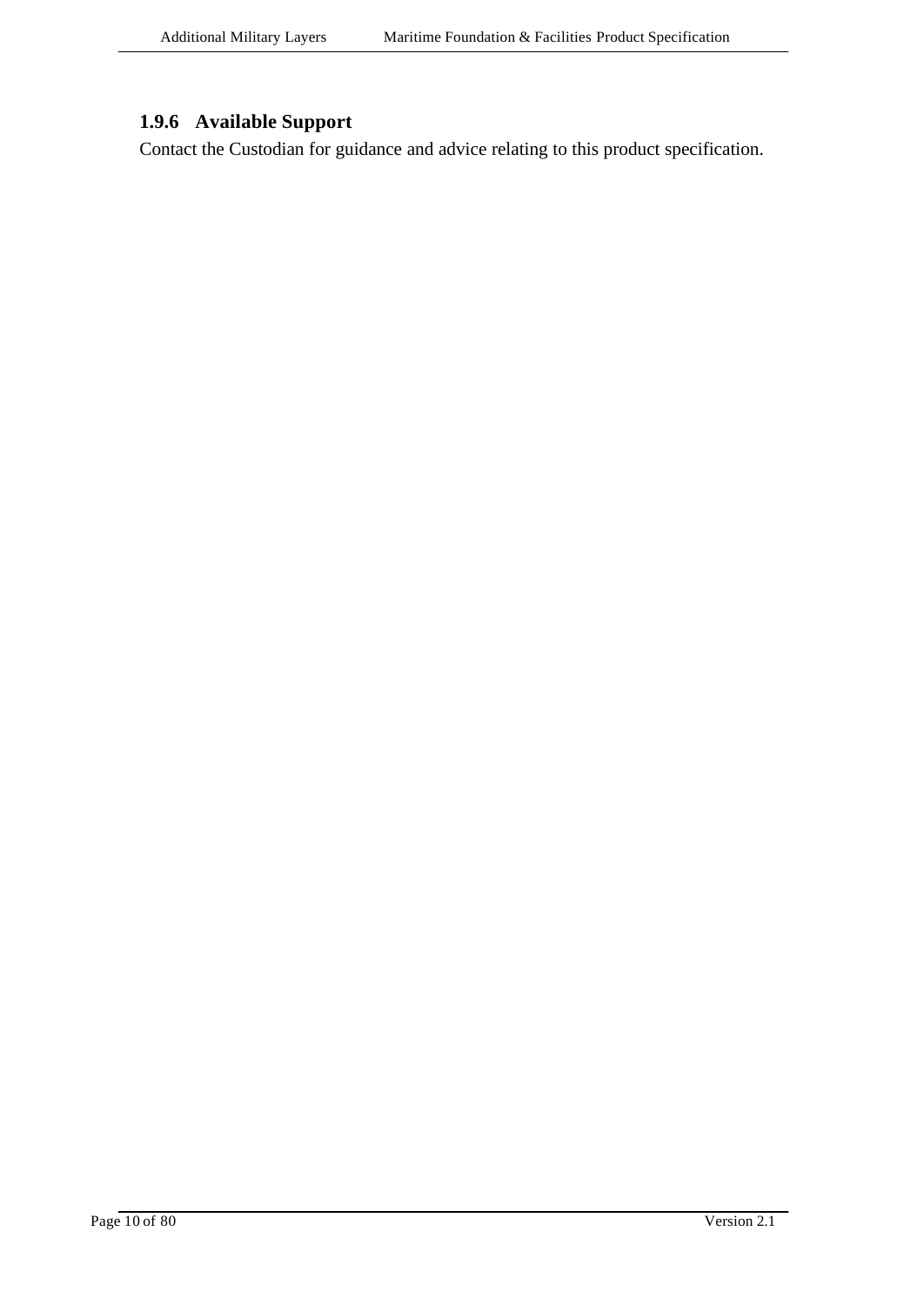### 1.9.6 Available Support

Contact the Custodian for guidance and advice relating to this product specification.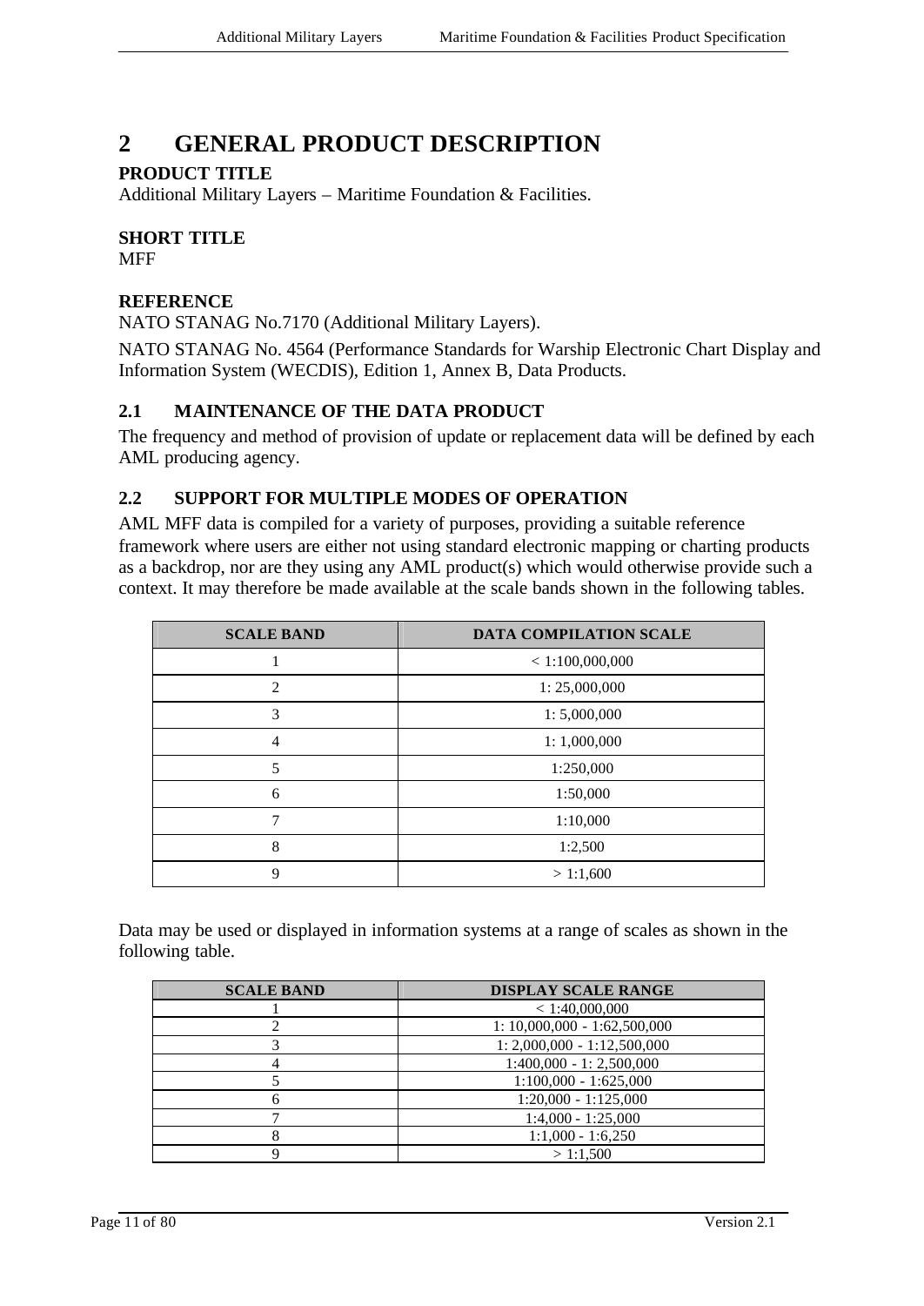# 2 GENERAL PRODUCT DESCRIPTION

**PRODUCT TITLE**
Additional Military Layers – Maritime Foundation & Facilities.

**SHORT TITLE**
MFF

**REFERENCE**
NATO STANAG No.7170 (Additional Military Layers).

NATO STANAG No. 4564 (Performance Standards for Warship Electronic Chart Display and Information System (WECDIS), Edition 1, Annex B, Data Products.

## 2.1 MAINTENANCE OF THE DATA PRODUCT

The frequency and method of provision of update or replacement data will be defined by each AML producing agency.

## 2.2 SUPPORT FOR MULTIPLE MODES OF OPERATION

AML MFF data is compiled for a variety of purposes, providing a suitable reference framework where users are either not using standard electronic mapping or charting products as a backdrop, nor are they using any AML product(s) which would otherwise provide such a context. It may therefore be made available at the scale bands shown in the following tables.

| SCALE BAND | DATA COMPILATION SCALE |
|---|---|
| 1 | < 1:100,000,000 |
| 2 | 1: 25,000,000 |
| 3 | 1: 5,000,000 |
| 4 | 1: 1,000,000 |
| 5 | 1:250,000 |
| 6 | 1:50,000 |
| 7 | 1:10,000 |
| 8 | 1:2,500 |
| 9 | > 1:1,600 |

Data may be used or displayed in information systems at a range of scales as shown in the following table.

| SCALE BAND | DISPLAY SCALE RANGE |
|---|---|
| 1 | < 1:40,000,000 |
| 2 | 1: 10,000,000 - 1:62,500,000 |
| 3 | 1: 2,000,000 - 1:12,500,000 |
| 4 | 1:400,000 - 1: 2,500,000 |
| 5 | 1:100,000 - 1:625,000 |
| 6 | 1:20,000 - 1:125,000 |
| 7 | 1:4,000 - 1:25,000 |
| 8 | 1:1,000 - 1:6,250 |
| 9 | > 1:1,500 |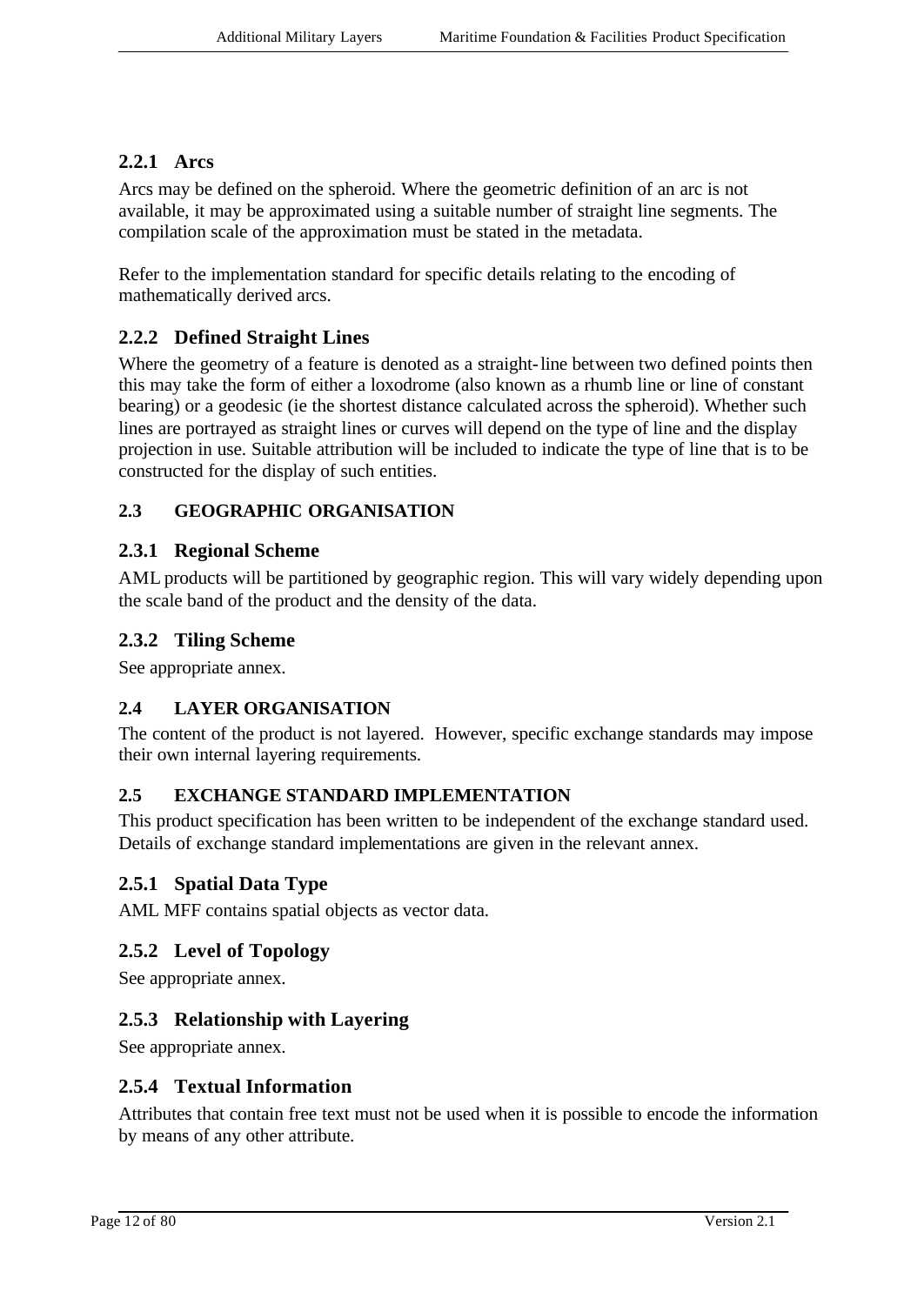### 2.2.1 Arcs

Arcs may be defined on the spheroid. Where the geometric definition of an arc is not available, it may be approximated using a suitable number of straight line segments. The compilation scale of the approximation must be stated in the metadata.

Refer to the implementation standard for specific details relating to the encoding of mathematically derived arcs.

### 2.2.2 Defined Straight Lines

Where the geometry of a feature is denoted as a straight-line between two defined points then this may take the form of either a loxodrome (also known as a rhumb line or line of constant bearing) or a geodesic (ie the shortest distance calculated across the spheroid). Whether such lines are portrayed as straight lines or curves will depend on the type of line and the display projection in use. Suitable attribution will be included to indicate the type of line that is to be constructed for the display of such entities.

## 2.3 GEOGRAPHIC ORGANISATION

### 2.3.1 Regional Scheme

AML products will be partitioned by geographic region. This will vary widely depending upon the scale band of the product and the density of the data.

### 2.3.2 Tiling Scheme

See appropriate annex.

## 2.4 LAYER ORGANISATION

The content of the product is not layered. However, specific exchange standards may impose their own internal layering requirements.

## 2.5 EXCHANGE STANDARD IMPLEMENTATION

This product specification has been written to be independent of the exchange standard used. Details of exchange standard implementations are given in the relevant annex.

### 2.5.1 Spatial Data Type

AML MFF contains spatial objects as vector data.

### 2.5.2 Level of Topology

See appropriate annex.

### 2.5.3 Relationship with Layering

See appropriate annex.

### 2.5.4 Textual Information

Attributes that contain free text must not be used when it is possible to encode the information by means of any other attribute.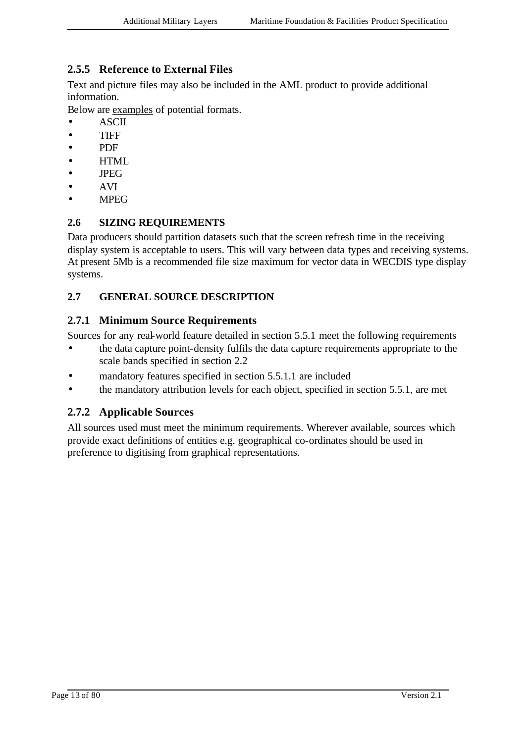### 2.5.5 Reference to External Files

Text and picture files may also be included in the AML product to provide additional information.

Below are <u>examples</u> of potential formats.

- ASCII
- TIFF
- PDF
- HTML
- JPEG
- AVI
- MPEG

## 2.6 SIZING REQUIREMENTS

Data producers should partition datasets such that the screen refresh time in the receiving display system is acceptable to users. This will vary between data types and receiving systems. At present 5Mb is a recommended file size maximum for vector data in WECDIS type display systems.

## 2.7 GENERAL SOURCE DESCRIPTION

### 2.7.1 Minimum Source Requirements

Sources for any real-world feature detailed in section 5.5.1 meet the following requirements

- the data capture point-density fulfils the data capture requirements appropriate to the scale bands specified in section 2.2
- mandatory features specified in section 5.5.1.1 are included
- the mandatory attribution levels for each object, specified in section 5.5.1, are met

### 2.7.2 Applicable Sources

All sources used must meet the minimum requirements. Wherever available, sources which provide exact definitions of entities e.g. geographical co-ordinates should be used in preference to digitising from graphical representations.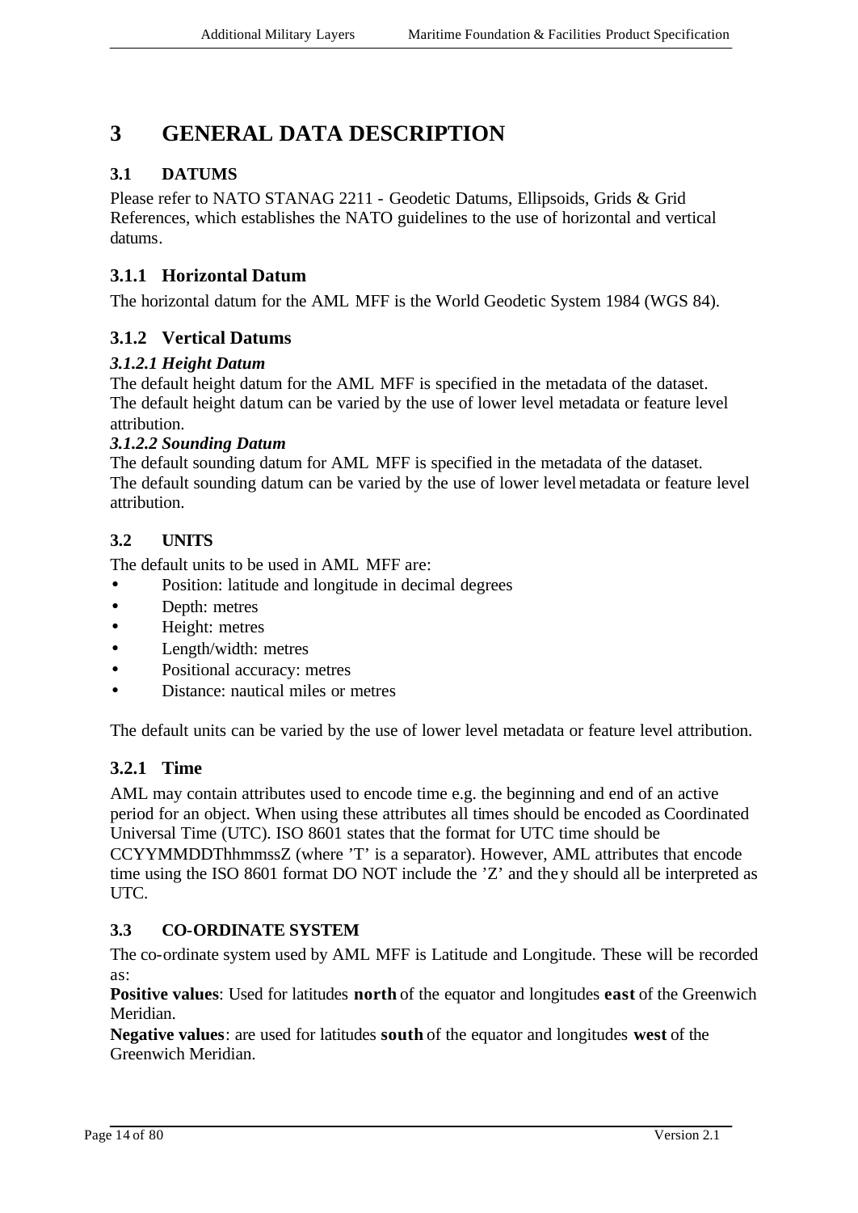# 3 GENERAL DATA DESCRIPTION

## 3.1 DATUMS

Please refer to NATO STANAG 2211 - Geodetic Datums, Ellipsoids, Grids & Grid References, which establishes the NATO guidelines to the use of horizontal and vertical datums.

### 3.1.1 Horizontal Datum

The horizontal datum for the AML MFF is the World Geodetic System 1984 (WGS 84).

### 3.1.2 Vertical Datums

#### *3.1.2.1 Height Datum*

The default height datum for the AML MFF is specified in the metadata of the dataset. The default height datum can be varied by the use of lower level metadata or feature level attribution.

#### *3.1.2.2 Sounding Datum*

The default sounding datum for AML MFF is specified in the metadata of the dataset. The default sounding datum can be varied by the use of lower level metadata or feature level attribution.

## 3.2 UNITS

The default units to be used in AML MFF are:

- Position: latitude and longitude in decimal degrees
- Depth: metres
- Height: metres
- Length/width: metres
- Positional accuracy: metres
- Distance: nautical miles or metres

The default units can be varied by the use of lower level metadata or feature level attribution.

### 3.2.1 Time

AML may contain attributes used to encode time e.g. the beginning and end of an active period for an object. When using these attributes all times should be encoded as Coordinated Universal Time (UTC). ISO 8601 states that the format for UTC time should be CCYYMMDDThhmmssZ (where 'T' is a separator). However, AML attributes that encode time using the ISO 8601 format DO NOT include the 'Z' and they should all be interpreted as UTC.

## 3.3 CO-ORDINATE SYSTEM

The co-ordinate system used by AML MFF is Latitude and Longitude. These will be recorded as:

**Positive values**: Used for latitudes **north** of the equator and longitudes **east** of the Greenwich Meridian.

**Negative values**: are used for latitudes **south** of the equator and longitudes **west** of the Greenwich Meridian.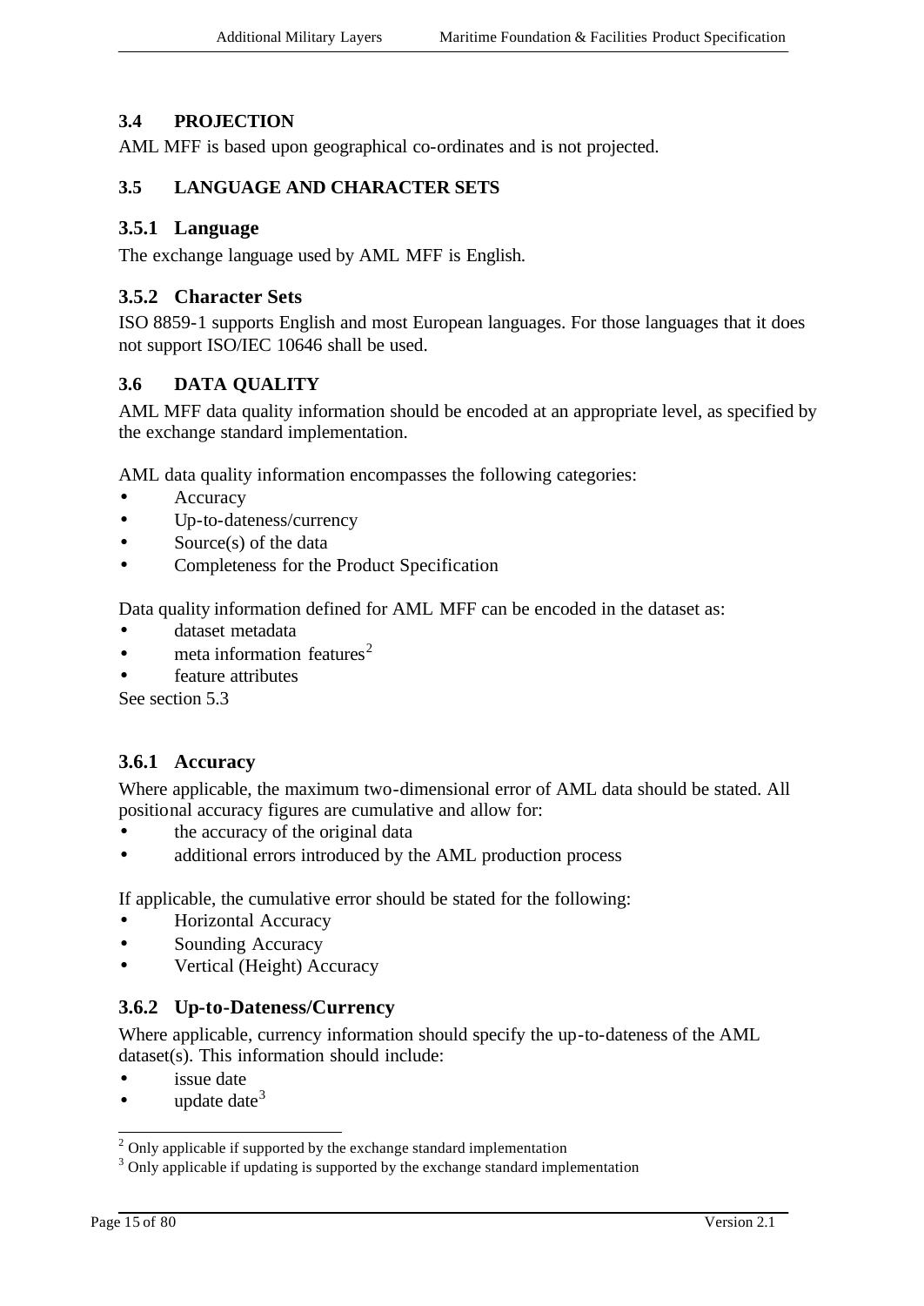### 3.4 PROJECTION

AML MFF is based upon geographical co-ordinates and is not projected.

### 3.5 LANGUAGE AND CHARACTER SETS

#### 3.5.1 Language

The exchange language used by AML MFF is English.

#### 3.5.2 Character Sets

ISO 8859-1 supports English and most European languages. For those languages that it does not support ISO/IEC 10646 shall be used.

### 3.6 DATA QUALITY

AML MFF data quality information should be encoded at an appropriate level, as specified by the exchange standard implementation.

AML data quality information encompasses the following categories:

- Accuracy
- Up-to-dateness/currency
- Source(s) of the data
- Completeness for the Product Specification

Data quality information defined for AML MFF can be encoded in the dataset as:

- dataset metadata
- meta information features[2]
- feature attributes

See section 5.3

#### 3.6.1 Accuracy

Where applicable, the maximum two-dimensional error of AML data should be stated. All positional accuracy figures are cumulative and allow for:

- the accuracy of the original data
- additional errors introduced by the AML production process

If applicable, the cumulative error should be stated for the following:

- Horizontal Accuracy
- Sounding Accuracy
- Vertical (Height) Accuracy

#### 3.6.2 Up-to-Dateness/Currency

Where applicable, currency information should specify the up-to-dateness of the AML dataset(s). This information should include:

- issue date
- update date[3]

---

[2] Only applicable if supported by the exchange standard implementation

[3] Only applicable if updating is supported by the exchange standard implementation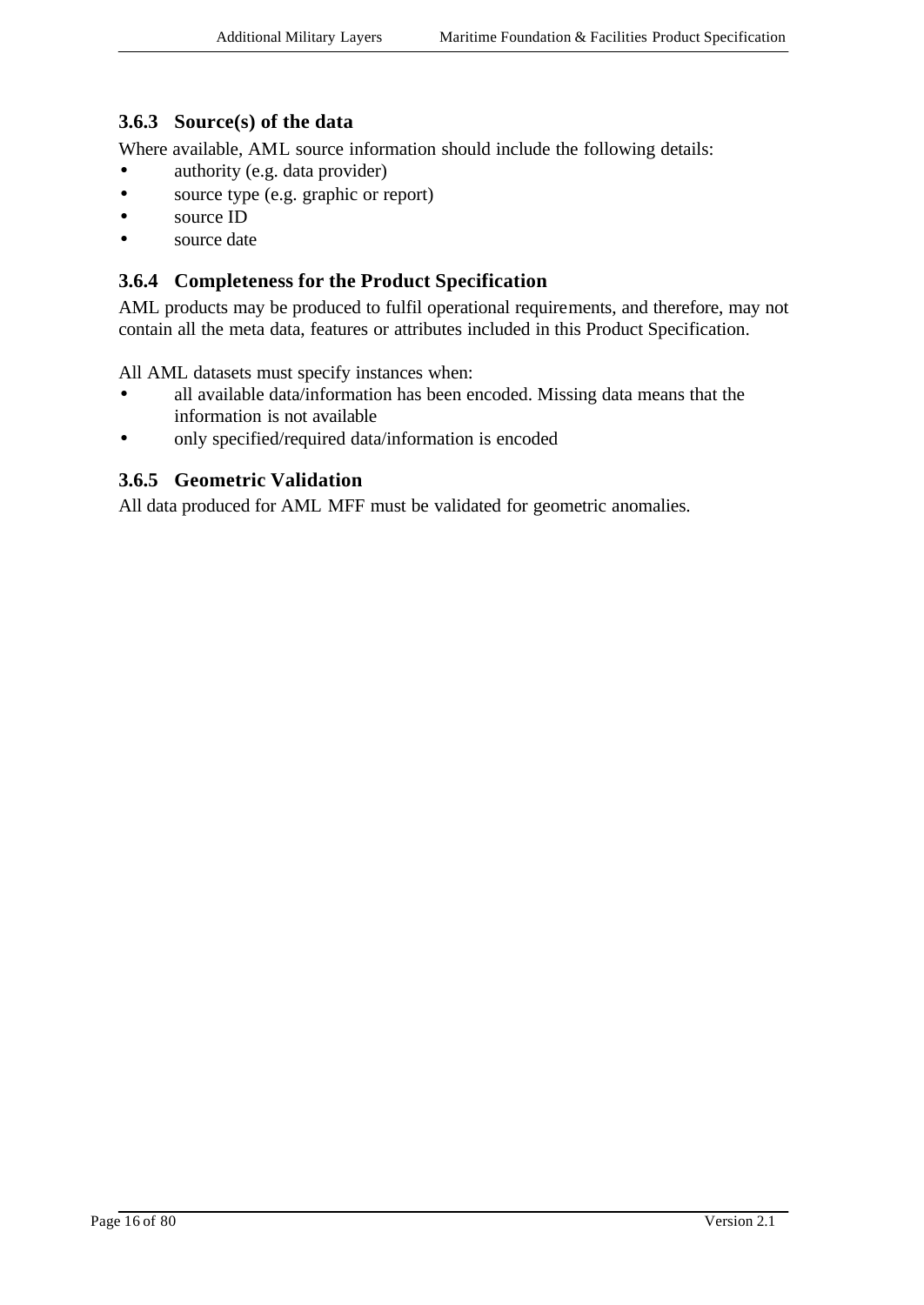### 3.6.3 Source(s) of the data

Where available, AML source information should include the following details:

- authority (e.g. data provider)
- source type (e.g. graphic or report)
- source ID
- source date

### 3.6.4 Completeness for the Product Specification

AML products may be produced to fulfil operational requirements, and therefore, may not contain all the meta data, features or attributes included in this Product Specification.

All AML datasets must specify instances when:

- all available data/information has been encoded. Missing data means that the information is not available
- only specified/required data/information is encoded

### 3.6.5 Geometric Validation

All data produced for AML MFF must be validated for geometric anomalies.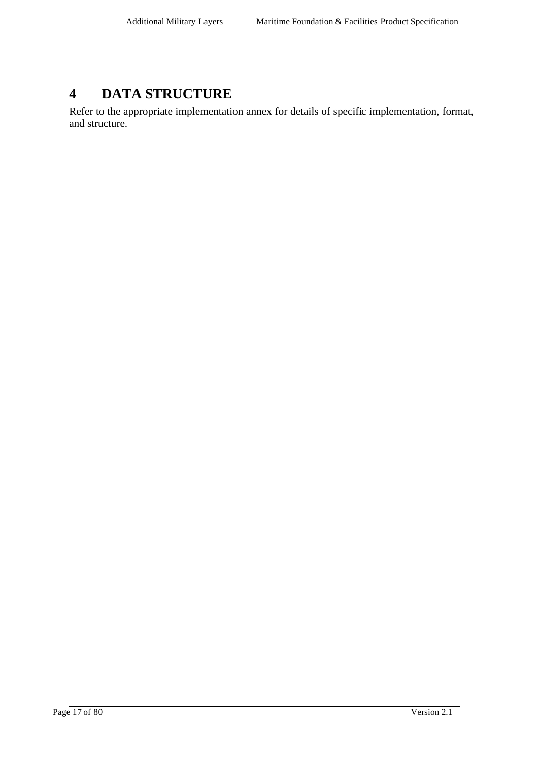# 4 DATA STRUCTURE

Refer to the appropriate implementation annex for details of specific implementation, format, and structure.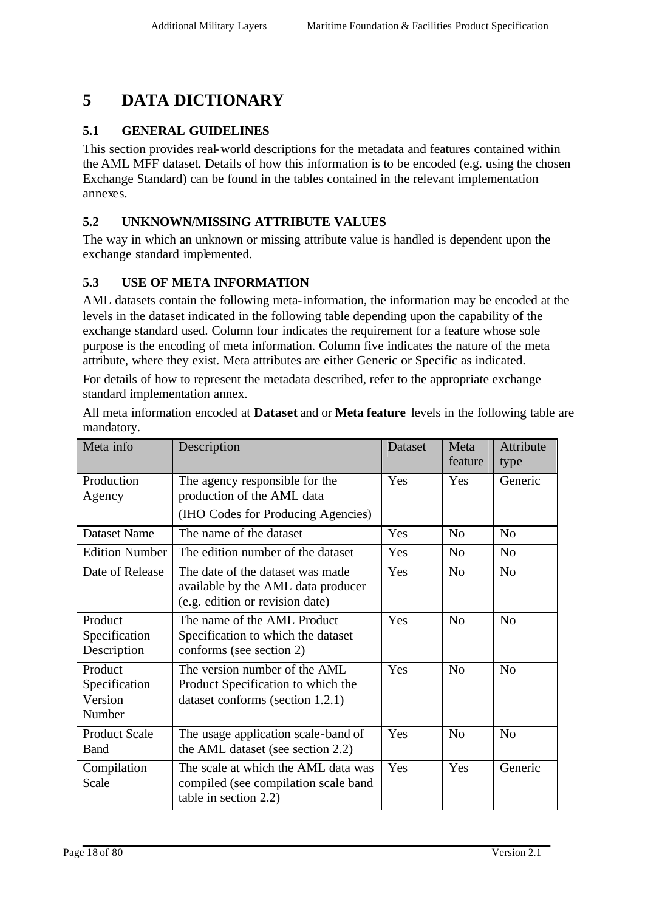# 5 DATA DICTIONARY

## 5.1 GENERAL GUIDELINES

This section provides real-world descriptions for the metadata and features contained within the AML MFF dataset. Details of how this information is to be encoded (e.g. using the chosen Exchange Standard) can be found in the tables contained in the relevant implementation annexes.

## 5.2 UNKNOWN/MISSING ATTRIBUTE VALUES

The way in which an unknown or missing attribute value is handled is dependent upon the exchange standard implemented.

## 5.3 USE OF META INFORMATION

AML datasets contain the following meta-information, the information may be encoded at the levels in the dataset indicated in the following table depending upon the capability of the exchange standard used. Column four indicates the requirement for a feature whose sole purpose is the encoding of meta information. Column five indicates the nature of the meta attribute, where they exist. Meta attributes are either Generic or Specific as indicated.

For details of how to represent the metadata described, refer to the appropriate exchange standard implementation annex.

All meta information encoded at **Dataset** and or **Meta feature** levels in the following table are mandatory.

| Meta info | Description | Dataset | Meta feature | Attribute type |
|---|---|---|---|---|
| Production Agency | The agency responsible for the production of the AML data<br>(IHO Codes for Producing Agencies) | Yes | Yes | Generic |
| Dataset Name | The name of the dataset | Yes | No | No |
| Edition Number | The edition number of the dataset | Yes | No | No |
| Date of Release | The date of the dataset was made available by the AML data producer (e.g. edition or revision date) | Yes | No | No |
| Product Specification Description | The name of the AML Product Specification to which the dataset conforms (see section 2) | Yes | No | No |
| Product Specification Version Number | The version number of the AML Product Specification to which the dataset conforms (section 1.2.1) | Yes | No | No |
| Product Scale Band | The usage application scale-band of the AML dataset (see section 2.2) | Yes | No | No |
| Compilation Scale | The scale at which the AML data was compiled (see compilation scale band table in section 2.2) | Yes | Yes | Generic |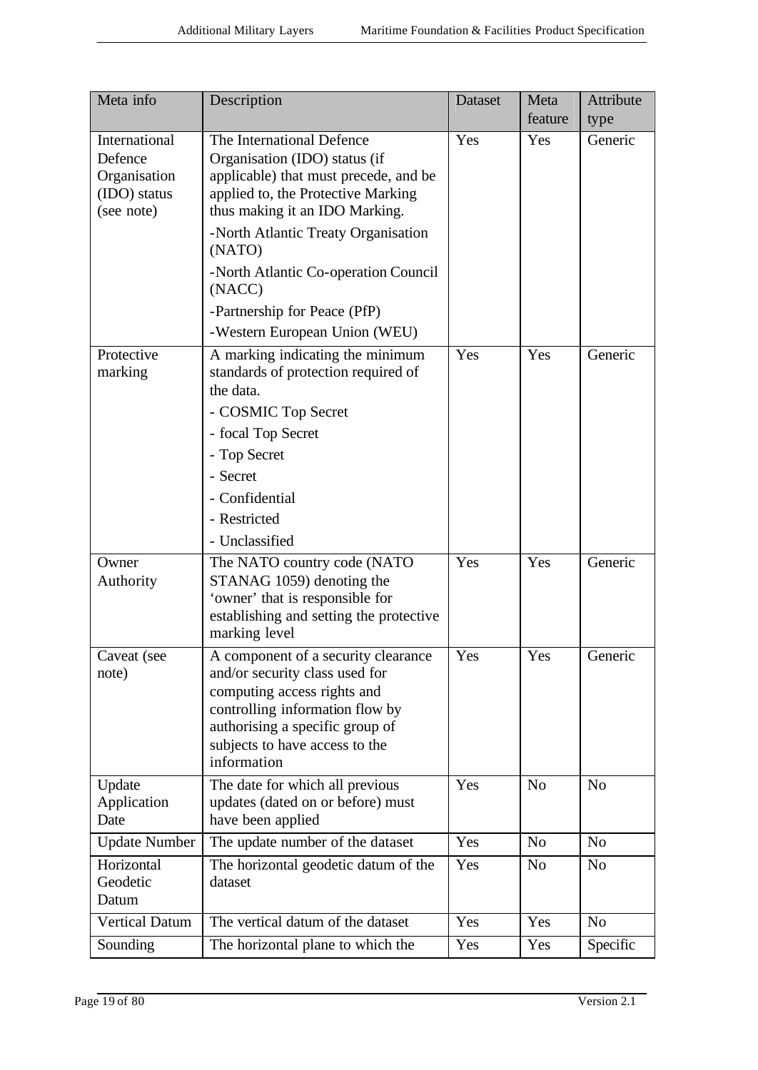| Meta info | Description | Dataset | Meta feature | Attribute type |
|---|---|---|---|---|
| International Defence Organisation (IDO) status (see note) | The International Defence Organisation (IDO) status (if applicable) that must precede, and be applied to, the Protective Marking thus making it an IDO Marking.<br>-North Atlantic Treaty Organisation (NATO)<br>-North Atlantic Co-operation Council (NACC)<br>-Partnership for Peace (PfP)<br>-Western European Union (WEU) | Yes | Yes | Generic |
| Protective marking | A marking indicating the minimum standards of protection required of the data.<br>- COSMIC Top Secret<br>- focal Top Secret<br>- Top Secret<br>- Secret<br>- Confidential<br>- Restricted<br>- Unclassified | Yes | Yes | Generic |
| Owner Authority | The NATO country code (NATO STANAG 1059) denoting the 'owner' that is responsible for establishing and setting the protective marking level | Yes | Yes | Generic |
| Caveat (see note) | A component of a security clearance and/or security class used for computing access rights and controlling information flow by authorising a specific group of subjects to have access to the information | Yes | Yes | Generic |
| Update Application Date | The date for which all previous updates (dated on or before) must have been applied | Yes | No | No |
| Update Number | The update number of the dataset | Yes | No | No |
| Horizontal Geodetic Datum | The horizontal geodetic datum of the dataset | Yes | No | No |
| Vertical Datum | The vertical datum of the dataset | Yes | Yes | No |
| Sounding | The horizontal plane to which the | Yes | Yes | Specific |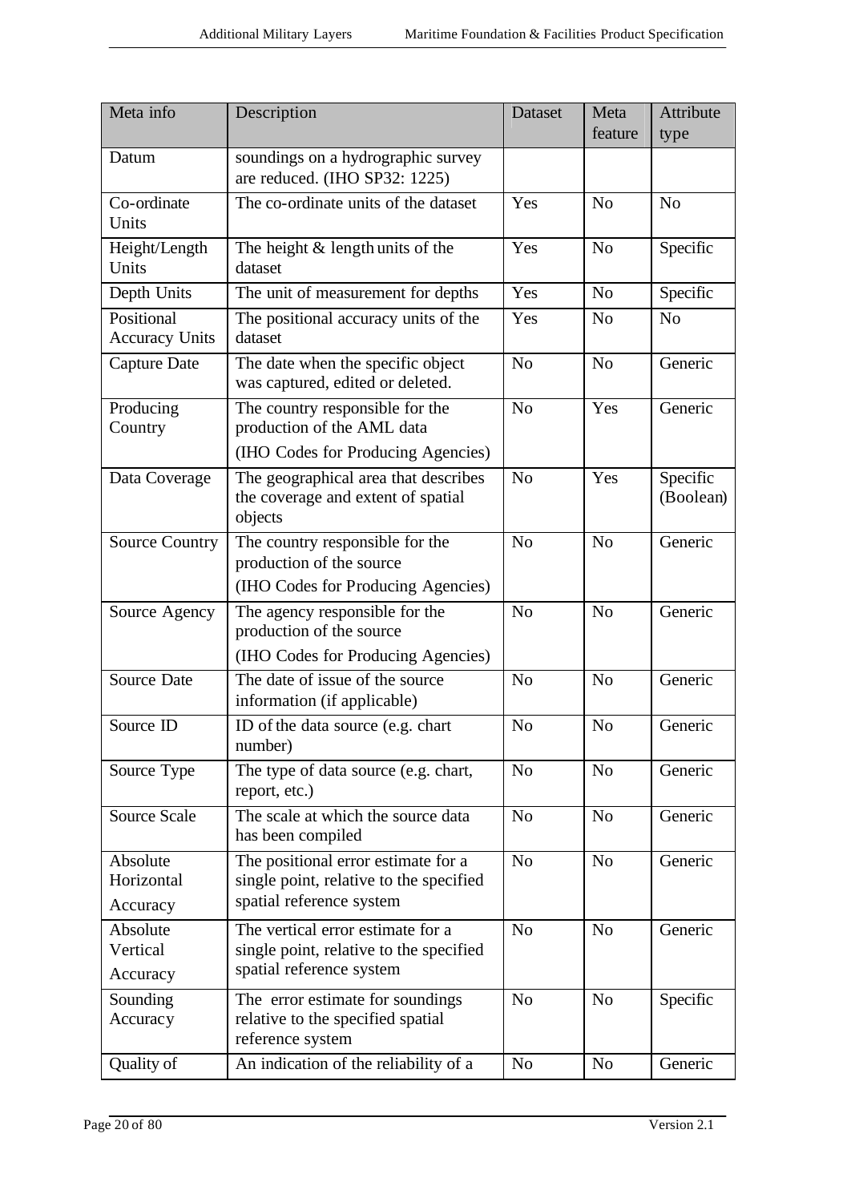| Meta info | Description | Dataset | Meta feature | Attribute type |
|---|---|---|---|---|
| Datum | soundings on a hydrographic survey are reduced. (IHO SP32: 1225) | | | |
| Co-ordinate Units | The co-ordinate units of the dataset | Yes | No | No |
| Height/Length Units | The height & length units of the dataset | Yes | No | Specific |
| Depth Units | The unit of measurement for depths | Yes | No | Specific |
| Positional Accuracy Units | The positional accuracy units of the dataset | Yes | No | No |
| Capture Date | The date when the specific object was captured, edited or deleted. | No | No | Generic |
| Producing Country | The country responsible for the production of the AML data<br>(IHO Codes for Producing Agencies) | No | Yes | Generic |
| Data Coverage | The geographical area that describes the coverage and extent of spatial objects | No | Yes | Specific (Boolean) |
| Source Country | The country responsible for the production of the source<br>(IHO Codes for Producing Agencies) | No | No | Generic |
| Source Agency | The agency responsible for the production of the source<br>(IHO Codes for Producing Agencies) | No | No | Generic |
| Source Date | The date of issue of the source information (if applicable) | No | No | Generic |
| Source ID | ID of the data source (e.g. chart number) | No | No | Generic |
| Source Type | The type of data source (e.g. chart, report, etc.) | No | No | Generic |
| Source Scale | The scale at which the source data has been compiled | No | No | Generic |
| Absolute Horizontal Accuracy | The positional error estimate for a single point, relative to the specified spatial reference system | No | No | Generic |
| Absolute Vertical Accuracy | The vertical error estimate for a single point, relative to the specified spatial reference system | No | No | Generic |
| Sounding Accuracy | The error estimate for soundings relative to the specified spatial reference system | No | No | Specific |
| Quality of | An indication of the reliability of a | No | No | Generic |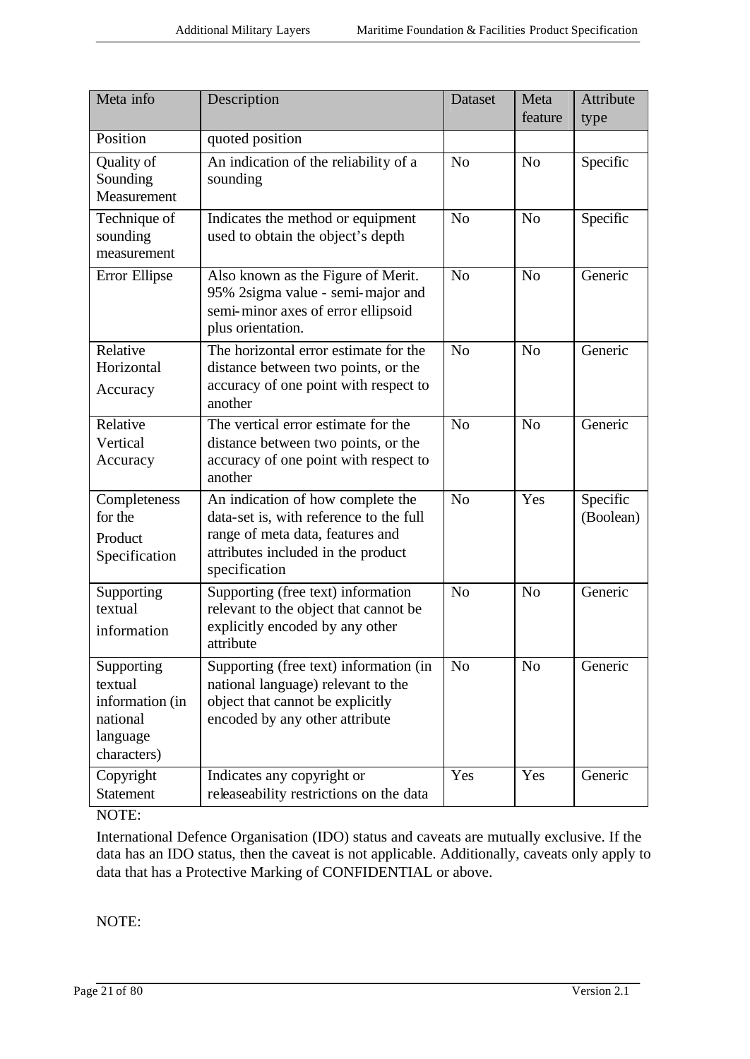| Meta info | Description | Dataset | Meta feature | Attribute type |
|---|---|---|---|---|
| Position | quoted position | | | |
| Quality of Sounding Measurement | An indication of the reliability of a sounding | No | No | Specific |
| Technique of sounding measurement | Indicates the method or equipment used to obtain the object's depth | No | No | Specific |
| Error Ellipse | Also known as the Figure of Merit. 95% 2sigma value - semi-major and semi-minor axes of error ellipsoid plus orientation. | No | No | Generic |
| Relative Horizontal Accuracy | The horizontal error estimate for the distance between two points, or the accuracy of one point with respect to another | No | No | Generic |
| Relative Vertical Accuracy | The vertical error estimate for the distance between two points, or the accuracy of one point with respect to another | No | No | Generic |
| Completeness for the Product Specification | An indication of how complete the data-set is, with reference to the full range of meta data, features and attributes included in the product specification | No | Yes | Specific (Boolean) |
| Supporting textual information | Supporting (free text) information relevant to the object that cannot be explicitly encoded by any other attribute | No | No | Generic |
| Supporting textual information (in national language characters) | Supporting (free text) information (in national language) relevant to the object that cannot be explicitly encoded by any other attribute | No | No | Generic |
| Copyright Statement | Indicates any copyright or releaseability restrictions on the data | Yes | Yes | Generic |

NOTE:

International Defence Organisation (IDO) status and caveats are mutually exclusive. If the data has an IDO status, then the caveat is not applicable. Additionally, caveats only apply to data that has a Protective Marking of CONFIDENTIAL or above.

NOTE: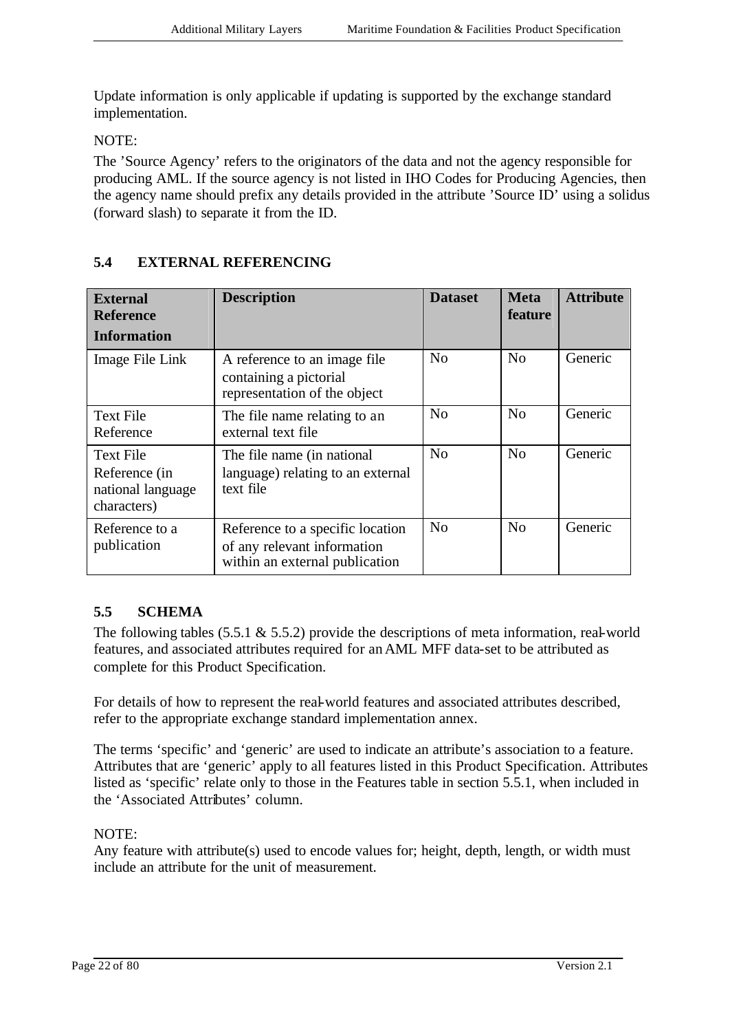Update information is only applicable if updating is supported by the exchange standard implementation.

NOTE:

The 'Source Agency' refers to the originators of the data and not the agency responsible for producing AML. If the source agency is not listed in IHO Codes for Producing Agencies, then the agency name should prefix any details provided in the attribute 'Source ID' using a solidus (forward slash) to separate it from the ID.

## 5.4 EXTERNAL REFERENCING

| External Reference Information | Description | Dataset | Meta feature | Attribute |
|---|---|---|---|---|
| Image File Link | A reference to an image file containing a pictorial representation of the object | No | No | Generic |
| Text File Reference | The file name relating to an external text file | No | No | Generic |
| Text File Reference (in national language characters) | The file name (in national language) relating to an external text file | No | No | Generic |
| Reference to a publication | Reference to a specific location of any relevant information within an external publication | No | No | Generic |

## 5.5 SCHEMA

The following tables (5.5.1 & 5.5.2) provide the descriptions of meta information, real-world features, and associated attributes required for an AML MFF data-set to be attributed as complete for this Product Specification.

For details of how to represent the real-world features and associated attributes described, refer to the appropriate exchange standard implementation annex.

The terms 'specific' and 'generic' are used to indicate an attribute's association to a feature. Attributes that are 'generic' apply to all features listed in this Product Specification. Attributes listed as 'specific' relate only to those in the Features table in section 5.5.1, when included in the 'Associated Attributes' column.

NOTE:
Any feature with attribute(s) used to encode values for; height, depth, length, or width must include an attribute for the unit of measurement.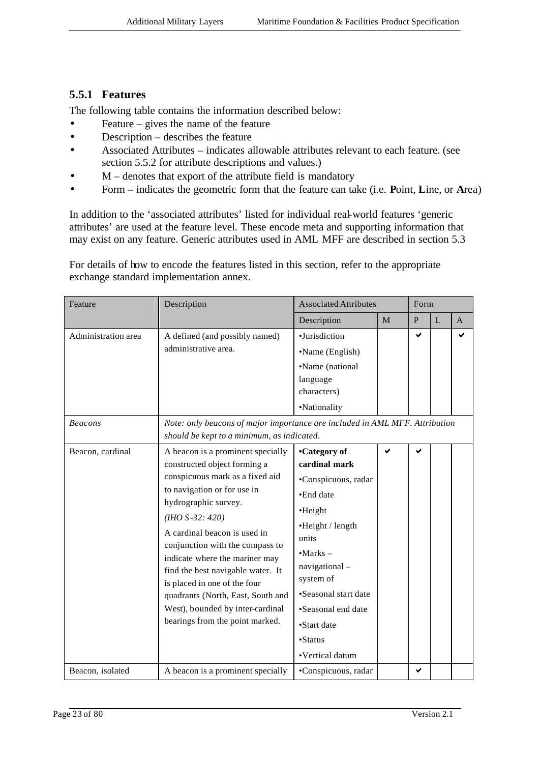### 5.5.1 Features

The following table contains the information described below:

- Feature – gives the name of the feature
- Description – describes the feature
- Associated Attributes – indicates allowable attributes relevant to each feature. (see section 5.5.2 for attribute descriptions and values.)
- M – denotes that export of the attribute field is mandatory
- Form – indicates the geometric form that the feature can take (i.e. **P**oint, **L**ine, or **A**rea)

In addition to the 'associated attributes' listed for individual real-world features 'generic attributes' are used at the feature level. These encode meta and supporting information that may exist on any feature. Generic attributes used in AML MFF are described in section 5.3

For details of how to encode the features listed in this section, refer to the appropriate exchange standard implementation annex.

| Feature | Description | Associated Attributes | | Form | | |
|---|---|---|---|---|---|---|
| | | Description | M | P | L | A |
| Administration area | A defined (and possibly named) administrative area. | •Jurisdiction<br>•Name (English)<br>•Name (national language characters)<br>•Nationality | | ✔ | | ✔ |
| *Beacons* | *Note: only beacons of major importance are included in AML MFF. Attribution should be kept to a minimum, as indicated.* | | | | | |
| Beacon, cardinal | A beacon is a prominent specially constructed object forming a conspicuous mark as a fixed aid to navigation or for use in hydrographic survey.<br>*(IHO S-32: 420)*<br>A cardinal beacon is used in conjunction with the compass to indicate where the mariner may find the best navigable water. It is placed in one of the four quadrants (North, East, South and West), bounded by inter-cardinal bearings from the point marked. | **•Category of cardinal mark**<br>•Conspicuous, radar<br>•End date<br>•Height<br>•Height / length units<br>•Marks – navigational – system of<br>•Seasonal start date<br>•Seasonal end date<br>•Start date<br>•Status<br>•Vertical datum | ✔ | ✔ | | |
| Beacon, isolated | A beacon is a prominent specially | •Conspicuous, radar | | ✔ | | |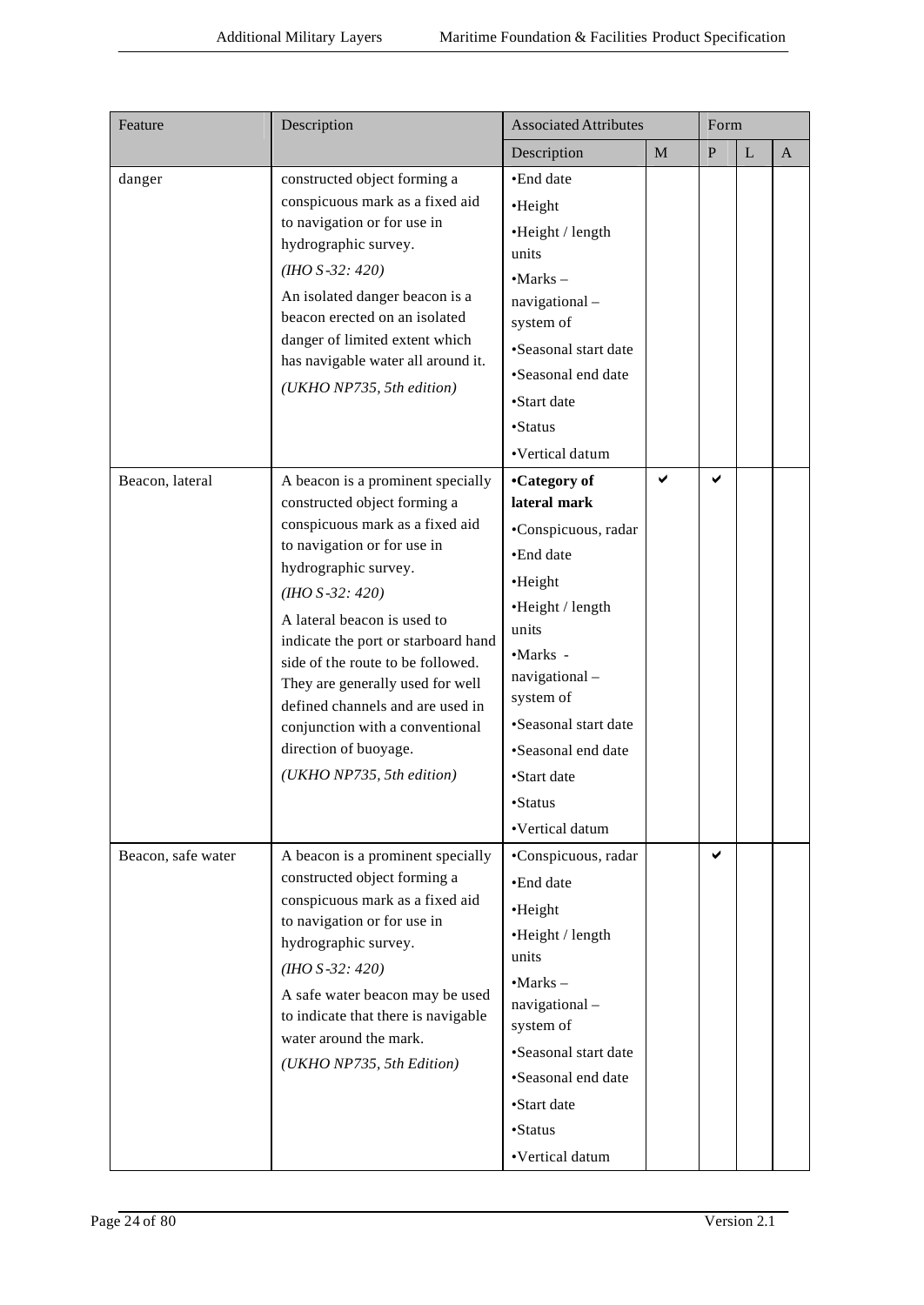| Feature | Description | Associated Attributes | | Form | | |
|---|---|---|---|---|---|---|
| | | Description | M | P | L | A |
| danger | constructed object forming a conspicuous mark as a fixed aid to navigation or for use in hydrographic survey. *(IHO S-32: 420)* An isolated danger beacon is a beacon erected on an isolated danger of limited extent which has navigable water all around it. *(UKHO NP735, 5th edition)* | •End date •Height •Height / length units •Marks – navigational – system of •Seasonal start date •Seasonal end date •Start date •Status •Vertical datum | | | | |
| Beacon, lateral | A beacon is a prominent specially constructed object forming a conspicuous mark as a fixed aid to navigation or for use in hydrographic survey. *(IHO S-32: 420)* A lateral beacon is used to indicate the port or starboard hand side of the route to be followed. They are generally used for well defined channels and are used in conjunction with a conventional direction of buoyage. *(UKHO NP735, 5th edition)* | **•Category of lateral mark** •Conspicuous, radar •End date •Height •Height / length units •Marks - navigational – system of •Seasonal start date •Seasonal end date •Start date •Status •Vertical datum | ✔ | ✔ | | |
| Beacon, safe water | A beacon is a prominent specially constructed object forming a conspicuous mark as a fixed aid to navigation or for use in hydrographic survey. *(IHO S-32: 420)* A safe water beacon may be used to indicate that there is navigable water around the mark. *(UKHO NP735, 5th Edition)* | •Conspicuous, radar •End date •Height •Height / length units •Marks – navigational – system of •Seasonal start date •Seasonal end date •Start date •Status •Vertical datum | | ✔ | | |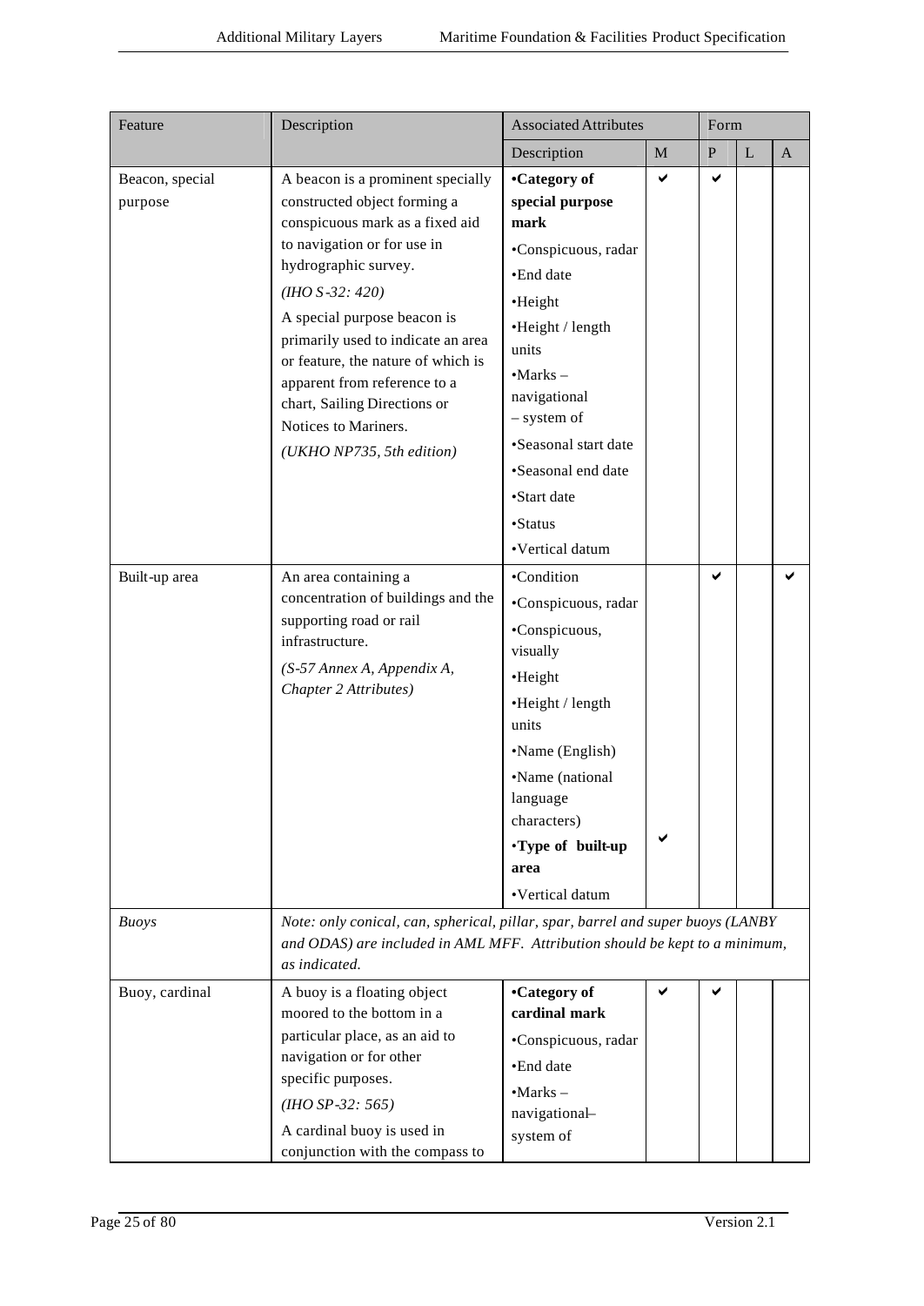| Feature | Description | Associated Attributes | | Form | | |
|---|---|---|---|---|---|---|
| | | Description | M | P | L | A |
| Beacon, special purpose | A beacon is a prominent specially constructed object forming a conspicuous mark as a fixed aid to navigation or for use in hydrographic survey. *(IHO S-32: 420)* A special purpose beacon is primarily used to indicate an area or feature, the nature of which is apparent from reference to a chart, Sailing Directions or Notices to Mariners. *(UKHO NP735, 5th edition)* | •**Category of special purpose mark** •Conspicuous, radar •End date •Height •Height / length units •Marks – navigational – system of •Seasonal start date •Seasonal end date •Start date •Status •Vertical datum | ✔ | ✔ | | |
| Built-up area | An area containing a concentration of buildings and the supporting road or rail infrastructure. *(S-57 Annex A, Appendix A, Chapter 2 Attributes)* | •Condition •Conspicuous, radar •Conspicuous, visually •Height •Height / length units •Name (English) •Name (national language characters) •**Type of built-up area** •Vertical datum | ✔ | ✔ | | ✔ |
| *Buoys* | *Note: only conical, can, spherical, pillar, spar, barrel and super buoys (LANBY and ODAS) are included in AML MFF. Attribution should be kept to a minimum, as indicated.* | | | | | |
| Buoy, cardinal | A buoy is a floating object moored to the bottom in a particular place, as an aid to navigation or for other specific purposes. *(IHO SP-32: 565)* A cardinal buoy is used in conjunction with the compass to | •**Category of cardinal mark** •Conspicuous, radar •End date •Marks – navigational– system of | ✔ | ✔ | | |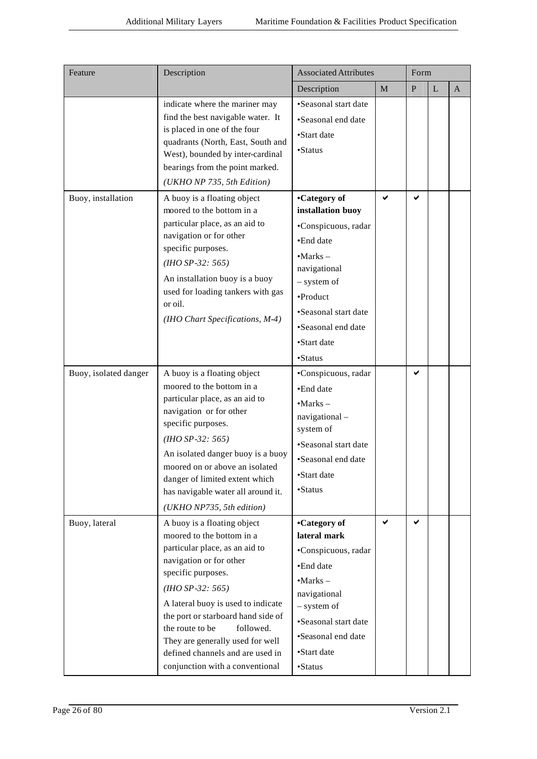| Feature | Description | Associated Attributes | | Form | | |
|---|---|---|---|---|---|---|
| | | Description | M | P | L | A |
| | indicate where the mariner may find the best navigable water. It is placed in one of the four quadrants (North, East, South and West), bounded by inter-cardinal bearings from the point marked. *(UKHO NP 735, 5th Edition)* | •Seasonal start date •Seasonal end date •Start date •Status | | | | |
| Buoy, installation | A buoy is a floating object moored to the bottom in a particular place, as an aid to navigation or for other specific purposes. *(IHO SP-32: 565)* An installation buoy is a buoy used for loading tankers with gas or oil. *(IHO Chart Specifications, M-4)* | **•Category of installation buoy** •Conspicuous, radar •End date •Marks – navigational – system of •Product •Seasonal start date •Seasonal end date •Start date •Status | ✔ | ✔ | | |
| Buoy, isolated danger | A buoy is a floating object moored to the bottom in a particular place, as an aid to navigation or for other specific purposes. *(IHO SP-32: 565)* An isolated danger buoy is a buoy moored on or above an isolated danger of limited extent which has navigable water all around it. *(UKHO NP735, 5th edition)* | •Conspicuous, radar •End date •Marks – navigational – system of •Seasonal start date •Seasonal end date •Start date •Status | | ✔ | | |
| Buoy, lateral | A buoy is a floating object moored to the bottom in a particular place, as an aid to navigation or for other specific purposes. *(IHO SP-32: 565)* A lateral buoy is used to indicate the port or starboard hand side of the route to be followed. They are generally used for well defined channels and are used in conjunction with a conventional | **•Category of lateral mark** •Conspicuous, radar •End date •Marks – navigational – system of •Seasonal start date •Seasonal end date •Start date •Status | ✔ | ✔ | | |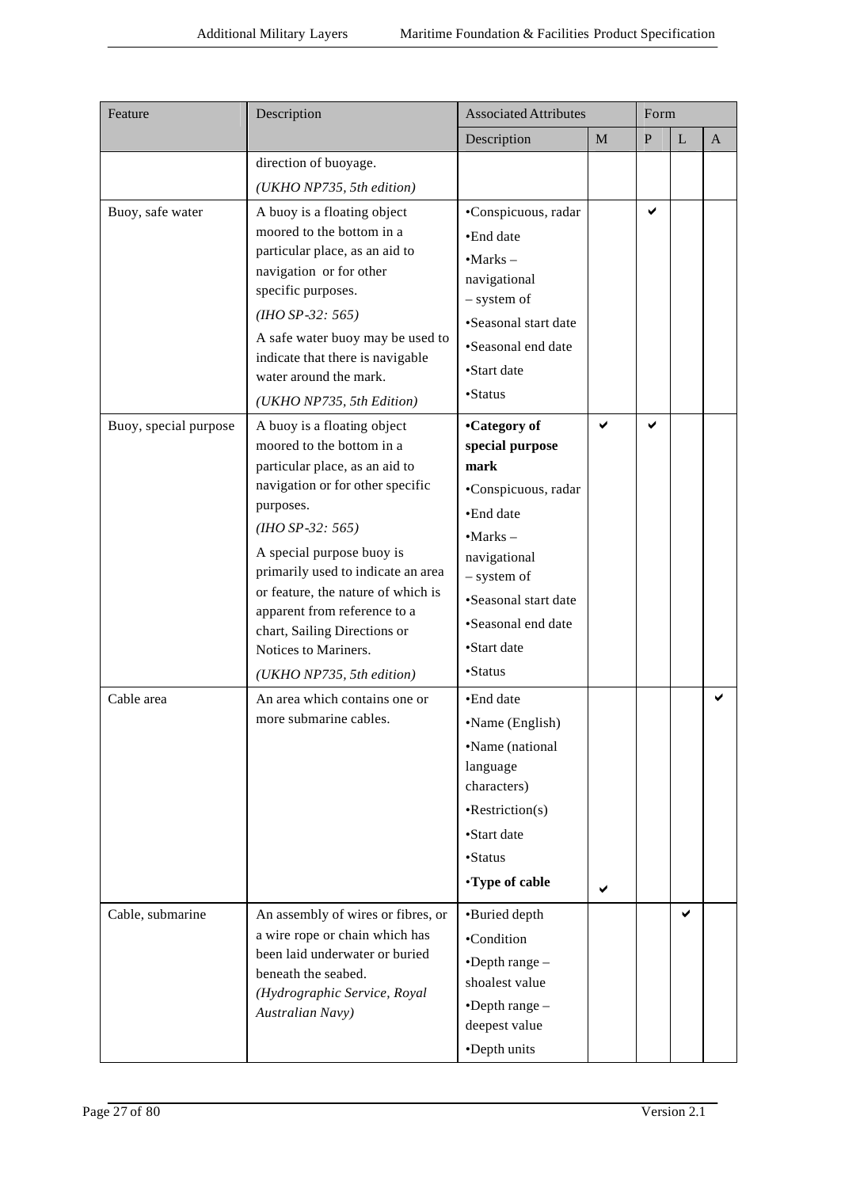| Feature | Description | Associated Attributes | | Form | | |
|---|---|---|---|---|---|---|
| | | Description | M | P | L | A |
| | direction of buoyage.<br>*(UKHO NP735, 5th edition)* | | | | | |
| Buoy, safe water | A buoy is a floating object moored to the bottom in a particular place, as an aid to navigation or for other specific purposes.<br>*(IHO SP-32: 565)*<br>A safe water buoy may be used to indicate that there is navigable water around the mark.<br>*(UKHO NP735, 5th Edition)* | •Conspicuous, radar<br>•End date<br>•Marks – navigational – system of<br>•Seasonal start date<br>•Seasonal end date<br>•Start date<br>•Status | | ✔ | | |
| Buoy, special purpose | A buoy is a floating object moored to the bottom in a particular place, as an aid to navigation or for other specific purposes.<br>*(IHO SP-32: 565)*<br>A special purpose buoy is primarily used to indicate an area or feature, the nature of which is apparent from reference to a chart, Sailing Directions or Notices to Mariners.<br>*(UKHO NP735, 5th edition)* | •**Category of special purpose mark**<br>•Conspicuous, radar<br>•End date<br>•Marks – navigational – system of<br>•Seasonal start date<br>•Seasonal end date<br>•Start date<br>•Status | ✔ | ✔ | | |
| Cable area | An area which contains one or more submarine cables. | •End date<br>•Name (English)<br>•Name (national language characters)<br>•Restriction(s)<br>•Start date<br>•Status<br>•**Type of cable** | ✔ | | | ✔ |
| Cable, submarine | An assembly of wires or fibres, or a wire rope or chain which has been laid underwater or buried beneath the seabed.<br>*(Hydrographic Service, Royal Australian Navy)* | •Buried depth<br>•Condition<br>•Depth range – shoalest value<br>•Depth range – deepest value<br>•Depth units | | | ✔ | |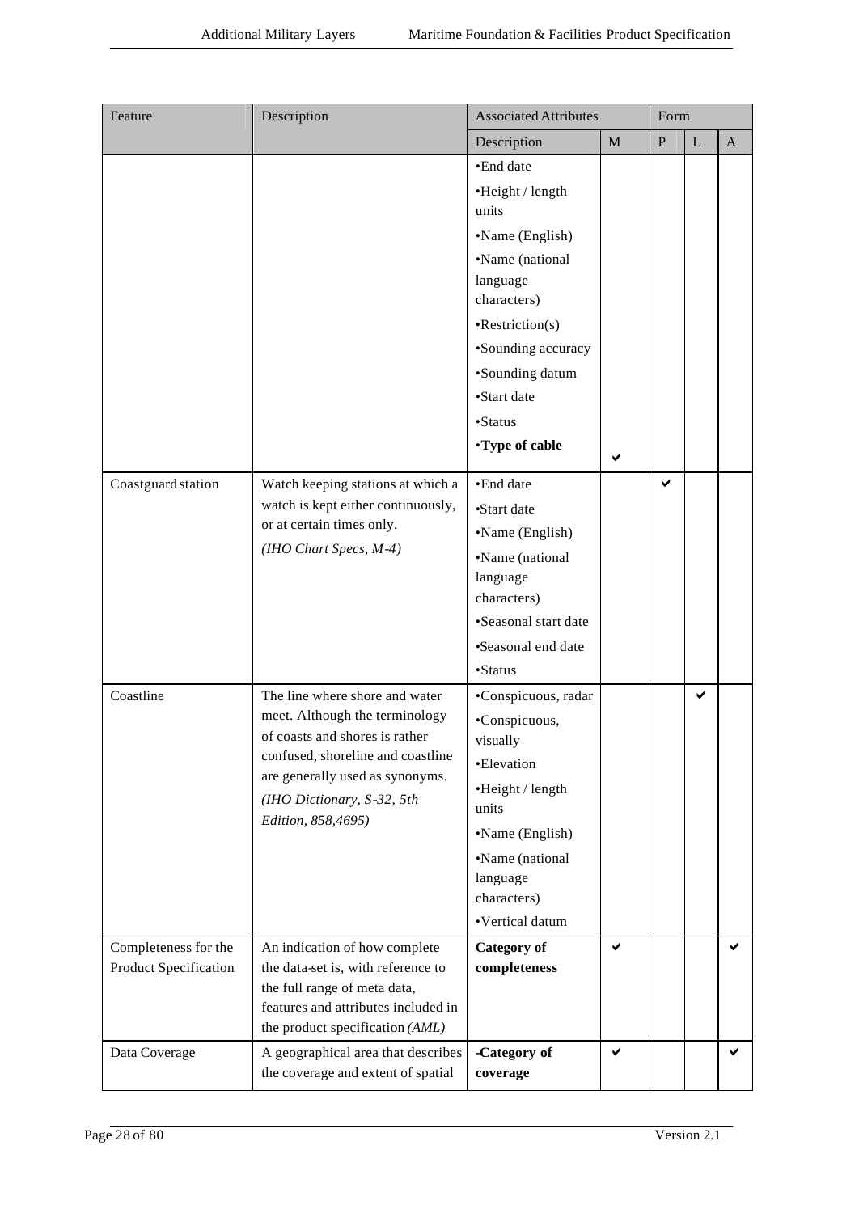| Feature | Description | Associated Attributes | | Form | | |
|---|---|---|---|---|---|---|
| | | Description | M | P | L | A |
| | | •End date<br>•Height / length units<br>•Name (English)<br>•Name (national language characters)<br>•Restriction(s)<br>•Sounding accuracy<br>•Sounding datum<br>•Start date<br>•Status<br>**•Type of cable** | ✔ | | | |
| Coastguard station | Watch keeping stations at which a watch is kept either continuously, or at certain times only.<br>*(IHO Chart Specs, M-4)* | •End date<br>•Start date<br>•Name (English)<br>•Name (national language characters)<br>•Seasonal start date<br>•Seasonal end date<br>•Status | | ✔ | | |
| Coastline | The line where shore and water meet. Although the terminology of coasts and shores is rather confused, shoreline and coastline are generally used as synonyms.<br>*(IHO Dictionary, S-32, 5th Edition, 858,4695)* | •Conspicuous, radar<br>•Conspicuous, visually<br>•Elevation<br>•Height / length units<br>•Name (English)<br>•Name (national language characters)<br>•Vertical datum | | | ✔ | |
| Completeness for the Product Specification | An indication of how complete the data-set is, with reference to the full range of meta data, features and attributes included in the product specification *(AML)* | **Category of completeness** | ✔ | | | ✔ |
| Data Coverage | A geographical area that describes the coverage and extent of spatial | **-Category of coverage** | ✔ | | | ✔ |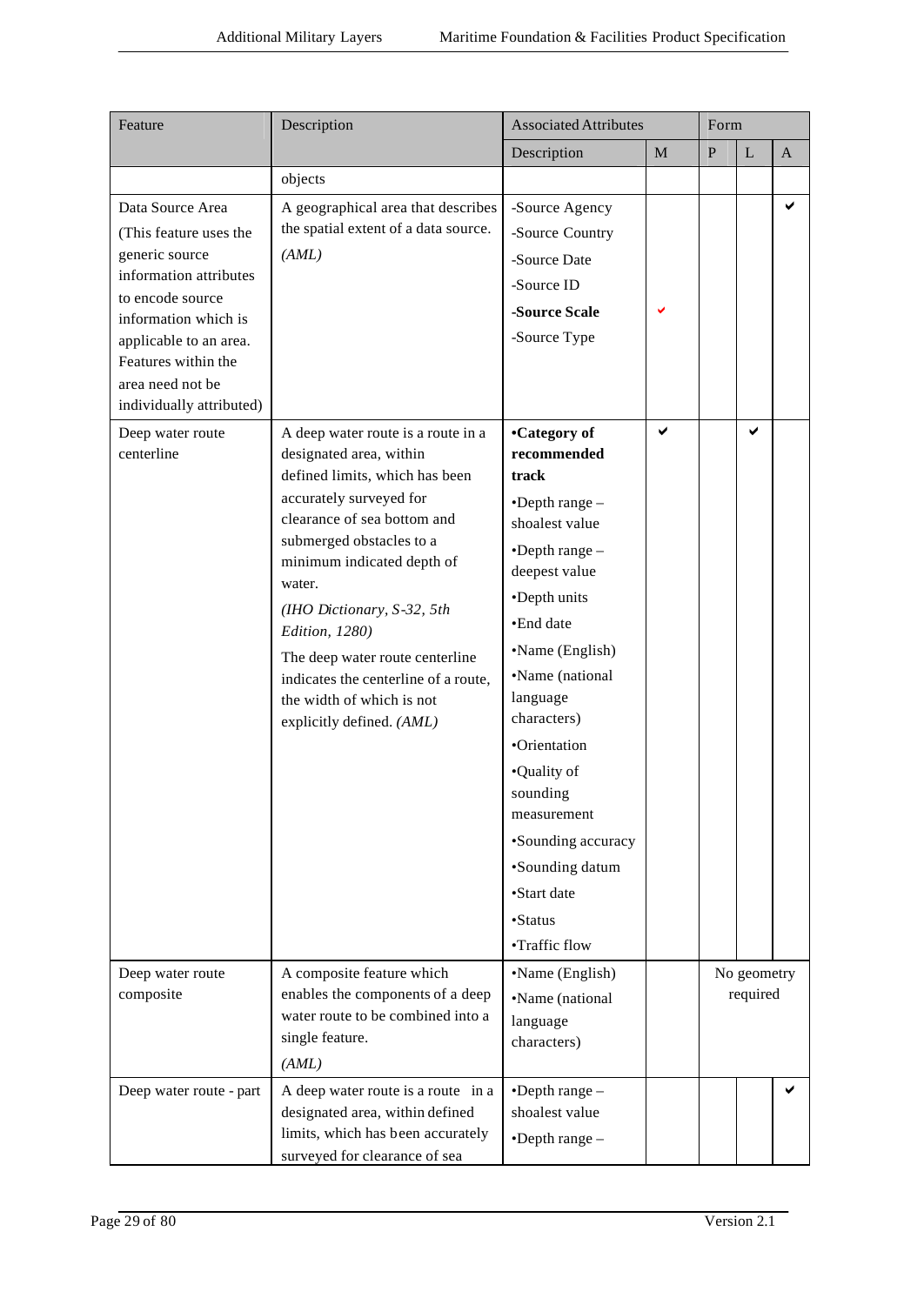| Feature | Description | Associated Attributes | | Form | | |
|---|---|---|---|---|---|---|
| | | Description | M | P | L | A |
| | objects | | | | | |
| Data Source Area (This feature uses the generic source information attributes to encode source information which is applicable to an area. Features within the area need not be individually attributed) | A geographical area that describes the spatial extent of a data source. *(AML)* | -Source Agency<br>-Source Country<br>-Source Date<br>-Source ID<br>**-Source Scale**<br>-Source Type | ✔ | | | ✔ |
| Deep water route centerline | A deep water route is a route in a designated area, within defined limits, which has been accurately surveyed for clearance of sea bottom and submerged obstacles to a minimum indicated depth of water.<br>*(IHO Dictionary, S-32, 5th Edition, 1280)*<br>The deep water route centerline indicates the centerline of a route, the width of which is not explicitly defined. *(AML)* | **•Category of recommended track**<br>•Depth range – shoalest value<br>•Depth range – deepest value<br>•Depth units<br>•End date<br>•Name (English)<br>•Name (national language characters)<br>•Orientation<br>•Quality of sounding measurement<br>•Sounding accuracy<br>•Sounding datum<br>•Start date<br>•Status<br>•Traffic flow | ✔ | | ✔ | |
| Deep water route composite | A composite feature which enables the components of a deep water route to be combined into a single feature.<br>*(AML)* | •Name (English)<br>•Name (national language characters) | | No geometry required | | |
| Deep water route - part | A deep water route is a route in a designated area, within defined limits, which has been accurately surveyed for clearance of sea | •Depth range – shoalest value<br>•Depth range – | | | | ✔ |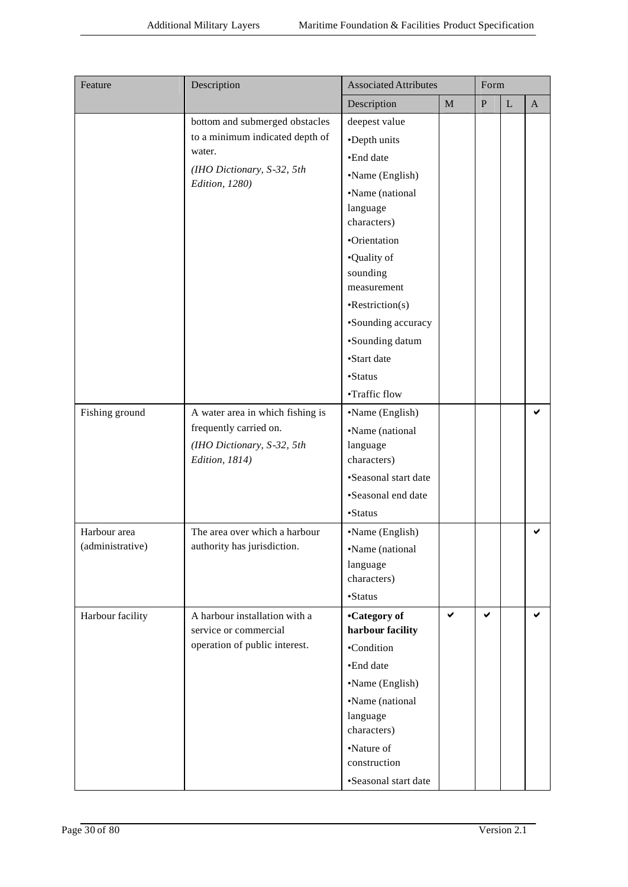| Feature | Description | Associated Attributes | | Form | | |
|---|---|---|---|---|---|---|
| | | Description | M | P | L | A |
| | bottom and submerged obstacles to a minimum indicated depth of water.<br>*(IHO Dictionary, S-32, 5th Edition, 1280)* | deepest value<br>•Depth units<br>•End date<br>•Name (English)<br>•Name (national language characters)<br>•Orientation<br>•Quality of sounding measurement<br>•Restriction(s)<br>•Sounding accuracy<br>•Sounding datum<br>•Start date<br>•Status<br>•Traffic flow | | | | |
| Fishing ground | A water area in which fishing is frequently carried on.<br>*(IHO Dictionary, S-32, 5th Edition, 1814)* | •Name (English)<br>•Name (national language characters)<br>•Seasonal start date<br>•Seasonal end date<br>•Status | | | | ✔ |
| Harbour area (administrative) | The area over which a harbour authority has jurisdiction. | •Name (English)<br>•Name (national language characters)<br>•Status | | | | ✔ |
| Harbour facility | A harbour installation with a service or commercial operation of public interest. | **•Category of harbour facility**<br>•Condition<br>•End date<br>•Name (English)<br>•Name (national language characters)<br>•Nature of construction<br>•Seasonal start date | ✔ | ✔ | | ✔ |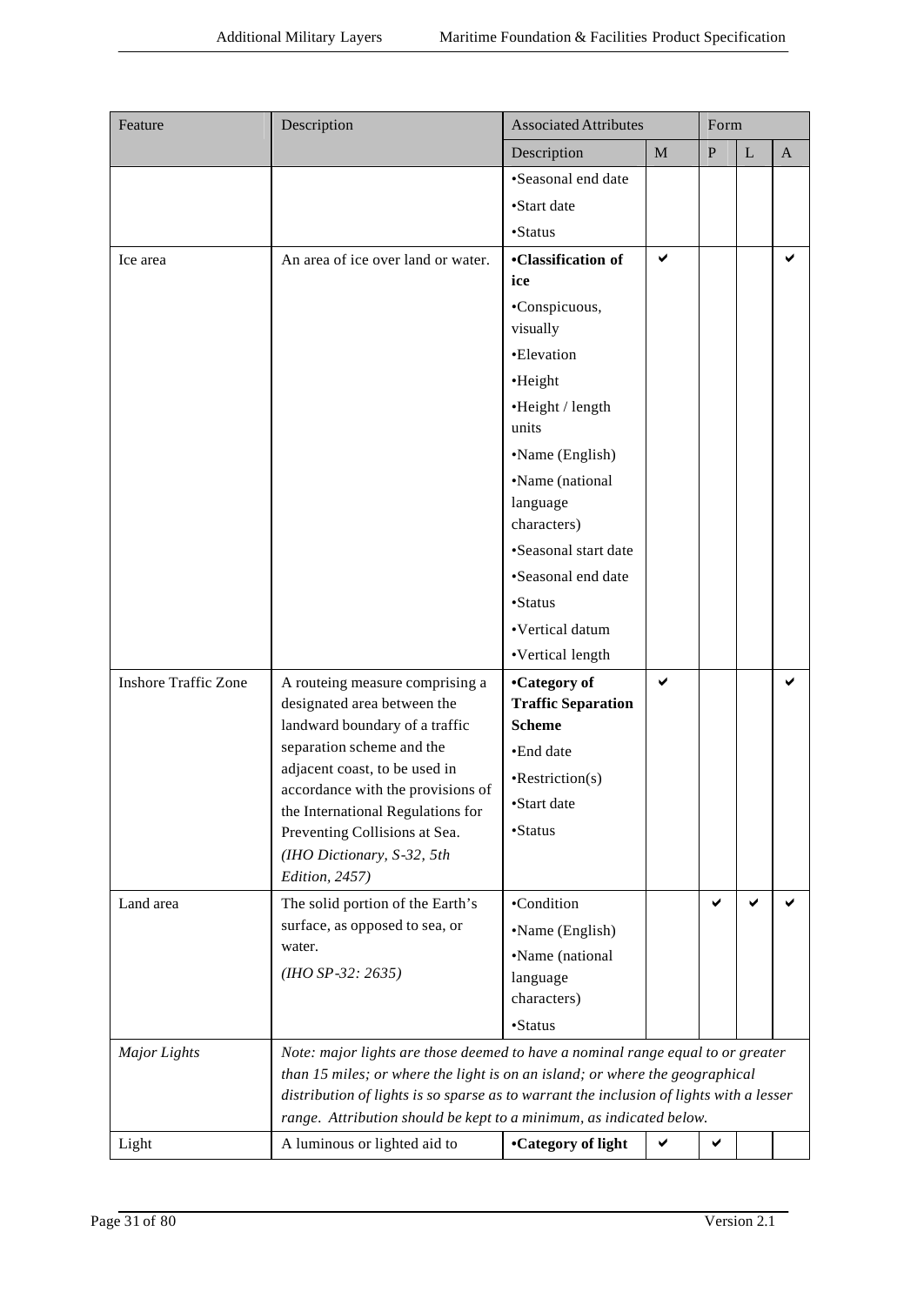| Feature | Description | Associated Attributes | | Form | | |
|---|---|---|---|---|---|---|
| | | Description | M | P | L | A |
| | | •Seasonal end date<br>•Start date<br>•Status | | | | |
| Ice area | An area of ice over land or water. | **•Classification of ice**<br>•Conspicuous, visually<br>•Elevation<br>•Height<br>•Height / length units<br>•Name (English)<br>•Name (national language characters)<br>•Seasonal start date<br>•Seasonal end date<br>•Status<br>•Vertical datum<br>•Vertical length | ✔ | | | ✔ |
| Inshore Traffic Zone | A routeing measure comprising a designated area between the landward boundary of a traffic separation scheme and the adjacent coast, to be used in accordance with the provisions of the International Regulations for Preventing Collisions at Sea. *(IHO Dictionary, S-32, 5th Edition, 2457)* | **•Category of Traffic Separation Scheme**<br>•End date<br>•Restriction(s)<br>•Start date<br>•Status | ✔ | | | ✔ |
| Land area | The solid portion of the Earth's surface, as opposed to sea, or water. *(IHO SP-32: 2635)* | •Condition<br>•Name (English)<br>•Name (national language characters)<br>•Status | | ✔ | ✔ | ✔ |
| *Major Lights* | *Note: major lights are those deemed to have a nominal range equal to or greater than 15 miles; or where the light is on an island; or where the geographical distribution of lights is so sparse as to warrant the inclusion of lights with a lesser range. Attribution should be kept to a minimum, as indicated below.* | | | | | |
| Light | A luminous or lighted aid to | **•Category of light** | ✔ | ✔ | | |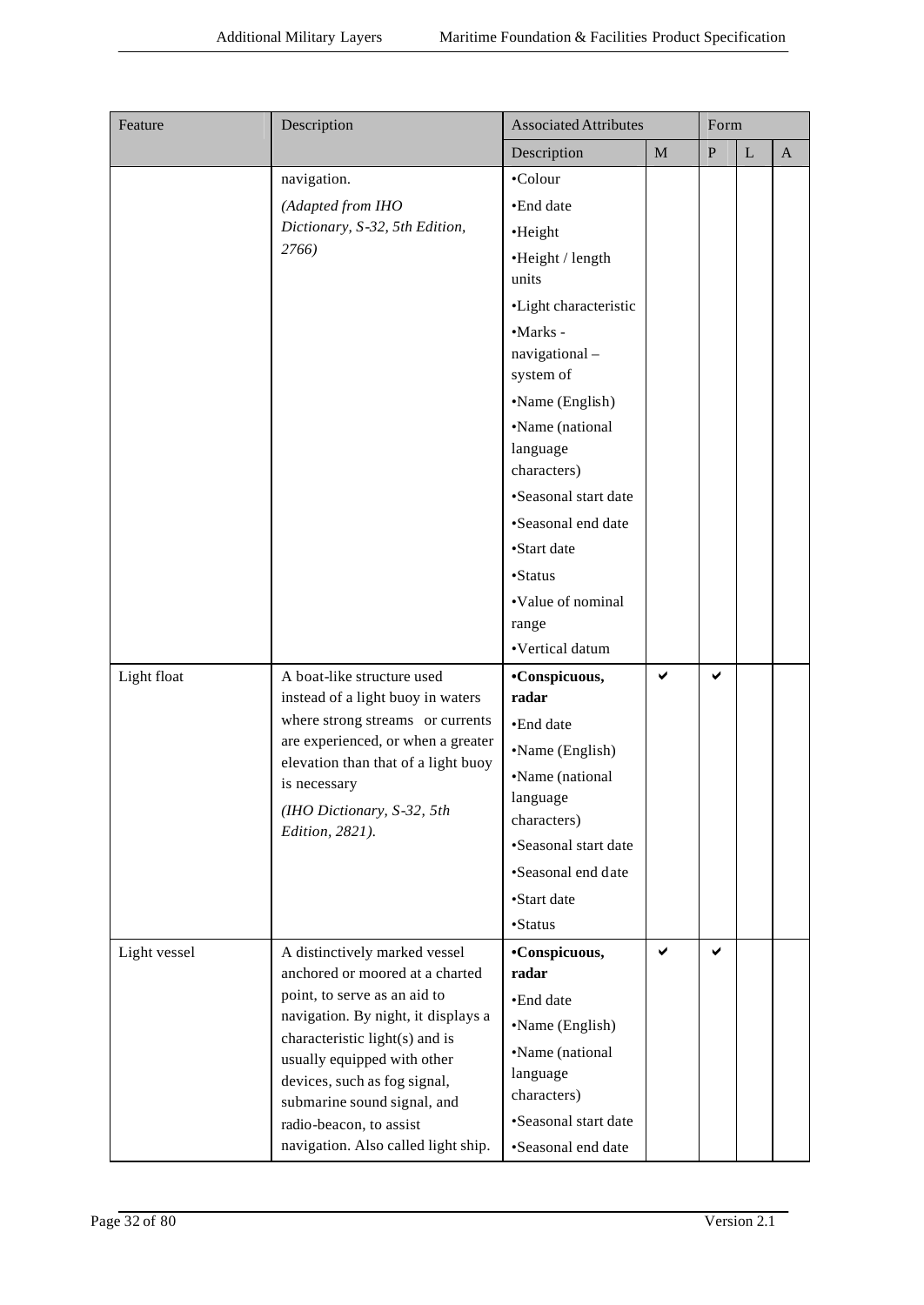| Feature | Description | Associated Attributes | | Form | | |
|---|---|---|---|---|---|---|
| | | Description | M | P | L | A |
| | navigation.<br>*(Adapted from IHO Dictionary, S-32, 5th Edition, 2766)* | •Colour<br>•End date<br>•Height<br>•Height / length units<br>•Light characteristic<br>•Marks - navigational – system of<br>•Name (English)<br>•Name (national language characters)<br>•Seasonal start date<br>•Seasonal end date<br>•Start date<br>•Status<br>•Value of nominal range<br>•Vertical datum | | | | |
| Light float | A boat-like structure used instead of a light buoy in waters where strong streams or currents are experienced, or when a greater elevation than that of a light buoy is necessary<br>*(IHO Dictionary, S-32, 5th Edition, 2821).* | **•Conspicuous, radar**<br>•End date<br>•Name (English)<br>•Name (national language characters)<br>•Seasonal start date<br>•Seasonal end date<br>•Start date<br>•Status | ✔ | ✔ | | |
| Light vessel | A distinctively marked vessel anchored or moored at a charted point, to serve as an aid to navigation. By night, it displays a characteristic light(s) and is usually equipped with other devices, such as fog signal, submarine sound signal, and radio-beacon, to assist navigation. Also called light ship. | **•Conspicuous, radar**<br>•End date<br>•Name (English)<br>•Name (national language characters)<br>•Seasonal start date<br>•Seasonal end date | ✔ | ✔ | | |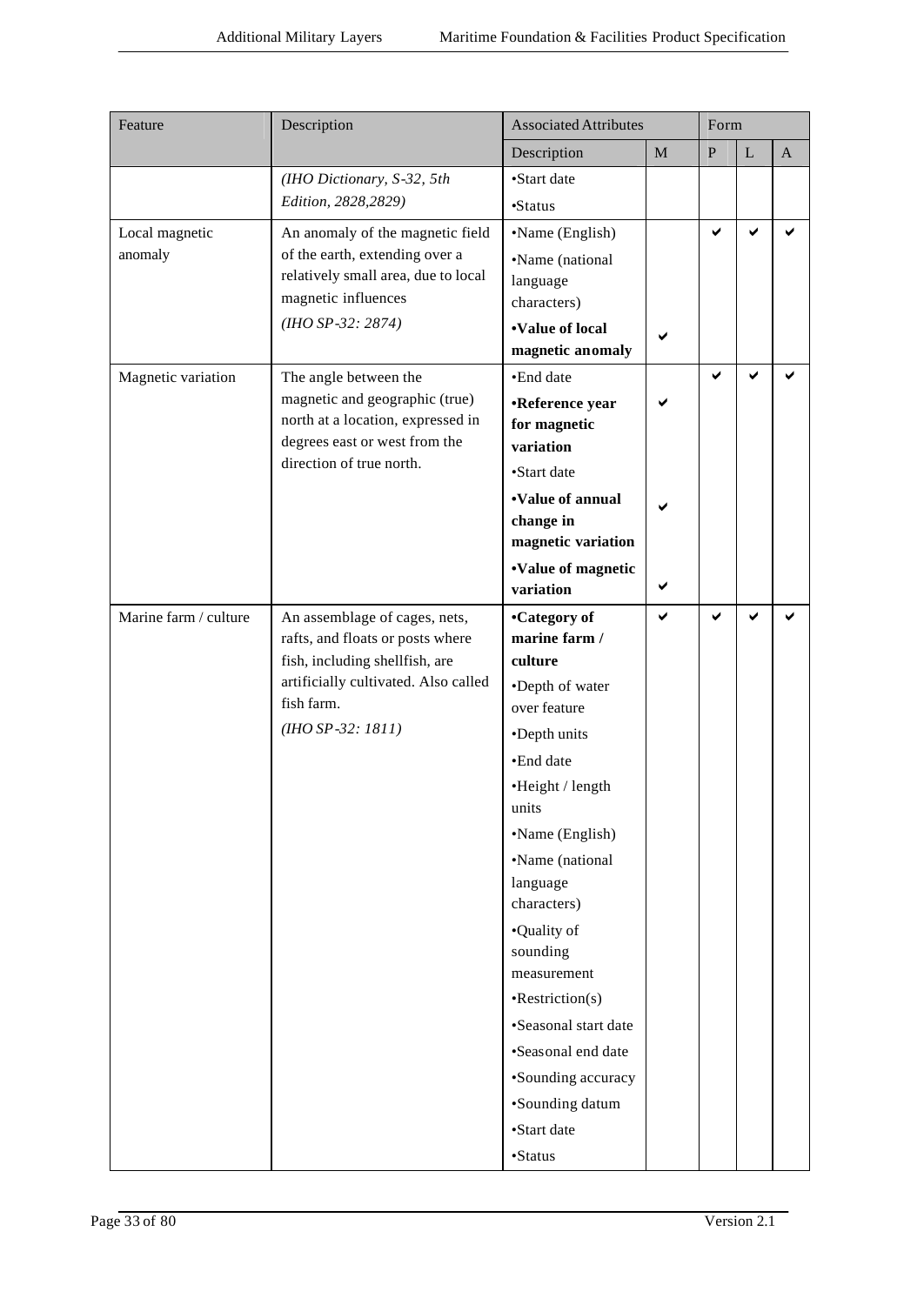| Feature | Description | Associated Attributes | | Form | | |
|---|---|---|---|---|---|---|
| | | Description | M | P | L | A |
| | *(IHO Dictionary, S-32, 5th Edition, 2828,2829)* | •Start date<br>•Status | | | | |
| Local magnetic anomaly | An anomaly of the magnetic field of the earth, extending over a relatively small area, due to local magnetic influences<br>*(IHO SP-32: 2874)* | •Name (English)<br>•Name (national language characters)<br>**•Value of local magnetic anomaly** | ✔ (Value of local magnetic anomaly) | ✔ | ✔ | ✔ |
| Magnetic variation | The angle between the magnetic and geographic (true) north at a location, expressed in degrees east or west from the direction of true north. | •End date<br>**•Reference year for magnetic variation**<br>•Start date<br>**•Value of annual change in magnetic variation**<br>**•Value of magnetic variation** | ✔ (Reference year for magnetic variation)<br>✔ (Value of annual change in magnetic variation)<br>✔ (Value of magnetic variation) | ✔ | ✔ | ✔ |
| Marine farm / culture | An assemblage of cages, nets, rafts, and floats or posts where fish, including shellfish, are artificially cultivated. Also called fish farm.<br>*(IHO SP-32: 1811)* | **•Category of marine farm / culture**<br>•Depth of water over feature<br>•Depth units<br>•End date<br>•Height / length units<br>•Name (English)<br>•Name (national language characters)<br>•Quality of sounding measurement<br>•Restriction(s)<br>•Seasonal start date<br>•Seasonal end date<br>•Sounding accuracy<br>•Sounding datum<br>•Start date<br>•Status | ✔ (Category of marine farm / culture) | ✔ | ✔ | ✔ |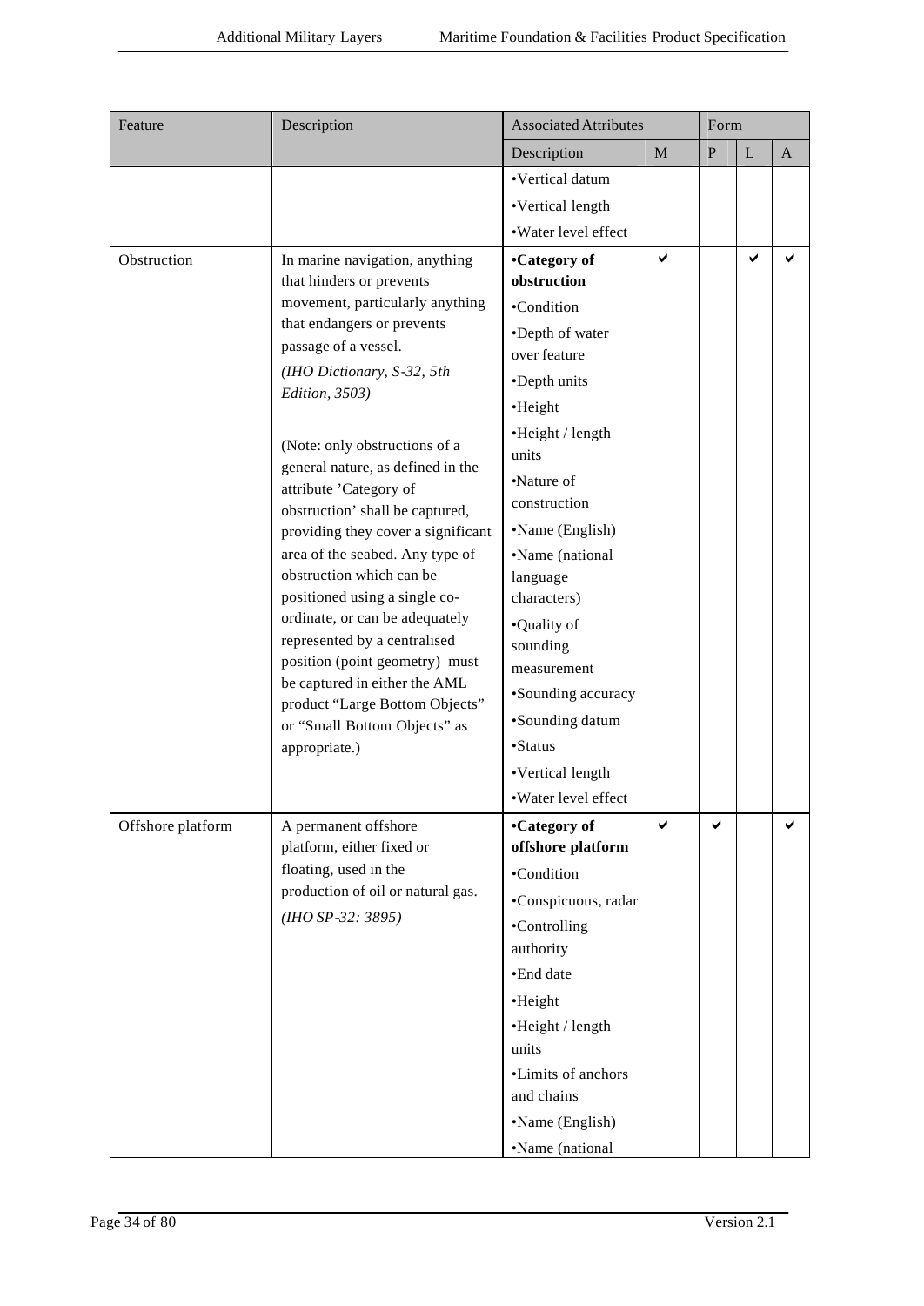| Feature | Description | Associated Attributes | | Form | | |
|---|---|---|---|---|---|---|
| | | Description | M | P | L | A |
| | | •Vertical datum<br>•Vertical length<br>•Water level effect | | | | |
| Obstruction | In marine navigation, anything that hinders or prevents movement, particularly anything that endangers or prevents passage of a vessel.<br>*(IHO Dictionary, S-32, 5th Edition, 3503)*<br><br>(Note: only obstructions of a general nature, as defined in the attribute 'Category of obstruction' shall be captured, providing they cover a significant area of the seabed. Any type of obstruction which can be positioned using a single co-ordinate, or can be adequately represented by a centralised position (point geometry) must be captured in either the AML product "Large Bottom Objects" or "Small Bottom Objects" as appropriate.) | **•Category of obstruction**<br>•Condition<br>•Depth of water over feature<br>•Depth units<br>•Height<br>•Height / length units<br>•Nature of construction<br>•Name (English)<br>•Name (national language characters)<br>•Quality of sounding measurement<br>•Sounding accuracy<br>•Sounding datum<br>•Status<br>•Vertical length<br>•Water level effect | ✔ | | ✔ | ✔ |
| Offshore platform | A permanent offshore platform, either fixed or floating, used in the production of oil or natural gas.<br>*(IHO SP-32: 3895)* | **•Category of offshore platform**<br>•Condition<br>•Conspicuous, radar<br>•Controlling authority<br>•End date<br>•Height<br>•Height / length units<br>•Limits of anchors and chains<br>•Name (English)<br>•Name (national | ✔ | ✔ | | ✔ |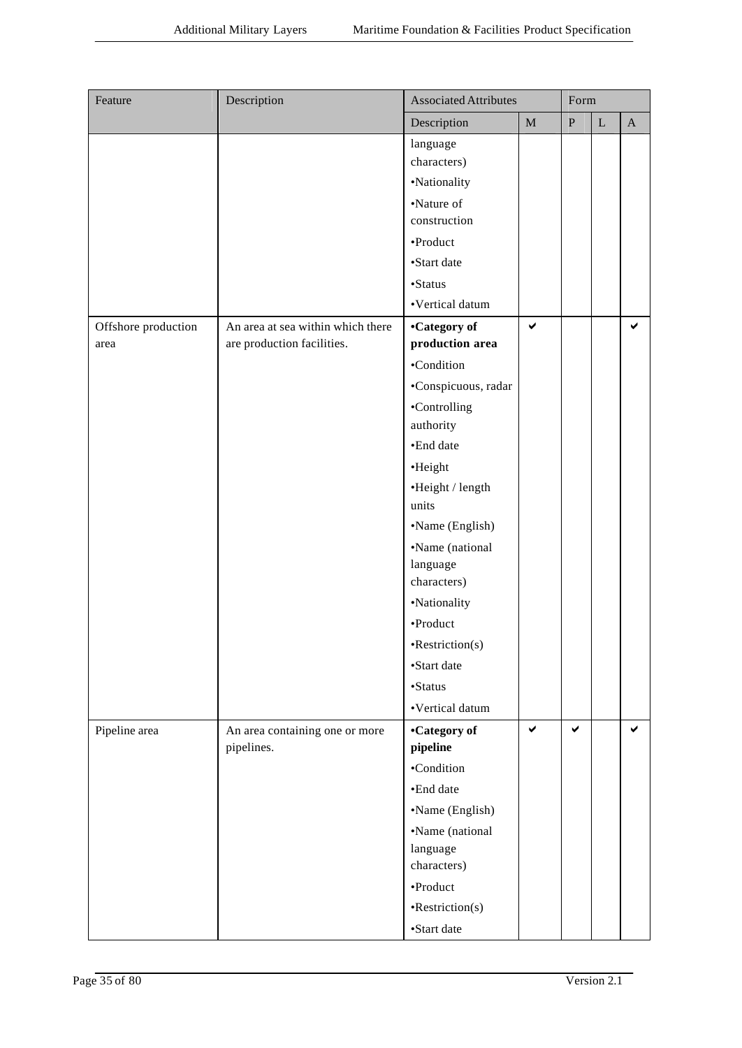| Feature | Description | Associated Attributes | | Form | | |
|---|---|---|---|---|---|---|
| | | Description | M | P | L | A |
| | | language characters) | | | | |
| | | •Nationality | | | | |
| | | •Nature of construction | | | | |
| | | •Product | | | | |
| | | •Start date | | | | |
| | | •Status | | | | |
| | | •Vertical datum | | | | |
| Offshore production area | An area at sea within which there are production facilities. | **•Category of production area** | ✔ | | | ✔ |
| | | •Condition | | | | |
| | | •Conspicuous, radar | | | | |
| | | •Controlling authority | | | | |
| | | •End date | | | | |
| | | •Height | | | | |
| | | •Height / length units | | | | |
| | | •Name (English) | | | | |
| | | •Name (national language characters) | | | | |
| | | •Nationality | | | | |
| | | •Product | | | | |
| | | •Restriction(s) | | | | |
| | | •Start date | | | | |
| | | •Status | | | | |
| | | •Vertical datum | | | | |
| Pipeline area | An area containing one or more pipelines. | **•Category of pipeline** | ✔ | ✔ | | ✔ |
| | | •Condition | | | | |
| | | •End date | | | | |
| | | •Name (English) | | | | |
| | | •Name (national language characters) | | | | |
| | | •Product | | | | |
| | | •Restriction(s) | | | | |
| | | •Start date | | | | |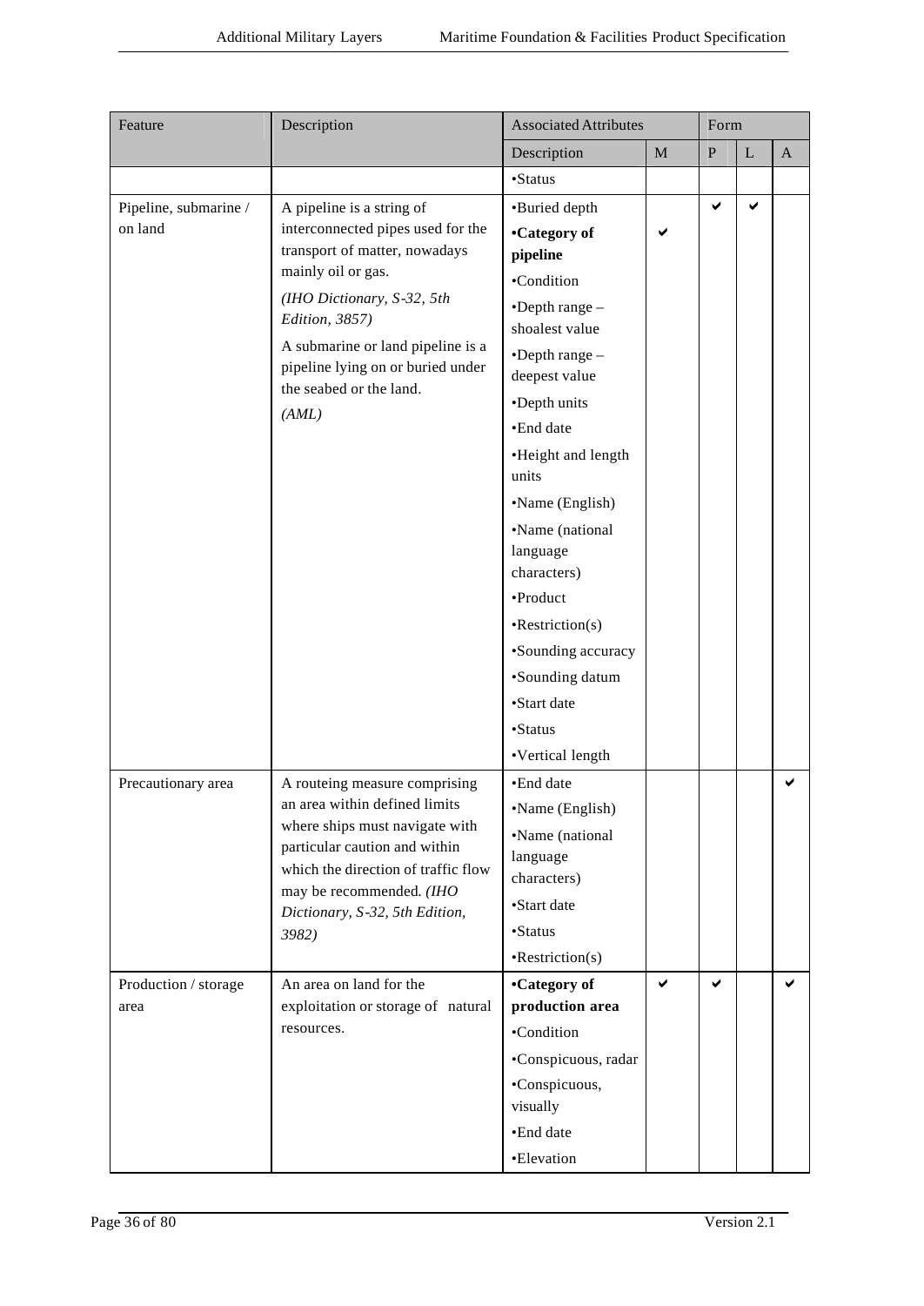| Feature | Description | Associated Attributes | | Form | | |
|---|---|---|---|---|---|---|
| | | Description | M | P | L | A |
| | | •Status | | | | |
| Pipeline, submarine / on land | A pipeline is a string of interconnected pipes used for the transport of matter, nowadays mainly oil or gas. *(IHO Dictionary, S-32, 5th Edition, 3857)* A submarine or land pipeline is a pipeline lying on or buried under the seabed or the land. *(AML)* | •Buried depth<br>**•Category of pipeline**<br>•Condition<br>•Depth range – shoalest value<br>•Depth range – deepest value<br>•Depth units<br>•End date<br>•Height and length units<br>•Name (English)<br>•Name (national language characters)<br>•Product<br>•Restriction(s)<br>•Sounding accuracy<br>•Sounding datum<br>•Start date<br>•Status<br>•Vertical length | ✔ | ✔ | ✔ | |
| Precautionary area | A routeing measure comprising an area within defined limits where ships must navigate with particular caution and within which the direction of traffic flow may be recommended. *(IHO Dictionary, S-32, 5th Edition, 3982)* | •End date<br>•Name (English)<br>•Name (national language characters)<br>•Start date<br>•Status<br>•Restriction(s) | | | | ✔ |
| Production / storage area | An area on land for the exploitation or storage of natural resources. | **•Category of production area**<br>•Condition<br>•Conspicuous, radar<br>•Conspicuous, visually<br>•End date<br>•Elevation | ✔ | ✔ | | ✔ |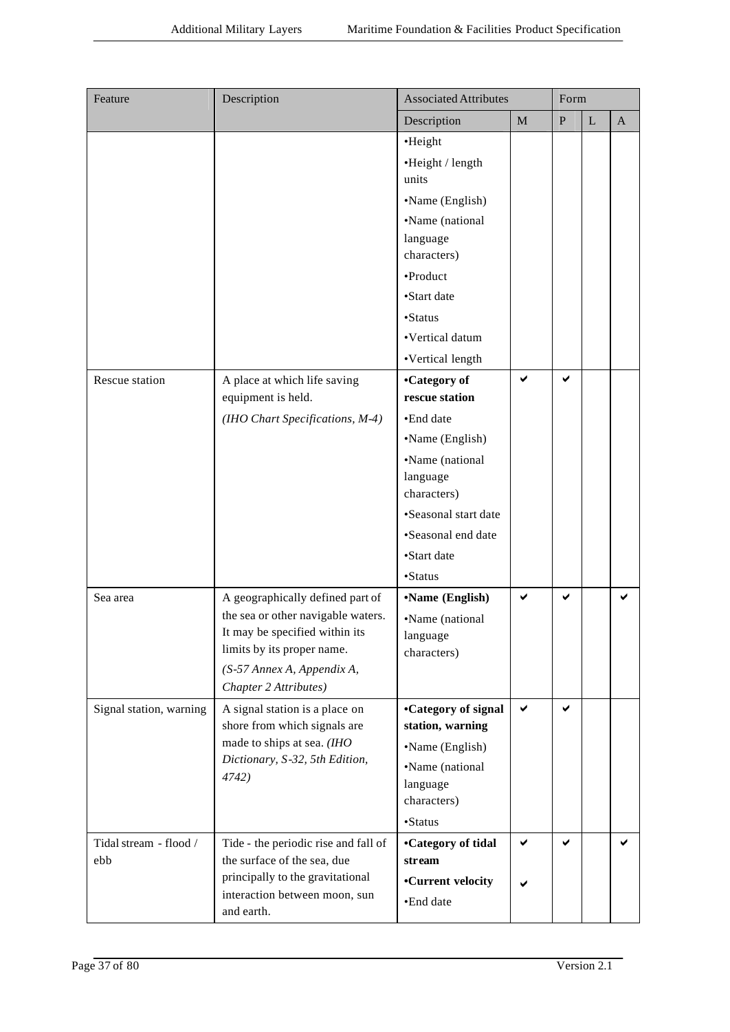| Feature | Description | Associated Attributes | | Form | | |
|---|---|---|---|---|---|---|
| | | Description | M | P | L | A |
| | | •Height<br>•Height / length units<br>•Name (English)<br>•Name (national language characters)<br>•Product<br>•Start date<br>•Status<br>•Vertical datum<br>•Vertical length | | | | |
| Rescue station | A place at which life saving equipment is held.<br>*(IHO Chart Specifications, M-4)* | **•Category of rescue station**<br>•End date<br>•Name (English)<br>•Name (national language characters)<br>•Seasonal start date<br>•Seasonal end date<br>•Start date<br>•Status | ✔ | ✔ | | |
| Sea area | A geographically defined part of the sea or other navigable waters. It may be specified within its limits by its proper name.<br>*(S-57 Annex A, Appendix A, Chapter 2 Attributes)* | **•Name (English)**<br>•Name (national language characters) | ✔ | ✔ | | ✔ |
| Signal station, warning | A signal station is a place on shore from which signals are made to ships at sea. *(IHO Dictionary, S-32, 5th Edition, 4742)* | **•Category of signal station, warning**<br>•Name (English)<br>•Name (national language characters)<br>•Status | ✔ | ✔ | | |
| Tidal stream - flood / ebb | Tide - the periodic rise and fall of the surface of the sea, due principally to the gravitational interaction between moon, sun and earth. | **•Category of tidal stream**<br>**•Current velocity**<br>•End date | ✔<br>✔ | ✔ | | ✔ |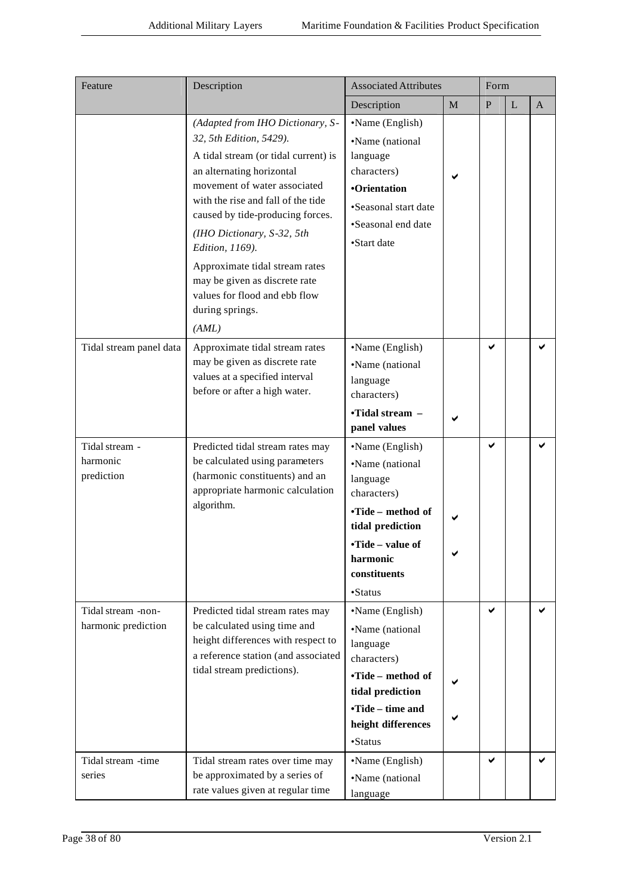| Feature | Description | Associated Attributes | | Form | | |
|---|---|---|---|---|---|---|
| | | Description | M | P | L | A |
| | *(Adapted from IHO Dictionary, S-32, 5th Edition, 5429).* A tidal stream (or tidal current) is an alternating horizontal movement of water associated with the rise and fall of the tide caused by tide-producing forces. *(IHO Dictionary, S-32, 5th Edition, 1169).* Approximate tidal stream rates may be given as discrete rate values for flood and ebb flow during springs. *(AML)* | •Name (English) •Name (national language characters) **•Orientation** •Seasonal start date •Seasonal end date •Start date | ✔ | | | |
| Tidal stream panel data | Approximate tidal stream rates may be given as discrete rate values at a specified interval before or after a high water. | •Name (English) •Name (national language characters) **•Tidal stream – panel values** | ✔ | ✔ | | ✔ |
| Tidal stream - harmonic prediction | Predicted tidal stream rates may be calculated using parameters (harmonic constituents) and an appropriate harmonic calculation algorithm. | •Name (English) •Name (national language characters) **•Tide – method of tidal prediction** **•Tide – value of harmonic constituents** •Status | ✔ ✔ | ✔ | | ✔ |
| Tidal stream -non-harmonic prediction | Predicted tidal stream rates may be calculated using time and height differences with respect to a reference station (and associated tidal stream predictions). | •Name (English) •Name (national language characters) **•Tide – method of tidal prediction** **•Tide – time and height differences** •Status | ✔ ✔ | ✔ | | ✔ |
| Tidal stream -time series | Tidal stream rates over time may be approximated by a series of rate values given at regular time | •Name (English) •Name (national language | | ✔ | | ✔ |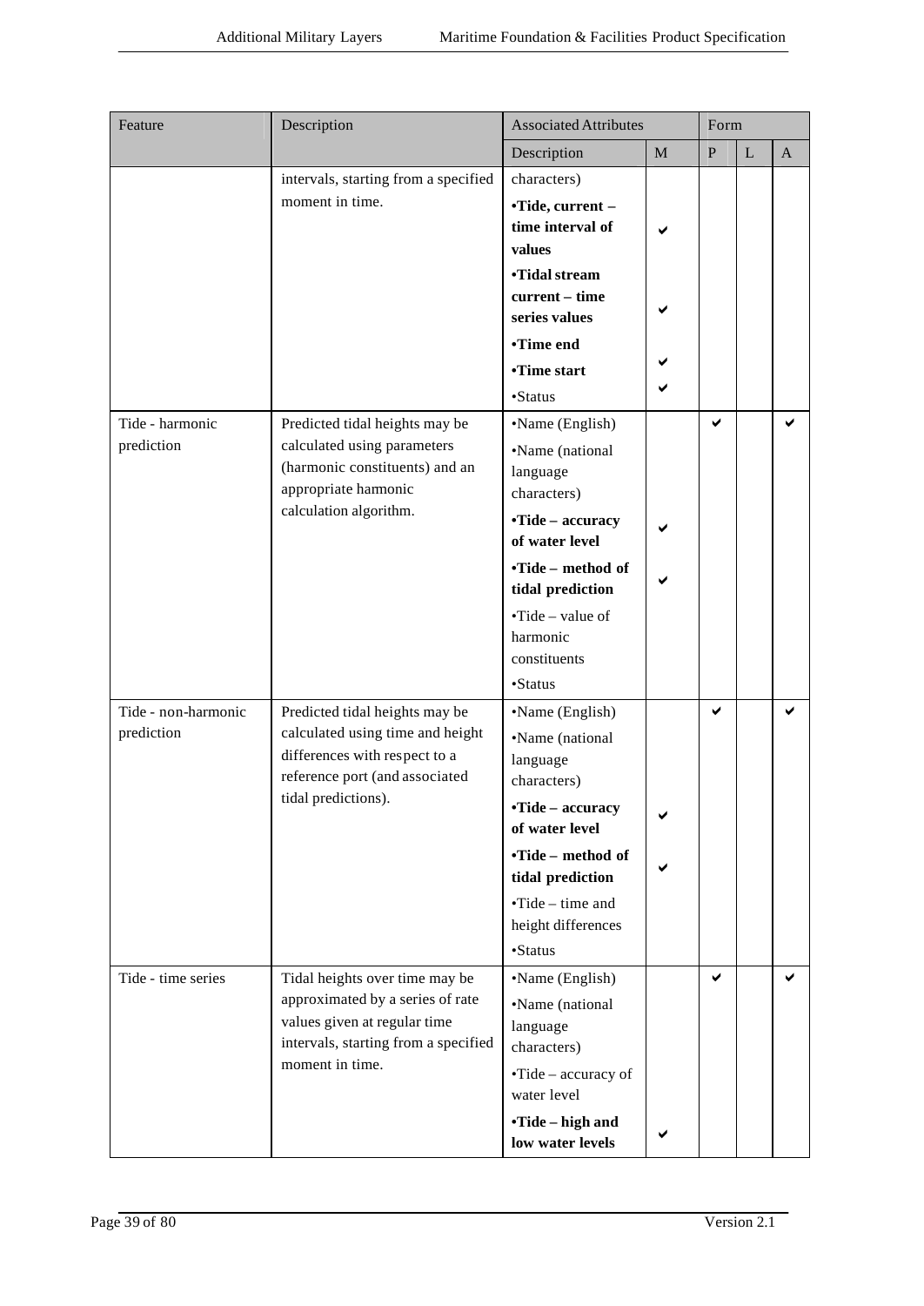| Feature | Description | Associated Attributes | | Form | | |
|---|---|---|---|---|---|---|
| | | Description | M | P | L | A |
| | intervals, starting from a specified moment in time. | characters)<br>**•Tide, current – time interval of values**<br>**•Tidal stream current – time series values**<br>**•Time end**<br>**•Time start**<br>•Status | ✔<br>✔<br>✔<br>✔ | | | |
| Tide - harmonic prediction | Predicted tidal heights may be calculated using parameters (harmonic constituents) and an appropriate hamonic calculation algorithm. | •Name (English)<br>•Name (national language characters)<br>**•Tide – accuracy of water level**<br>**•Tide – method of tidal prediction**<br>•Tide – value of harmonic constituents<br>•Status | ✔<br>✔ | ✔ | | ✔ |
| Tide - non-harmonic prediction | Predicted tidal heights may be calculated using time and height differences with respect to a reference port (and associated tidal predictions). | •Name (English)<br>•Name (national language characters)<br>**•Tide – accuracy of water level**<br>**•Tide – method of tidal prediction**<br>•Tide – time and height differences<br>•Status | ✔<br>✔ | ✔ | | ✔ |
| Tide - time series | Tidal heights over time may be approximated by a series of rate values given at regular time intervals, starting from a specified moment in time. | •Name (English)<br>•Name (national language characters)<br>•Tide – accuracy of water level<br>**•Tide – high and low water levels** | ✔ | ✔ | | ✔ |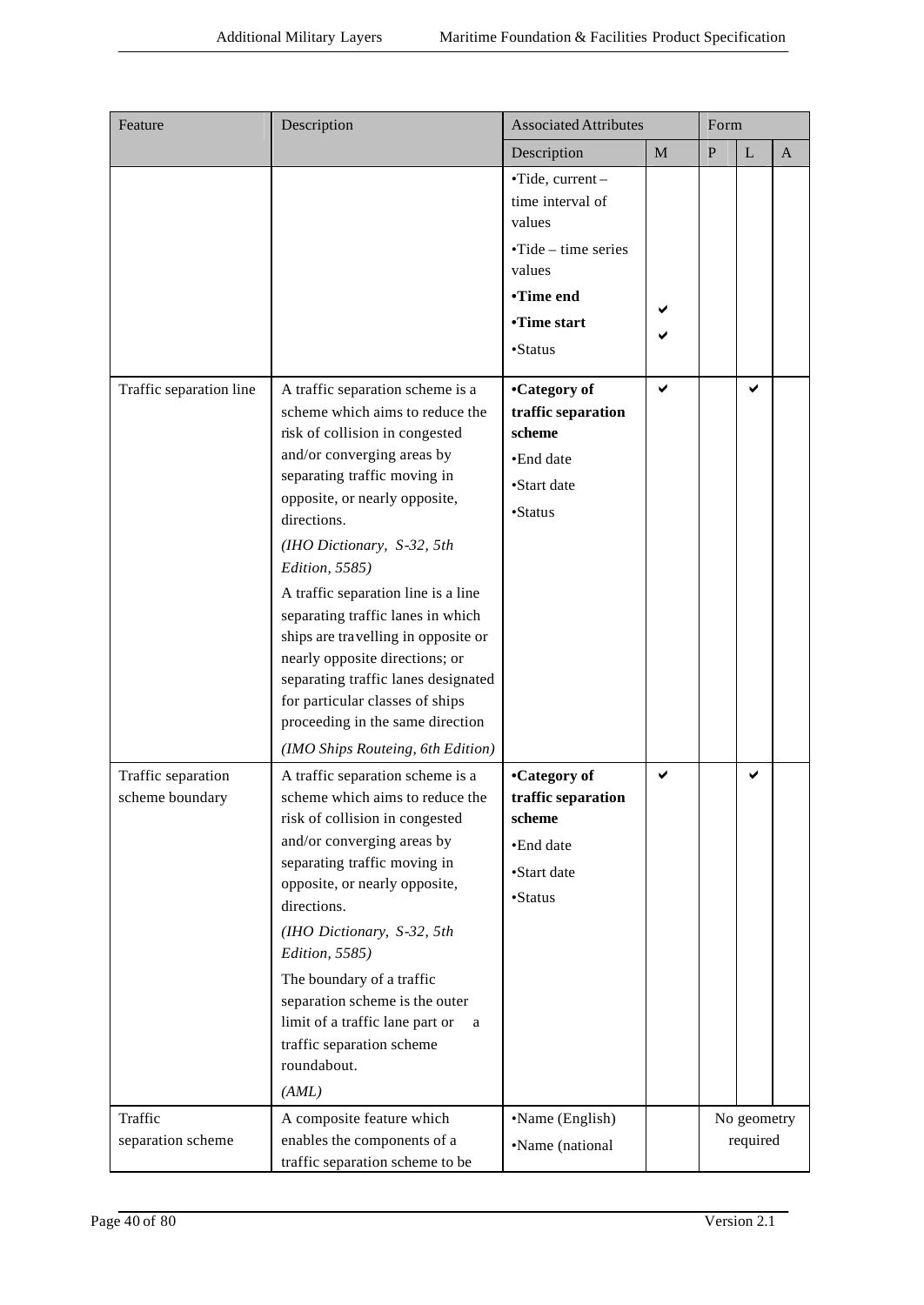| Feature | Description | Associated Attributes | | Form | | |
|---|---|---|---|---|---|---|
| | | Description | M | P | L | A |
| | | •Tide, current – time interval of values<br>•Tide – time series values<br>**•Time end**<br>**•Time start**<br>•Status | <br><br><br>✔<br>✔ | | | |
| Traffic separation line | A traffic separation scheme is a scheme which aims to reduce the risk of collision in congested and/or converging areas by separating traffic moving in opposite, or nearly opposite, directions.<br>*(IHO Dictionary, S-32, 5th Edition, 5585)*<br>A traffic separation line is a line separating traffic lanes in which ships are travelling in opposite or nearly opposite directions; or separating traffic lanes designated for particular classes of ships proceeding in the same direction<br>*(IMO Ships Routeing, 6th Edition)* | **•Category of traffic separation scheme**<br>•End date<br>•Start date<br>•Status | ✔ | | ✔ | |
| Traffic separation scheme boundary | A traffic separation scheme is a scheme which aims to reduce the risk of collision in congested and/or converging areas by separating traffic moving in opposite, or nearly opposite, directions.<br>*(IHO Dictionary, S-32, 5th Edition, 5585)*<br>The boundary of a traffic separation scheme is the outer limit of a traffic lane part or a traffic separation scheme roundabout.<br>*(AML)* | **•Category of traffic separation scheme**<br>•End date<br>•Start date<br>•Status | ✔ | | ✔ | |
| Traffic separation scheme | A composite feature which enables the components of a traffic separation scheme to be | •Name (English)<br>•Name (national | | No geometry required | | |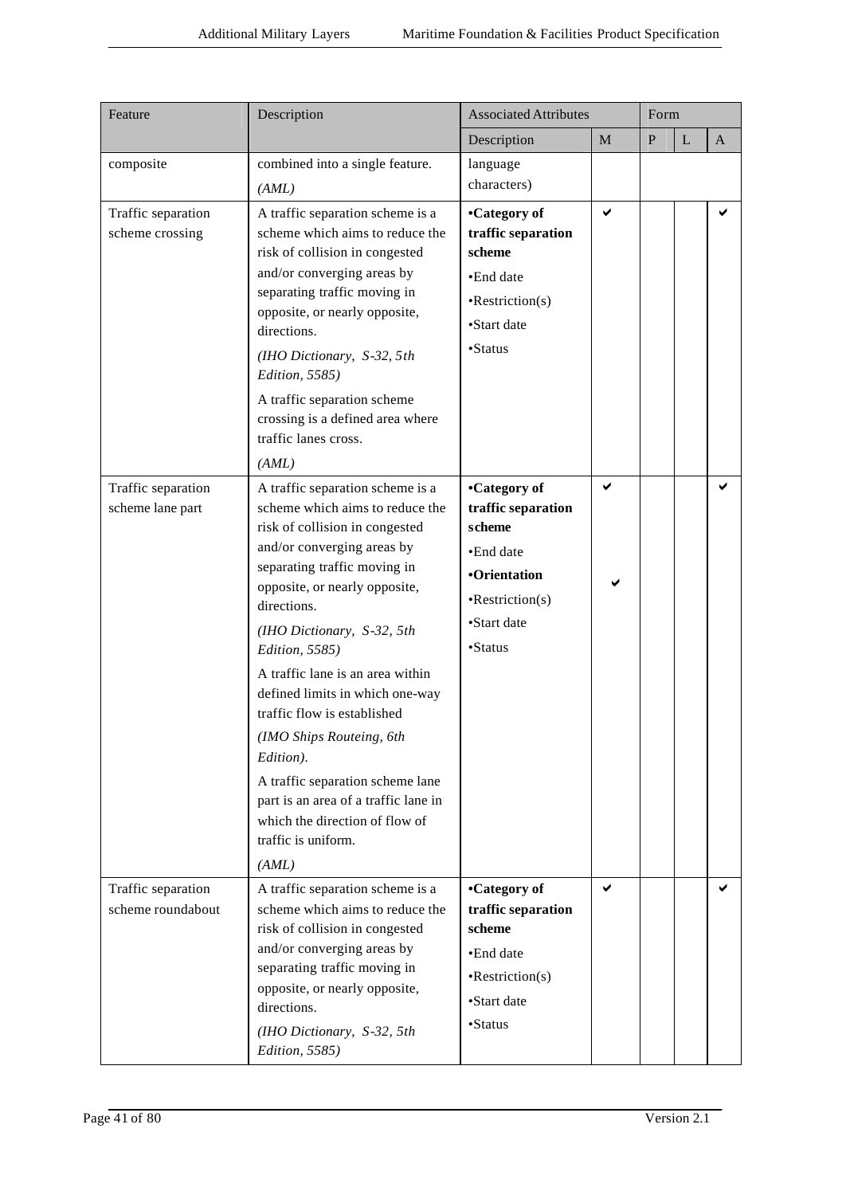| Feature | Description | Associated Attributes | | Form | | |
|---|---|---|---|---|---|---|
| | | Description | M | P | L | A |
| composite | combined into a single feature. *(AML)* | language characters) | | | | |
| Traffic separation scheme crossing | A traffic separation scheme is a scheme which aims to reduce the risk of collision in congested and/or converging areas by separating traffic moving in opposite, or nearly opposite, directions. *(IHO Dictionary, S-32, 5th Edition, 5585)* A traffic separation scheme crossing is a defined area where traffic lanes cross. *(AML)* | **•Category of traffic separation scheme** •End date •Restriction(s) •Start date •Status | ✔ | | | ✔ |
| Traffic separation scheme lane part | A traffic separation scheme is a scheme which aims to reduce the risk of collision in congested and/or converging areas by separating traffic moving in opposite, or nearly opposite, directions. *(IHO Dictionary, S-32, 5th Edition, 5585)* A traffic lane is an area within defined limits in which one-way traffic flow is established *(IMO Ships Routeing, 6th Edition).* A traffic separation scheme lane part is an area of a traffic lane in which the direction of flow of traffic is uniform. *(AML)* | **•Category of traffic separation scheme** •End date **•Orientation** •Restriction(s) •Start date •Status | ✔ ✔ | | | ✔ |
| Traffic separation scheme roundabout | A traffic separation scheme is a scheme which aims to reduce the risk of collision in congested and/or converging areas by separating traffic moving in opposite, or nearly opposite, directions. *(IHO Dictionary, S-32, 5th Edition, 5585)* | **•Category of traffic separation scheme** •End date •Restriction(s) •Start date •Status | ✔ | | | ✔ |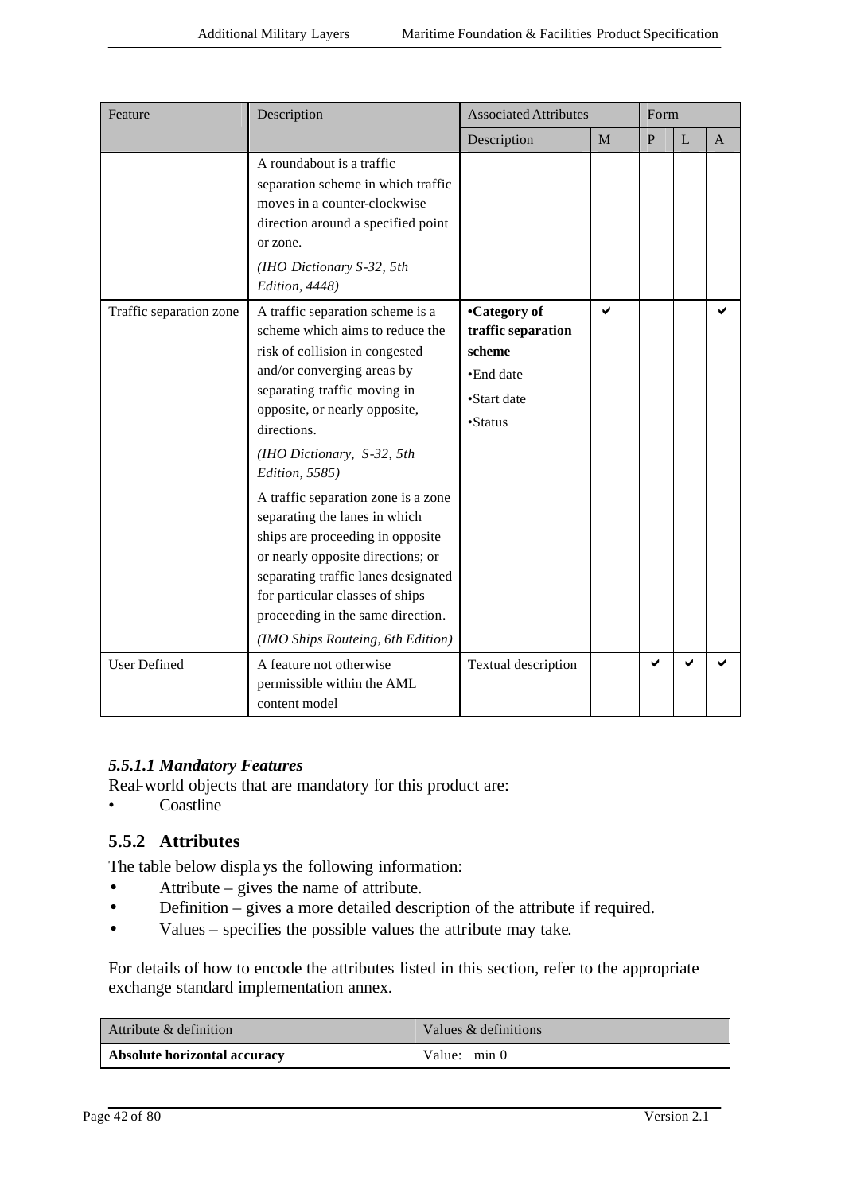| Feature | Description | Associated Attributes | | Form | | |
|---|---|---|---|---|---|---|
| | | Description | M | P | L | A |
| | A roundabout is a traffic separation scheme in which traffic moves in a counter-clockwise direction around a specified point or zone.<br>*(IHO Dictionary S-32, 5th Edition, 4448)* | | | | | |
| Traffic separation zone | A traffic separation scheme is a scheme which aims to reduce the risk of collision in congested and/or converging areas by separating traffic moving in opposite, or nearly opposite, directions.<br>*(IHO Dictionary, S-32, 5th Edition, 5585)*<br>A traffic separation zone is a zone separating the lanes in which ships are proceeding in opposite or nearly opposite directions; or separating traffic lanes designated for particular classes of ships proceeding in the same direction.<br>*(IMO Ships Routeing, 6th Edition)* | •**Category of traffic separation scheme**<br>•End date<br>•Start date<br>•Status | ✔ | | | ✔ |
| User Defined | A feature not otherwise permissible within the AML content model | Textual description | | ✔ | ✔ | ✔ |

#### *5.5.1.1 Mandatory Features*

Real-world objects that are mandatory for this product are:

- Coastline

### 5.5.2 Attributes

The table below displays the following information:

- Attribute – gives the name of attribute.
- Definition – gives a more detailed description of the attribute if required.
- Values – specifies the possible values the attribute may take.

For details of how to encode the attributes listed in this section, refer to the appropriate exchange standard implementation annex.

| Attribute & definition | Values & definitions |
|---|---|
| **Absolute horizontal accuracy** | Value: min 0 |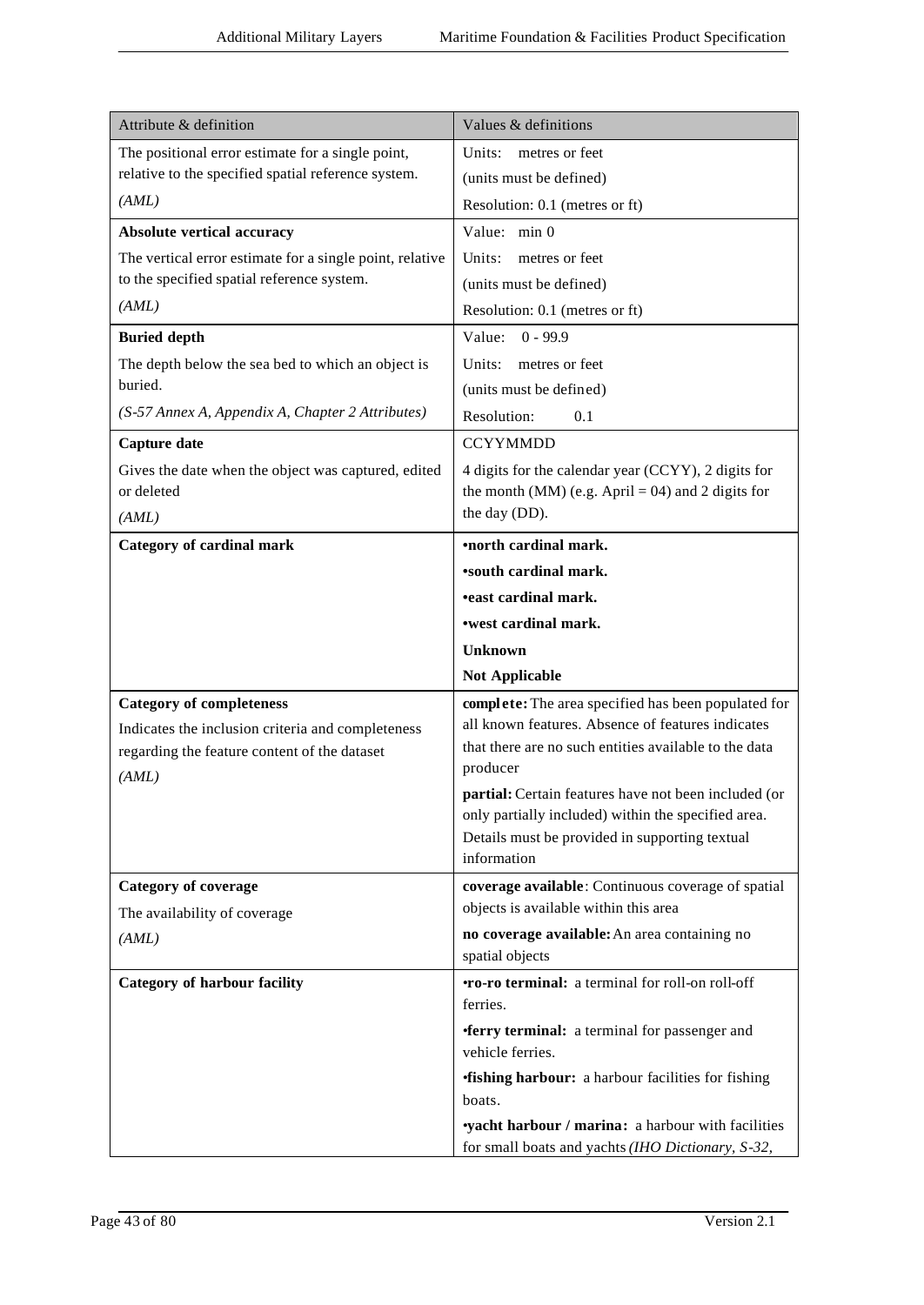| Attribute & definition | Values & definitions |
|---|---|
| The positional error estimate for a single point, relative to the specified spatial reference system.<br>*(AML)* | Units: metres or feet<br>(units must be defined)<br>Resolution: 0.1 (metres or ft) |
| **Absolute vertical accuracy**<br>The vertical error estimate for a single point, relative to the specified spatial reference system.<br>*(AML)* | Value: min 0<br>Units: metres or feet<br>(units must be defined)<br>Resolution: 0.1 (metres or ft) |
| **Buried depth**<br>The depth below the sea bed to which an object is buried.<br>*(S-57 Annex A, Appendix A, Chapter 2 Attributes)* | Value: 0 - 99.9<br>Units: metres or feet<br>(units must be defined)<br>Resolution: 0.1 |
| **Capture date**<br>Gives the date when the object was captured, edited or deleted<br>*(AML)* | CCYYMMDD<br>4 digits for the calendar year (CCYY), 2 digits for the month (MM) (e.g. April = 04) and 2 digits for the day (DD). |
| **Category of cardinal mark** | **•north cardinal mark.**<br>**•south cardinal mark.**<br>**•east cardinal mark.**<br>**•west cardinal mark.**<br>**Unknown**<br>**Not Applicable** |
| **Category of completeness**<br>Indicates the inclusion criteria and completeness regarding the feature content of the dataset<br>*(AML)* | **complete:** The area specified has been populated for all known features. Absence of features indicates that there are no such entities available to the data producer<br>**partial:** Certain features have not been included (or only partially included) within the specified area. Details must be provided in supporting textual information |
| **Category of coverage**<br>The availability of coverage<br>*(AML)* | **coverage available**: Continuous coverage of spatial objects is available within this area<br>**no coverage available:** An area containing no spatial objects |
| **Category of harbour facility** | **•ro-ro terminal:** a terminal for roll-on roll-off ferries.<br>**•ferry terminal:** a terminal for passenger and vehicle ferries.<br>**•fishing harbour:** a harbour facilities for fishing boats.<br>**•yacht harbour / marina:** a harbour with facilities for small boats and yachts *(IHO Dictionary, S-32,* |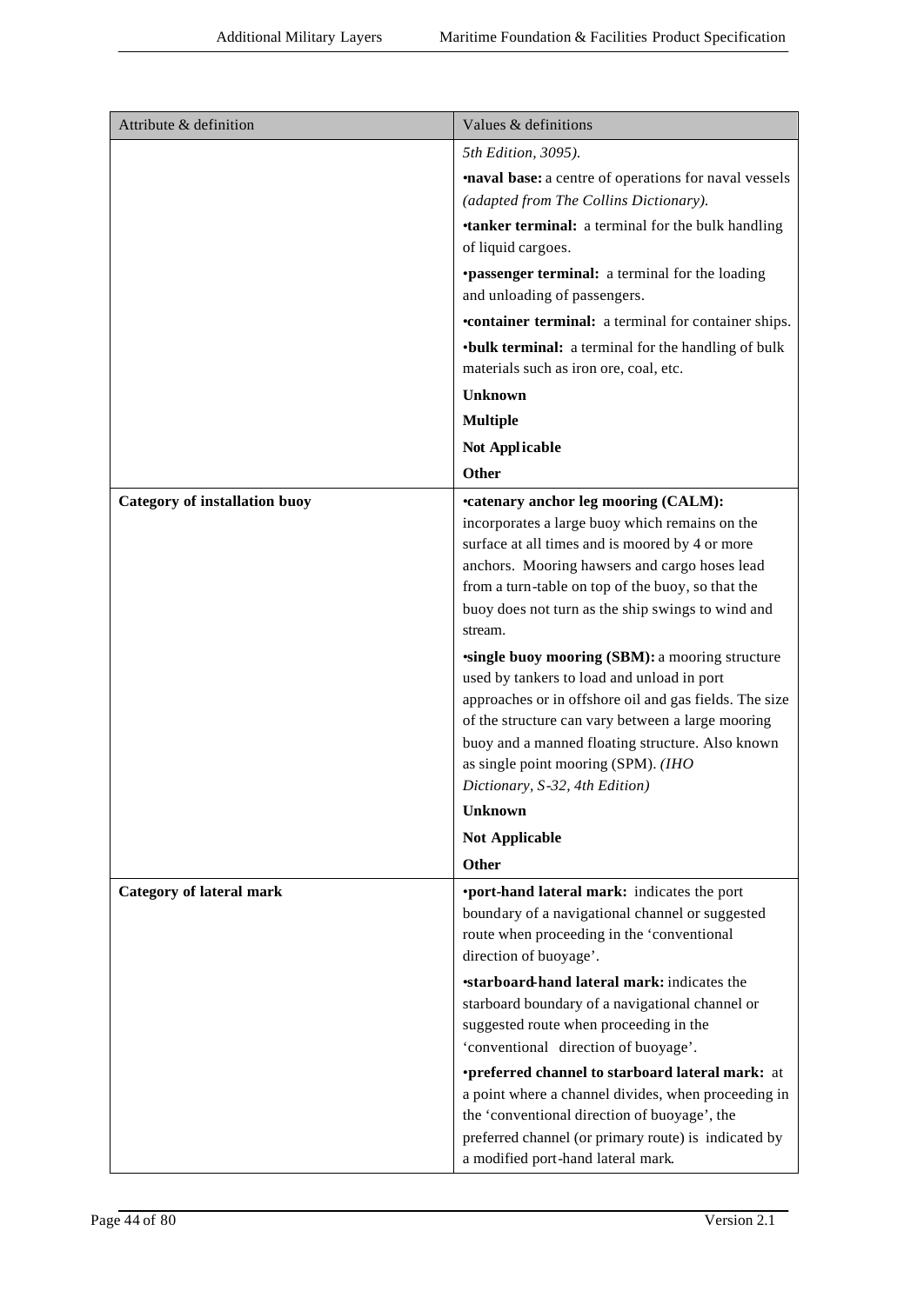| Attribute & definition | Values & definitions |
|---|---|
| | *5th Edition, 3095).*<br>•**naval base:** a centre of operations for naval vessels *(adapted from The Collins Dictionary).*<br>•**tanker terminal:** a terminal for the bulk handling of liquid cargoes.<br>•**passenger terminal:** a terminal for the loading and unloading of passengers.<br>•**container terminal:** a terminal for container ships.<br>•**bulk terminal:** a terminal for the handling of bulk materials such as iron ore, coal, etc.<br>**Unknown**<br>**Multiple**<br>**Not Applicable**<br>**Other** |
| **Category of installation buoy** | •**catenary anchor leg mooring (CALM):** incorporates a large buoy which remains on the surface at all times and is moored by 4 or more anchors. Mooring hawsers and cargo hoses lead from a turn-table on top of the buoy, so that the buoy does not turn as the ship swings to wind and stream.<br>•**single buoy mooring (SBM):** a mooring structure used by tankers to load and unload in port approaches or in offshore oil and gas fields. The size of the structure can vary between a large mooring buoy and a manned floating structure. Also known as single point mooring (SPM). *(IHO Dictionary, S-32, 4th Edition)*<br>**Unknown**<br>**Not Applicable**<br>**Other** |
| **Category of lateral mark** | •**port-hand lateral mark:** indicates the port boundary of a navigational channel or suggested route when proceeding in the 'conventional direction of buoyage'.<br>•**starboard-hand lateral mark:** indicates the starboard boundary of a navigational channel or suggested route when proceeding in the 'conventional direction of buoyage'.<br>•**preferred channel to starboard lateral mark:** at a point where a channel divides, when proceeding in the 'conventional direction of buoyage', the preferred channel (or primary route) is indicated by a modified port-hand lateral mark. |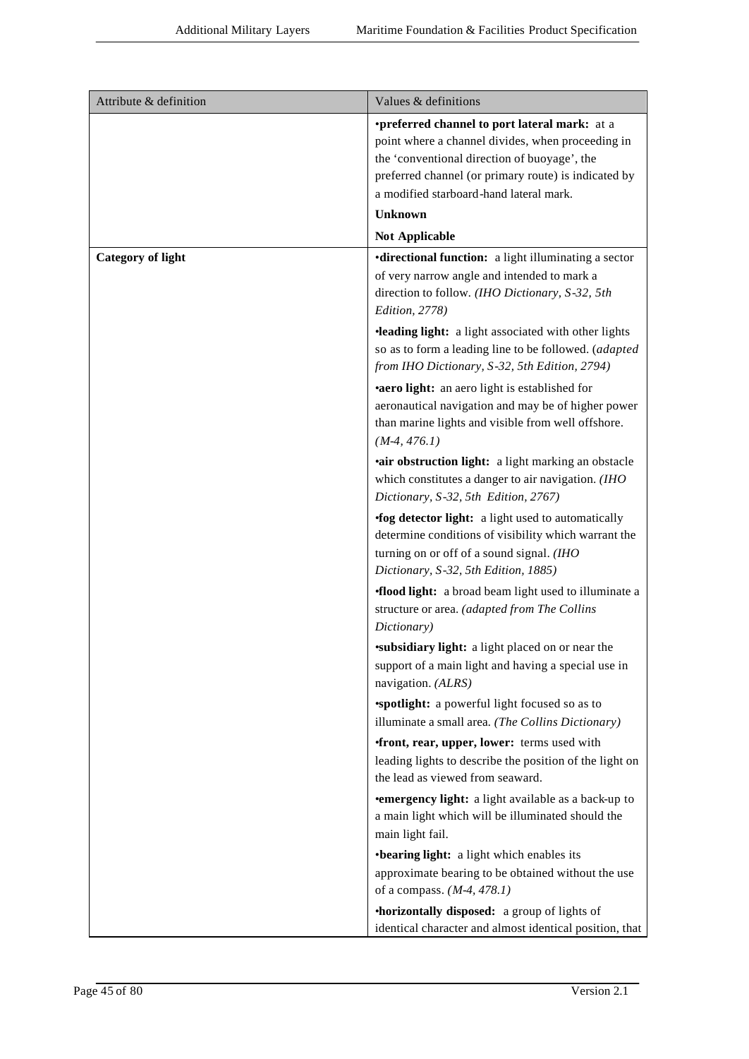| Attribute & definition | Values & definitions |
|---|---|
| | •**preferred channel to port lateral mark:** at a point where a channel divides, when proceeding in the 'conventional direction of buoyage', the preferred channel (or primary route) is indicated by a modified starboard-hand lateral mark.<br>**Unknown**<br>**Not Applicable** |
| **Category of light** | •**directional function:** a light illuminating a sector of very narrow angle and intended to mark a direction to follow. *(IHO Dictionary, S-32, 5th Edition, 2778)*<br>•**leading light:** a light associated with other lights so as to form a leading line to be followed. (*adapted from IHO Dictionary, S-32, 5th Edition, 2794)*<br>•**aero light:** an aero light is established for aeronautical navigation and may be of higher power than marine lights and visible from well offshore. *(M-4, 476.1)*<br>•**air obstruction light:** a light marking an obstacle which constitutes a danger to air navigation. *(IHO Dictionary, S-32, 5th Edition, 2767)*<br>•**fog detector light:** a light used to automatically determine conditions of visibility which warrant the turning on or off of a sound signal. *(IHO Dictionary, S-32, 5th Edition, 1885)*<br>•**flood light:** a broad beam light used to illuminate a structure or area. *(adapted from The Collins Dictionary)*<br>•**subsidiary light:** a light placed on or near the support of a main light and having a special use in navigation. *(ALRS)*<br>•**spotlight:** a powerful light focused so as to illuminate a small area. *(The Collins Dictionary)*<br>•**front, rear, upper, lower:** terms used with leading lights to describe the position of the light on the lead as viewed from seaward.<br>•**emergency light:** a light available as a back-up to a main light which will be illuminated should the main light fail.<br>•**bearing light:** a light which enables its approximate bearing to be obtained without the use of a compass. *(M-4, 478.1)*<br>•**horizontally disposed:** a group of lights of identical character and almost identical position, that |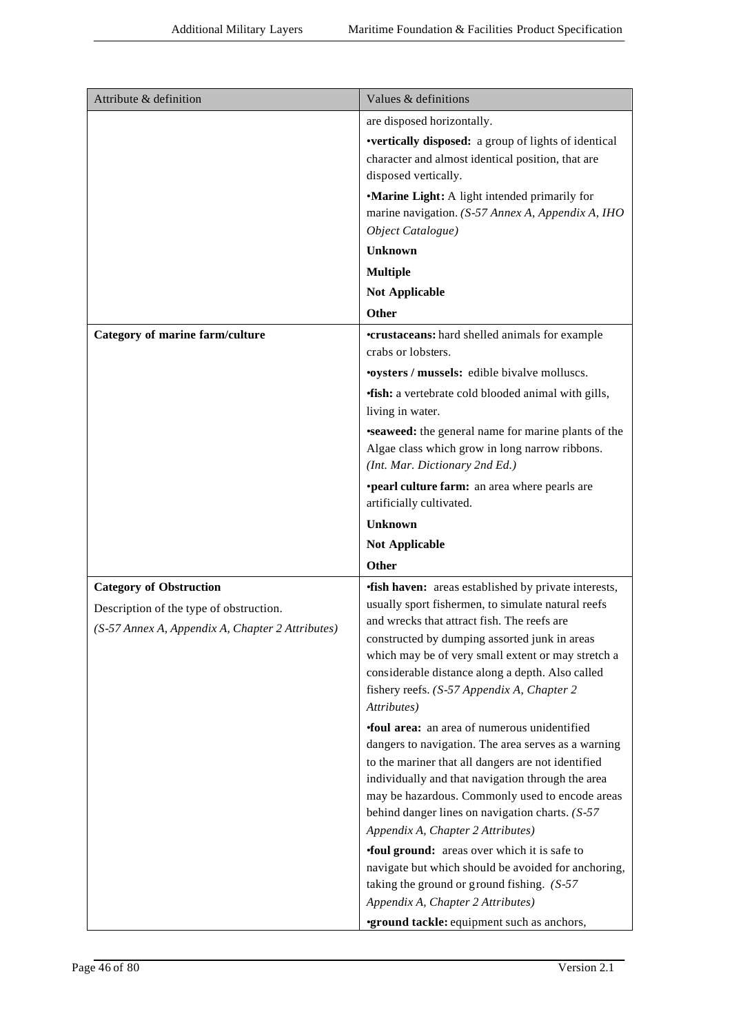| Attribute & definition | Values & definitions |
| --- | --- |
| | are disposed horizontally.<br>•**vertically disposed:** a group of lights of identical character and almost identical position, that are disposed vertically.<br>•**Marine Light:** A light intended primarily for marine navigation. *(S-57 Annex A, Appendix A, IHO Object Catalogue)*<br>**Unknown**<br>**Multiple**<br>**Not Applicable**<br>**Other** |
| **Category of marine farm/culture** | •**crustaceans:** hard shelled animals for example crabs or lobsters.<br>•**oysters / mussels:** edible bivalve molluscs.<br>•**fish:** a vertebrate cold blooded animal with gills, living in water.<br>•**seaweed:** the general name for marine plants of the Algae class which grow in long narrow ribbons. *(Int. Mar. Dictionary 2nd Ed.)*<br>•**pearl culture farm:** an area where pearls are artificially cultivated.<br>**Unknown**<br>**Not Applicable**<br>**Other** |
| **Category of Obstruction**<br>Description of the type of obstruction.<br>*(S-57 Annex A, Appendix A, Chapter 2 Attributes)* | •**fish haven:** areas established by private interests, usually sport fishermen, to simulate natural reefs and wrecks that attract fish. The reefs are constructed by dumping assorted junk in areas which may be of very small extent or may stretch a considerable distance along a depth. Also called fishery reefs. *(S-57 Appendix A, Chapter 2 Attributes)*<br>•**foul area:** an area of numerous unidentified dangers to navigation. The area serves as a warning to the mariner that all dangers are not identified individually and that navigation through the area may be hazardous. Commonly used to encode areas behind danger lines on navigation charts. *(S-57 Appendix A, Chapter 2 Attributes)*<br>•**foul ground:** areas over which it is safe to navigate but which should be avoided for anchoring, taking the ground or ground fishing. *(S-57 Appendix A, Chapter 2 Attributes)*<br>•**ground tackle:** equipment such as anchors, |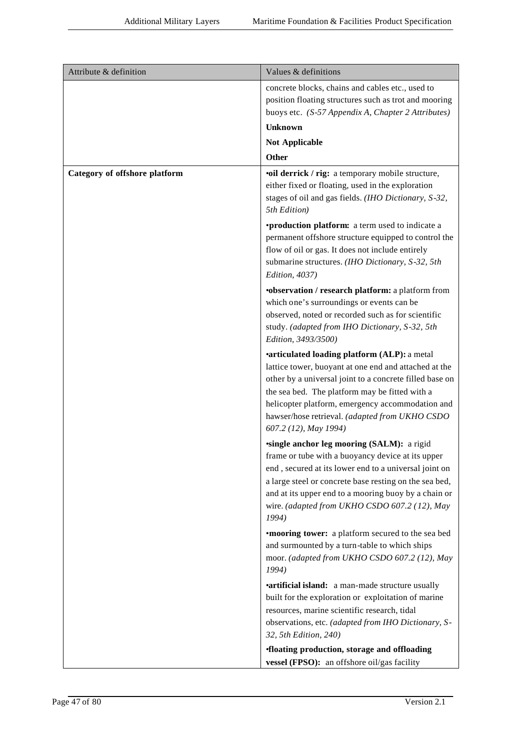| Attribute & definition | Values & definitions |
|---|---|
| | concrete blocks, chains and cables etc., used to position floating structures such as trot and mooring buoys etc. *(S-57 Appendix A, Chapter 2 Attributes)*<br>**Unknown**<br>**Not Applicable**<br>**Other** |
| **Category of offshore platform** | •**oil derrick / rig:** a temporary mobile structure, either fixed or floating, used in the exploration stages of oil and gas fields. *(IHO Dictionary, S-32, 5th Edition)*<br>•**production platform:** a term used to indicate a permanent offshore structure equipped to control the flow of oil or gas. It does not include entirely submarine structures. *(IHO Dictionary, S-32, 5th Edition, 4037)*<br>•**observation / research platform:** a platform from which one's surroundings or events can be observed, noted or recorded such as for scientific study. *(adapted from IHO Dictionary, S-32, 5th Edition, 3493/3500)*<br>•**articulated loading platform (ALP):** a metal lattice tower, buoyant at one end and attached at the other by a universal joint to a concrete filled base on the sea bed. The platform may be fitted with a helicopter platform, emergency accommodation and hawser/hose retrieval. *(adapted from UKHO CSDO 607.2 (12), May 1994)*<br>•**single anchor leg mooring (SALM):** a rigid frame or tube with a buoyancy device at its upper end , secured at its lower end to a universal joint on a large steel or concrete base resting on the sea bed, and at its upper end to a mooring buoy by a chain or wire. *(adapted from UKHO CSDO 607.2 (12), May 1994)*<br>•**mooring tower:** a platform secured to the sea bed and surmounted by a turn-table to which ships moor. *(adapted from UKHO CSDO 607.2 (12), May 1994)*<br>•**artificial island:** a man-made structure usually built for the exploration or exploitation of marine resources, marine scientific research, tidal observations, etc. *(adapted from IHO Dictionary, S-32, 5th Edition, 240)*<br>•**floating production, storage and offloading vessel (FPSO):** an offshore oil/gas facility |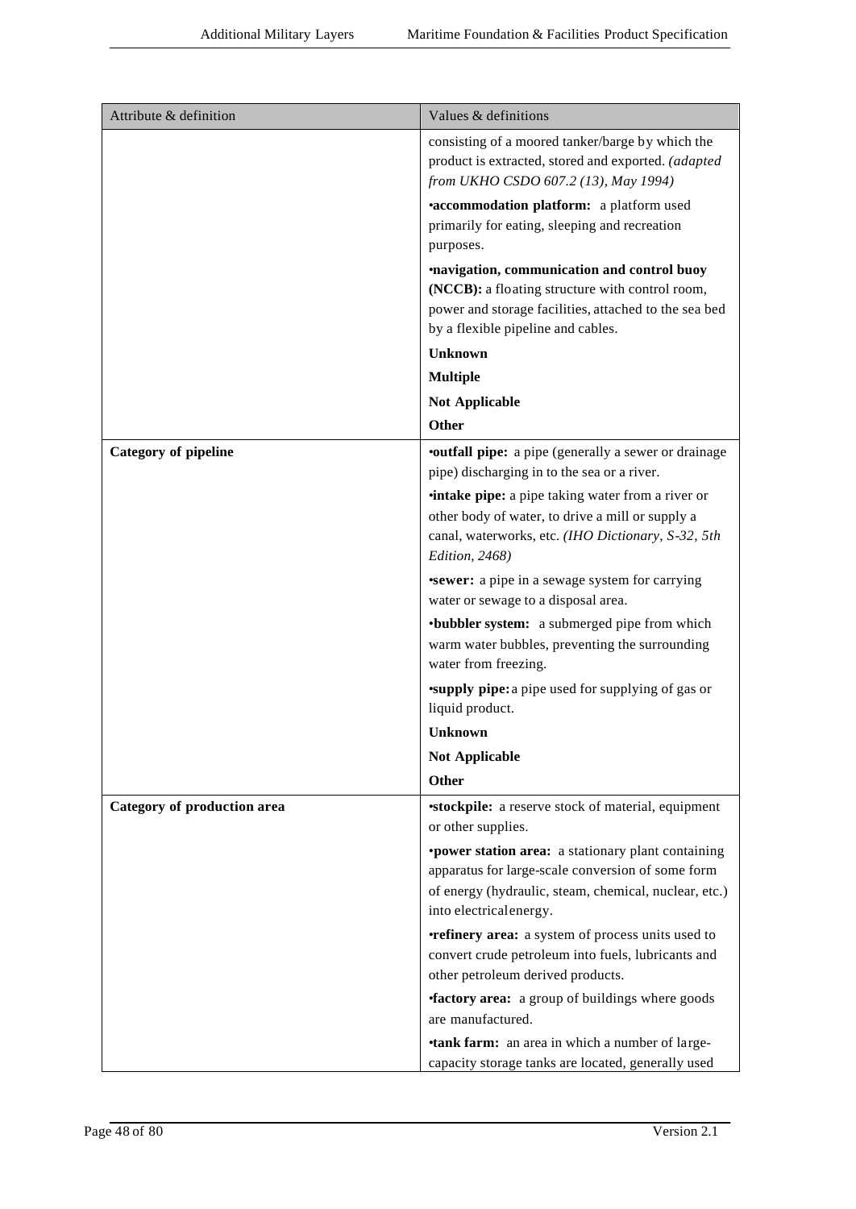| Attribute & definition | Values & definitions |
|---|---|
| | consisting of a moored tanker/barge by which the product is extracted, stored and exported. *(adapted from UKHO CSDO 607.2 (13), May 1994)* |
| | •**accommodation platform:** a platform used primarily for eating, sleeping and recreation purposes. |
| | •**navigation, communication and control buoy (NCCB):** a floating structure with control room, power and storage facilities, attached to the sea bed by a flexible pipeline and cables. |
| | **Unknown** |
| | **Multiple** |
| | **Not Applicable** |
| | **Other** |
| **Category of pipeline** | •**outfall pipe:** a pipe (generally a sewer or drainage pipe) discharging in to the sea or a river. |
| | •**intake pipe:** a pipe taking water from a river or other body of water, to drive a mill or supply a canal, waterworks, etc. *(IHO Dictionary, S-32, 5th Edition, 2468)* |
| | •**sewer:** a pipe in a sewage system for carrying water or sewage to a disposal area. |
| | •**bubbler system:** a submerged pipe from which warm water bubbles, preventing the surrounding water from freezing. |
| | •**supply pipe:** a pipe used for supplying of gas or liquid product. |
| | **Unknown** |
| | **Not Applicable** |
| | **Other** |
| **Category of production area** | •**stockpile:** a reserve stock of material, equipment or other supplies. |
| | •**power station area:** a stationary plant containing apparatus for large-scale conversion of some form of energy (hydraulic, steam, chemical, nuclear, etc.) into electrical energy. |
| | •**refinery area:** a system of process units used to convert crude petroleum into fuels, lubricants and other petroleum derived products. |
| | •**factory area:** a group of buildings where goods are manufactured. |
| | •**tank farm:** an area in which a number of large-capacity storage tanks are located, generally used |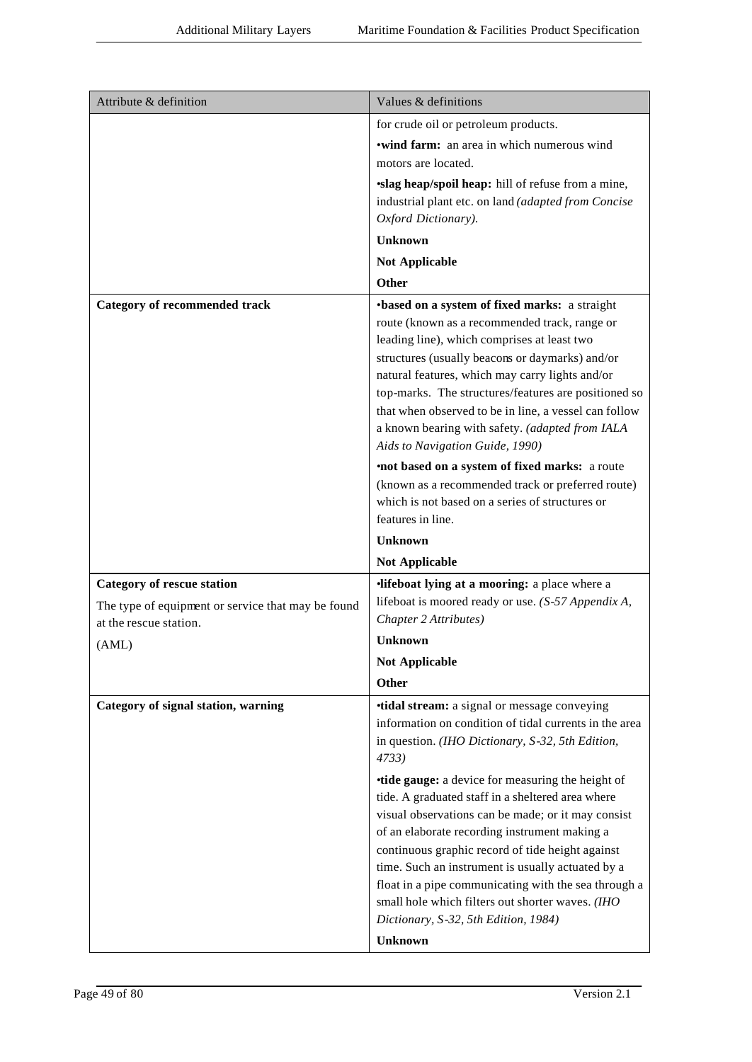| Attribute & definition | Values & definitions |
|---|---|
| | for crude oil or petroleum products.<br>•**wind farm:** an area in which numerous wind motors are located.<br>•**slag heap/spoil heap:** hill of refuse from a mine, industrial plant etc. on land *(adapted from Concise Oxford Dictionary).*<br>**Unknown**<br>**Not Applicable**<br>**Other** |
| **Category of recommended track** | •**based on a system of fixed marks:** a straight route (known as a recommended track, range or leading line), which comprises at least two structures (usually beacons or daymarks) and/or natural features, which may carry lights and/or top-marks. The structures/features are positioned so that when observed to be in line, a vessel can follow a known bearing with safety. *(adapted from IALA Aids to Navigation Guide, 1990)*<br>•**not based on a system of fixed marks:** a route (known as a recommended track or preferred route) which is not based on a series of structures or features in line.<br>**Unknown**<br>**Not Applicable** |
| **Category of rescue station**<br>The type of equipment or service that may be found at the rescue station.<br>(AML) | •**lifeboat lying at a mooring:** a place where a lifeboat is moored ready or use. *(S-57 Appendix A, Chapter 2 Attributes)*<br>**Unknown**<br>**Not Applicable**<br>**Other** |
| **Category of signal station, warning** | •**tidal stream:** a signal or message conveying information on condition of tidal currents in the area in question. *(IHO Dictionary, S-32, 5th Edition, 4733)*<br>•**tide gauge:** a device for measuring the height of tide. A graduated staff in a sheltered area where visual observations can be made; or it may consist of an elaborate recording instrument making a continuous graphic record of tide height against time. Such an instrument is usually actuated by a float in a pipe communicating with the sea through a small hole which filters out shorter waves. *(IHO Dictionary, S-32, 5th Edition, 1984)*<br>**Unknown** |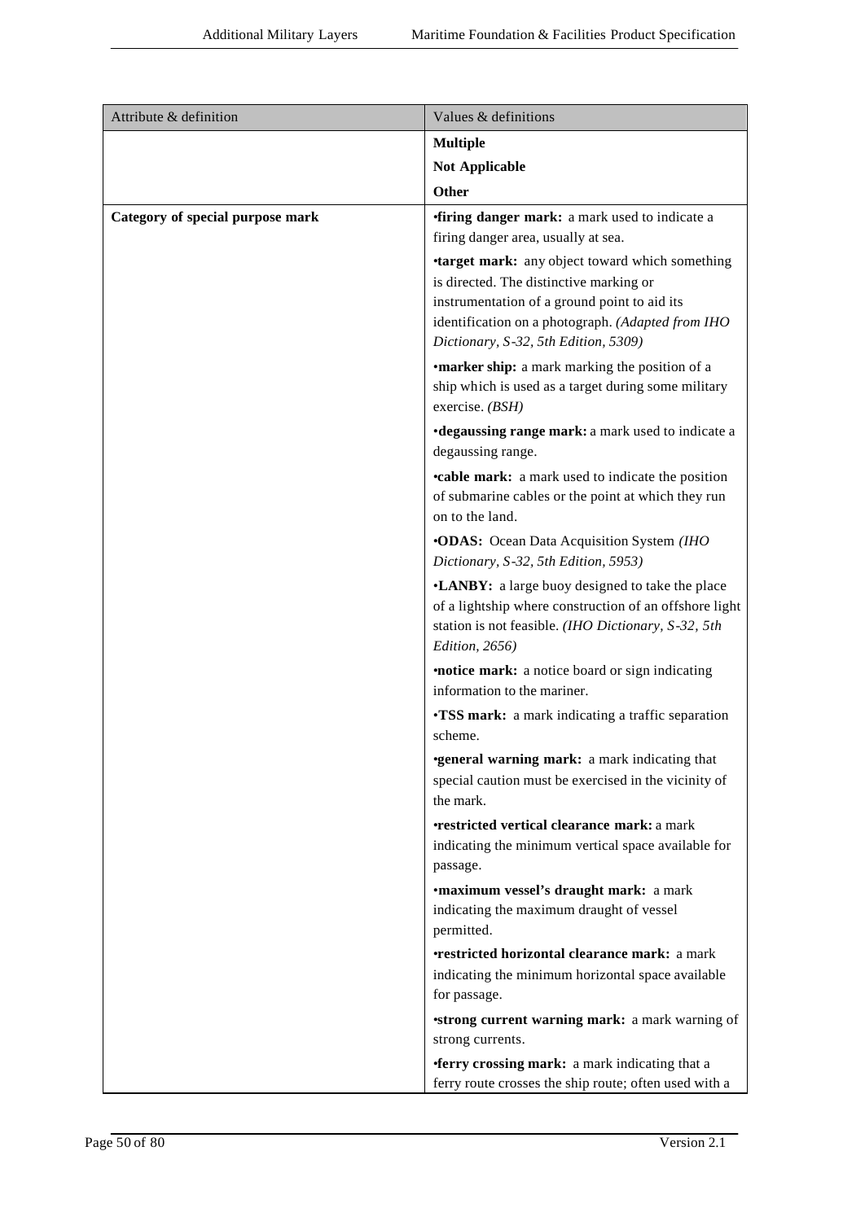| Attribute & definition | Values & definitions |
|---|---|
| | **Multiple** |
| | **Not Applicable** |
| | **Other** |
| **Category of special purpose mark** | •**firing danger mark:** a mark used to indicate a firing danger area, usually at sea.<br>•**target mark:** any object toward which something is directed. The distinctive marking or instrumentation of a ground point to aid its identification on a photograph. *(Adapted from IHO Dictionary, S-32, 5th Edition, 5309)*<br>•**marker ship:** a mark marking the position of a ship which is used as a target during some military exercise. *(BSH)*<br>•**degaussing range mark:** a mark used to indicate a degaussing range.<br>•**cable mark:** a mark used to indicate the position of submarine cables or the point at which they run on to the land.<br>•**ODAS:** Ocean Data Acquisition System *(IHO Dictionary, S-32, 5th Edition, 5953)*<br>•**LANBY:** a large buoy designed to take the place of a lightship where construction of an offshore light station is not feasible. *(IHO Dictionary, S-32, 5th Edition, 2656)*<br>•**notice mark:** a notice board or sign indicating information to the mariner.<br>•**TSS mark:** a mark indicating a traffic separation scheme.<br>•**general warning mark:** a mark indicating that special caution must be exercised in the vicinity of the mark.<br>•**restricted vertical clearance mark:** a mark indicating the minimum vertical space available for passage.<br>•**maximum vessel's draught mark:** a mark indicating the maximum draught of vessel permitted.<br>•**restricted horizontal clearance mark:** a mark indicating the minimum horizontal space available for passage.<br>•**strong current warning mark:** a mark warning of strong currents.<br>•**ferry crossing mark:** a mark indicating that a ferry route crosses the ship route; often used with a |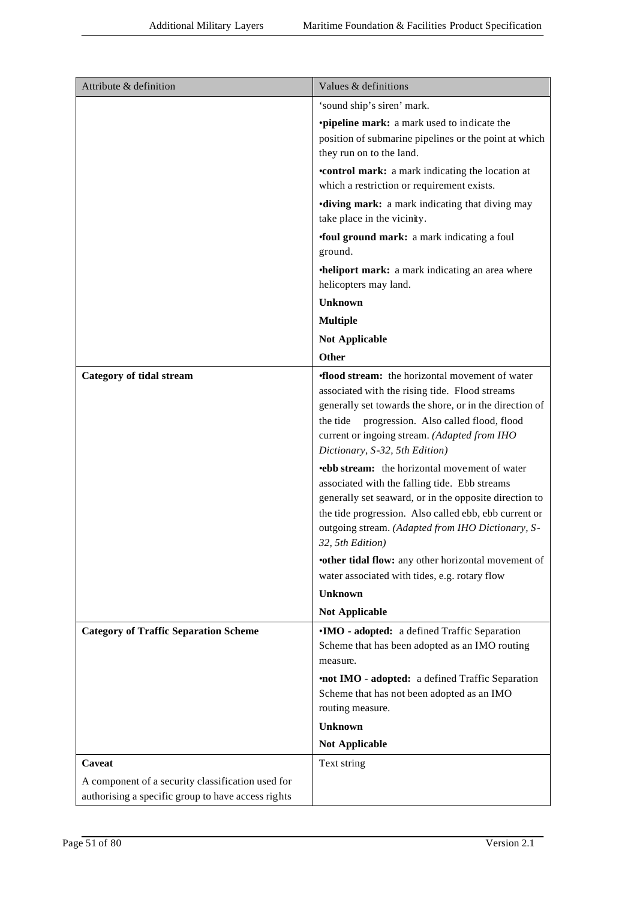| Attribute & definition | Values & definitions |
|---|---|
| | 'sound ship's siren' mark. |
| | •**pipeline mark:** a mark used to indicate the position of submarine pipelines or the point at which they run on to the land. |
| | •**control mark:** a mark indicating the location at which a restriction or requirement exists. |
| | •**diving mark:** a mark indicating that diving may take place in the vicinity. |
| | •**foul ground mark:** a mark indicating a foul ground. |
| | •**heliport mark:** a mark indicating an area where helicopters may land. |
| | **Unknown** |
| | **Multiple** |
| | **Not Applicable** |
| | **Other** |
| **Category of tidal stream** | •**flood stream:** the horizontal movement of water associated with the rising tide. Flood streams generally set towards the shore, or in the direction of the tide progression. Also called flood, flood current or ingoing stream. *(Adapted from IHO Dictionary, S-32, 5th Edition)* |
| | •**ebb stream:** the horizontal movement of water associated with the falling tide. Ebb streams generally set seaward, or in the opposite direction to the tide progression. Also called ebb, ebb current or outgoing stream. *(Adapted from IHO Dictionary, S-32, 5th Edition)* |
| | •**other tidal flow:** any other horizontal movement of water associated with tides, e.g. rotary flow |
| | **Unknown** |
| | **Not Applicable** |
| **Category of Traffic Separation Scheme** | •**IMO - adopted:** a defined Traffic Separation Scheme that has been adopted as an IMO routing measure. |
| | •**not IMO - adopted:** a defined Traffic Separation Scheme that has not been adopted as an IMO routing measure. |
| | **Unknown** |
| | **Not Applicable** |
| **Caveat**<br>A component of a security classification used for authorising a specific group to have access rights | Text string |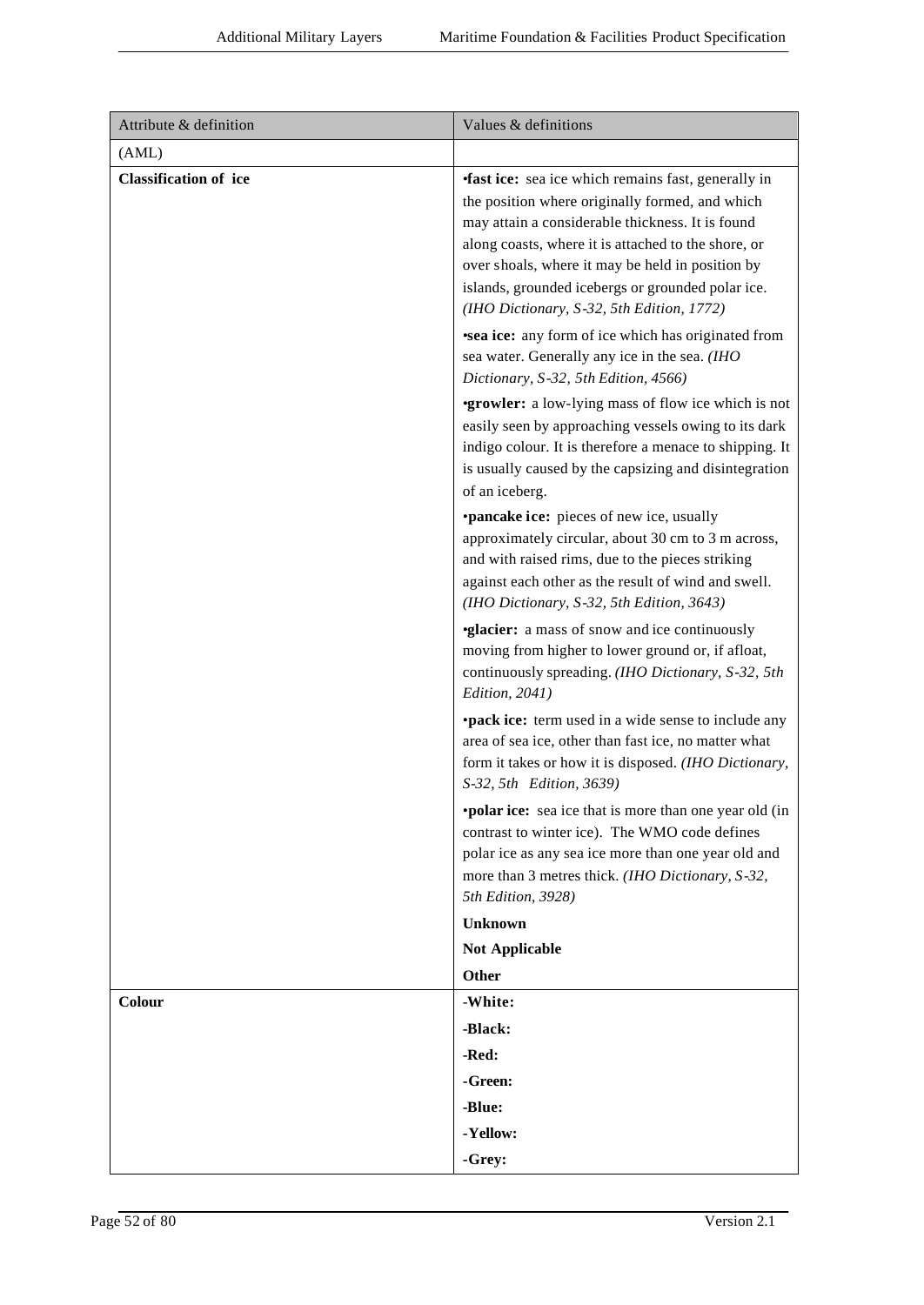| Attribute & definition | Values & definitions |
|---|---|
| (AML) | |
| **Classification of ice** | •**fast ice:** sea ice which remains fast, generally in the position where originally formed, and which may attain a considerable thickness. It is found along coasts, where it is attached to the shore, or over shoals, where it may be held in position by islands, grounded icebergs or grounded polar ice. *(IHO Dictionary, S-32, 5th Edition, 1772)*<br><br>•**sea ice:** any form of ice which has originated from sea water. Generally any ice in the sea. *(IHO Dictionary, S-32, 5th Edition, 4566)*<br><br>•**growler:** a low-lying mass of flow ice which is not easily seen by approaching vessels owing to its dark indigo colour. It is therefore a menace to shipping. It is usually caused by the capsizing and disintegration of an iceberg.<br><br>•**pancake ice:** pieces of new ice, usually approximately circular, about 30 cm to 3 m across, and with raised rims, due to the pieces striking against each other as the result of wind and swell. *(IHO Dictionary, S-32, 5th Edition, 3643)*<br><br>•**glacier:** a mass of snow and ice continuously moving from higher to lower ground or, if afloat, continuously spreading. *(IHO Dictionary, S-32, 5th Edition, 2041)*<br><br>•**pack ice:** term used in a wide sense to include any area of sea ice, other than fast ice, no matter what form it takes or how it is disposed. *(IHO Dictionary, S-32, 5th Edition, 3639)*<br><br>•**polar ice:** sea ice that is more than one year old (in contrast to winter ice). The WMO code defines polar ice as any sea ice more than one year old and more than 3 metres thick. *(IHO Dictionary, S-32, 5th Edition, 3928)*<br><br>**Unknown**<br><br>**Not Applicable**<br><br>**Other** |
| **Colour** | -**White:**<br><br>-**Black:**<br><br>-**Red:**<br><br>-**Green:**<br><br>-**Blue:**<br><br>-**Yellow:**<br><br>-**Grey:** |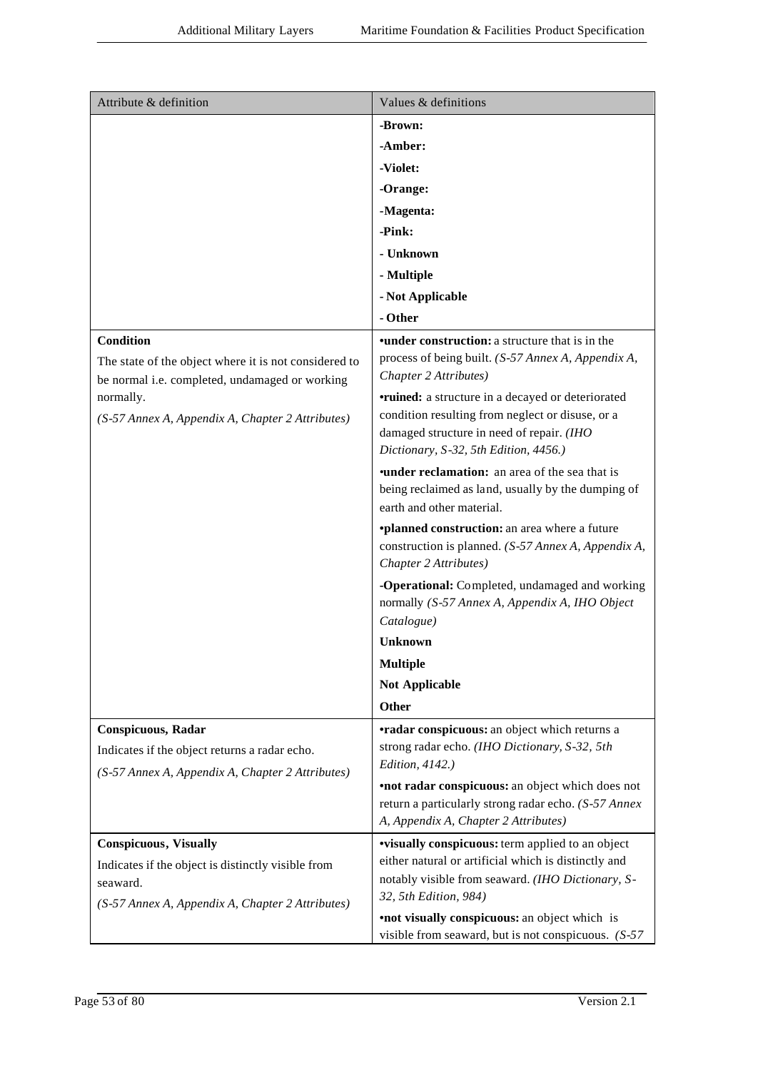| Attribute & definition | Values & definitions |
|---|---|
| | **-Brown:**<br>**-Amber:**<br>**-Violet:**<br>**-Orange:**<br>**-Magenta:**<br>**-Pink:**<br>**- Unknown**<br>**- Multiple**<br>**- Not Applicable**<br>**- Other** |
| **Condition**<br>The state of the object where it is not considered to be normal i.e. completed, undamaged or working normally.<br>*(S-57 Annex A, Appendix A, Chapter 2 Attributes)* | **•under construction:** a structure that is in the process of being built. *(S-57 Annex A, Appendix A, Chapter 2 Attributes)*<br>**•ruined:** a structure in a decayed or deteriorated condition resulting from neglect or disuse, or a damaged structure in need of repair. *(IHO Dictionary, S-32, 5th Edition, 4456.)*<br>**•under reclamation:** an area of the sea that is being reclaimed as land, usually by the dumping of earth and other material.<br>**•planned construction:** an area where a future construction is planned. *(S-57 Annex A, Appendix A, Chapter 2 Attributes)*<br>**-Operational:** Completed, undamaged and working normally *(S-57 Annex A, Appendix A, IHO Object Catalogue)*<br>**Unknown**<br>**Multiple**<br>**Not Applicable**<br>**Other** |
| **Conspicuous, Radar**<br>Indicates if the object returns a radar echo.<br>*(S-57 Annex A, Appendix A, Chapter 2 Attributes)* | **•radar conspicuous:** an object which returns a strong radar echo. *(IHO Dictionary, S-32, 5th Edition, 4142.)*<br>**•not radar conspicuous:** an object which does not return a particularly strong radar echo. *(S-57 Annex A, Appendix A, Chapter 2 Attributes)* |
| **Conspicuous, Visually**<br>Indicates if the object is distinctly visible from seaward.<br>*(S-57 Annex A, Appendix A, Chapter 2 Attributes)* | **•visually conspicuous:** term applied to an object either natural or artificial which is distinctly and notably visible from seaward. *(IHO Dictionary, S-32, 5th Edition, 984)*<br>**•not visually conspicuous:** an object which is visible from seaward, but is not conspicuous. *(S-57* |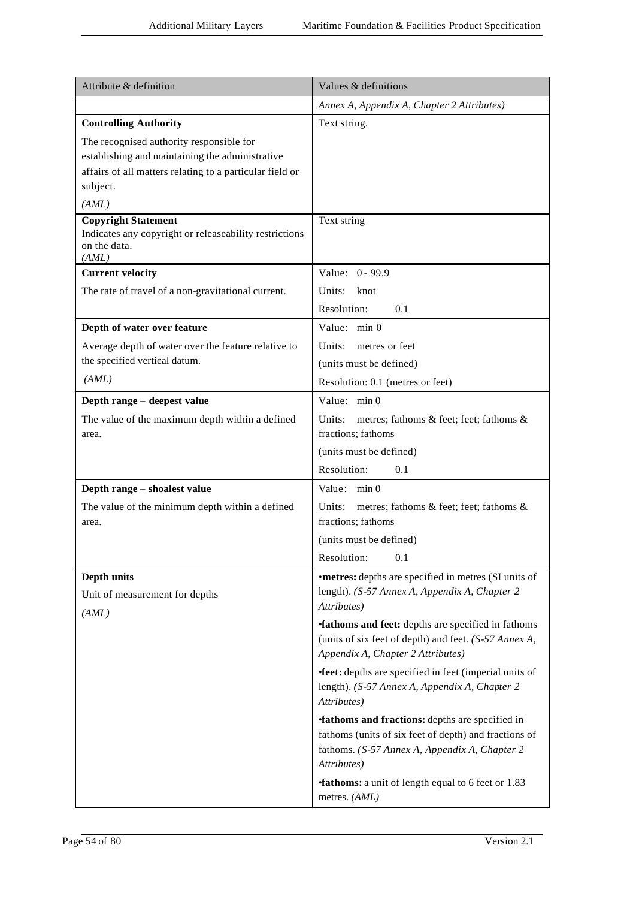| Attribute & definition | Values & definitions |
|---|---|
| | *Annex A, Appendix A, Chapter 2 Attributes)* |
| **Controlling Authority**<br><br>The recognised authority responsible for establishing and maintaining the administrative affairs of all matters relating to a particular field or subject.<br><br>*(AML)* | Text string. |
| **Copyright Statement**<br>Indicates any copyright or releaseability restrictions on the data.<br>*(AML)* | Text string |
| **Current velocity**<br><br>The rate of travel of a non-gravitational current. | Value: 0 - 99.9<br><br>Units: knot<br><br>Resolution: 0.1 |
| **Depth of water over feature**<br><br>Average depth of water over the feature relative to the specified vertical datum.<br><br>*(AML)* | Value: min 0<br><br>Units: metres or feet<br><br>(units must be defined)<br><br>Resolution: 0.1 (metres or feet) |
| **Depth range – deepest value**<br><br>The value of the maximum depth within a defined area. | Value: min 0<br><br>Units: metres; fathoms & feet; feet; fathoms & fractions; fathoms<br><br>(units must be defined)<br><br>Resolution: 0.1 |
| **Depth range – shoalest value**<br><br>The value of the minimum depth within a defined area. | Value: min 0<br><br>Units: metres; fathoms & feet; feet; fathoms & fractions; fathoms<br><br>(units must be defined)<br><br>Resolution: 0.1 |
| **Depth units**<br><br>Unit of measurement for depths<br><br>*(AML)* | •**metres:** depths are specified in metres (SI units of length). *(S-57 Annex A, Appendix A, Chapter 2 Attributes)*<br><br>•**fathoms and feet:** depths are specified in fathoms (units of six feet of depth) and feet. *(S-57 Annex A, Appendix A, Chapter 2 Attributes)*<br><br>•**feet:** depths are specified in feet (imperial units of length). *(S-57 Annex A, Appendix A, Chapter 2 Attributes)*<br><br>•**fathoms and fractions:** depths are specified in fathoms (units of six feet of depth) and fractions of fathoms. *(S-57 Annex A, Appendix A, Chapter 2 Attributes)*<br><br>•**fathoms:** a unit of length equal to 6 feet or 1.83 metres. *(AML)* |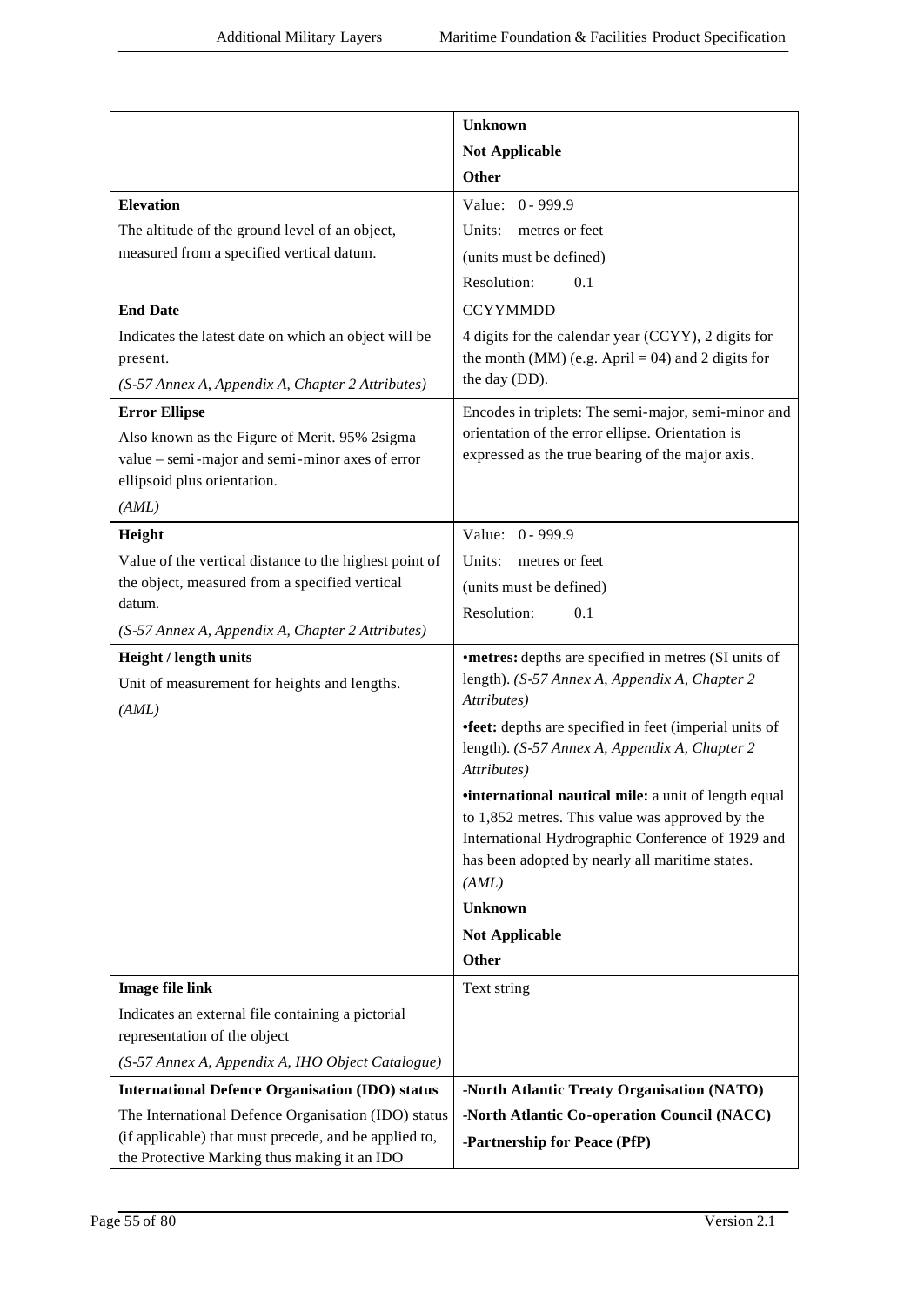| | |
|---|---|
| | **Unknown**<br>**Not Applicable**<br>**Other** |
| **Elevation**<br>The altitude of the ground level of an object, measured from a specified vertical datum. | Value: 0 - 999.9<br>Units: metres or feet<br>(units must be defined)<br>Resolution: 0.1 |
| **End Date**<br>Indicates the latest date on which an object will be present.<br>*(S-57 Annex A, Appendix A, Chapter 2 Attributes)* | CCYYMMDD<br>4 digits for the calendar year (CCYY), 2 digits for the month (MM) (e.g. April = 04) and 2 digits for the day (DD). |
| **Error Ellipse**<br>Also known as the Figure of Merit. 95% 2sigma value – semi-major and semi-minor axes of error ellipsoid plus orientation.<br>*(AML)* | Encodes in triplets: The semi-major, semi-minor and orientation of the error ellipse. Orientation is expressed as the true bearing of the major axis. |
| **Height**<br>Value of the vertical distance to the highest point of the object, measured from a specified vertical datum.<br>*(S-57 Annex A, Appendix A, Chapter 2 Attributes)* | Value: 0 - 999.9<br>Units: metres or feet<br>(units must be defined)<br>Resolution: 0.1 |
| **Height / length units**<br>Unit of measurement for heights and lengths.<br>*(AML)* | •**metres:** depths are specified in metres (SI units of length). *(S-57 Annex A, Appendix A, Chapter 2 Attributes)*<br>•**feet:** depths are specified in feet (imperial units of length). *(S-57 Annex A, Appendix A, Chapter 2 Attributes)*<br>•**international nautical mile:** a unit of length equal to 1,852 metres. This value was approved by the International Hydrographic Conference of 1929 and has been adopted by nearly all maritime states. *(AML)*<br>**Unknown**<br>**Not Applicable**<br>**Other** |
| **Image file link**<br>Indicates an external file containing a pictorial representation of the object<br>*(S-57 Annex A, Appendix A, IHO Object Catalogue)* | Text string |
| **International Defence Organisation (IDO) status**<br>The International Defence Organisation (IDO) status (if applicable) that must precede, and be applied to, the Protective Marking thus making it an IDO | **-North Atlantic Treaty Organisation (NATO)**<br>**-North Atlantic Co-operation Council (NACC)**<br>**-Partnership for Peace (PfP)** |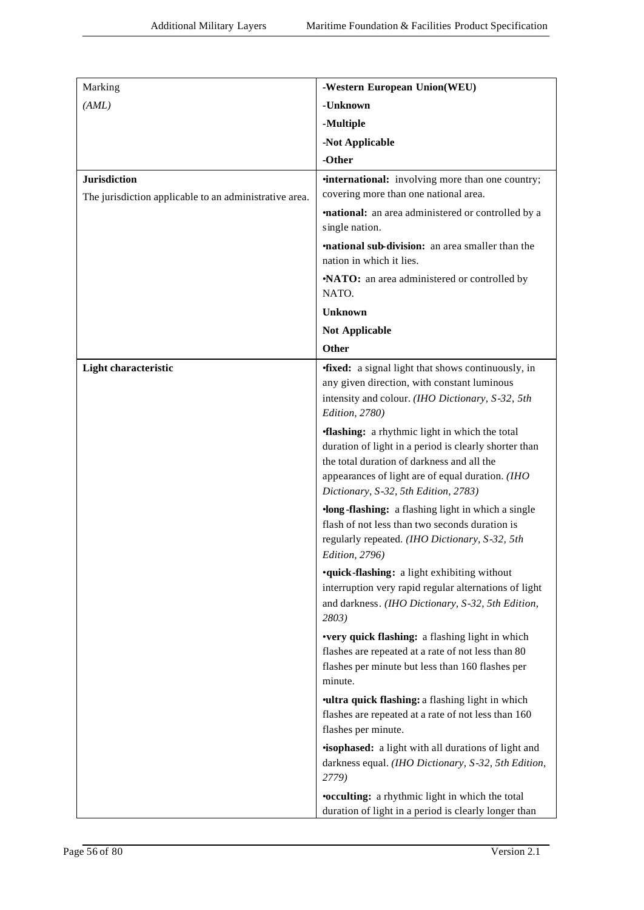| | |
|---|---|
| Marking<br>*(AML)* | **-Western European Union(WEU)**<br>**-Unknown**<br>**-Multiple**<br>**-Not Applicable**<br>**-Other** |
| **Jurisdiction**<br>The jurisdiction applicable to an administrative area. | •**international:** involving more than one country; covering more than one national area.<br>•**national:** an area administered or controlled by a single nation.<br>•**national sub-division:** an area smaller than the nation in which it lies.<br>•**NATO:** an area administered or controlled by NATO.<br>**Unknown**<br>**Not Applicable**<br>**Other** |
| **Light characteristic** | •**fixed:** a signal light that shows continuously, in any given direction, with constant luminous intensity and colour. *(IHO Dictionary, S-32, 5th Edition, 2780)*<br>•**flashing:** a rhythmic light in which the total duration of light in a period is clearly shorter than the total duration of darkness and all the appearances of light are of equal duration. *(IHO Dictionary, S-32, 5th Edition, 2783)*<br>•**long-flashing:** a flashing light in which a single flash of not less than two seconds duration is regularly repeated. *(IHO Dictionary, S-32, 5th Edition, 2796)*<br>•**quick-flashing:** a light exhibiting without interruption very rapid regular alternations of light and darkness. *(IHO Dictionary, S-32, 5th Edition, 2803)*<br>•**very quick flashing:** a flashing light in which flashes are repeated at a rate of not less than 80 flashes per minute but less than 160 flashes per minute.<br>•**ultra quick flashing:** a flashing light in which flashes are repeated at a rate of not less than 160 flashes per minute.<br>•**isophased:** a light with all durations of light and darkness equal. *(IHO Dictionary, S-32, 5th Edition, 2779)*<br>•**occulting:** a rhythmic light in which the total duration of light in a period is clearly longer than |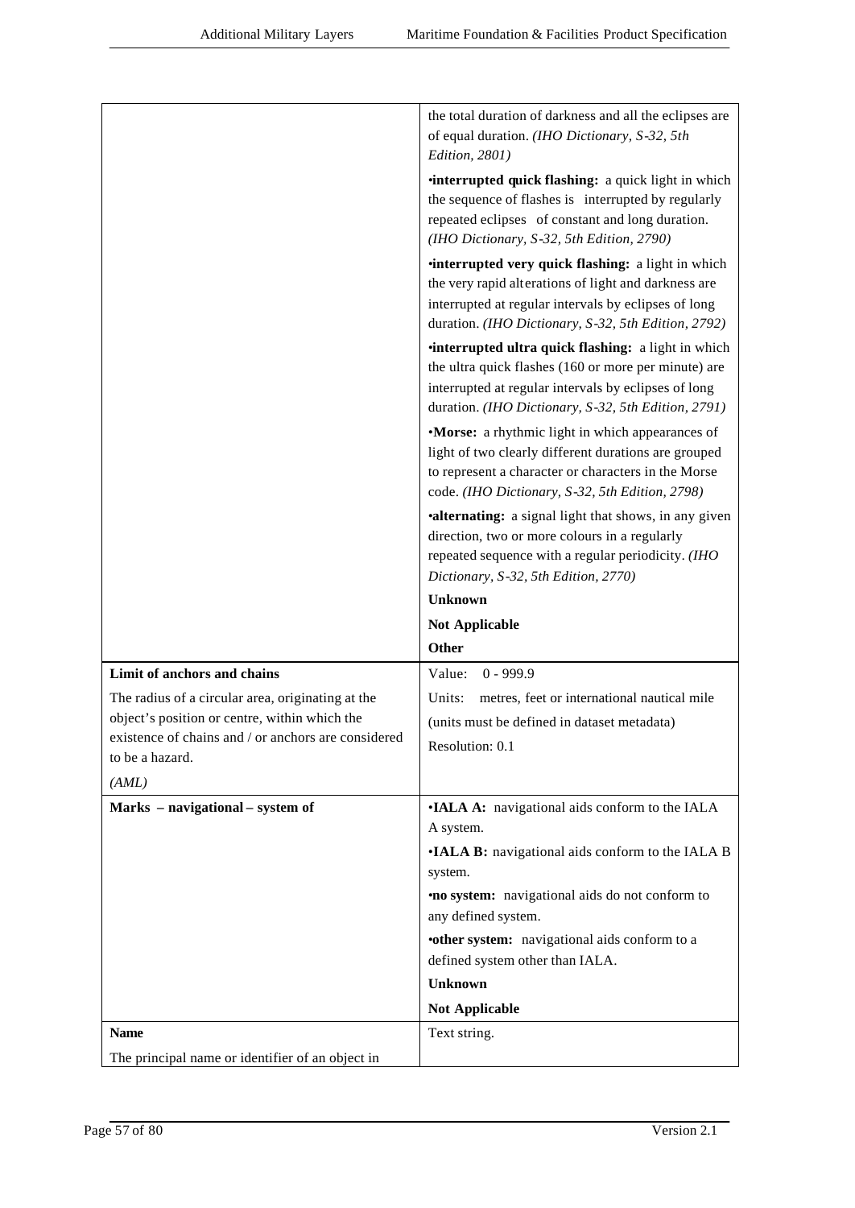| | |
|---|---|
| | the total duration of darkness and all the eclipses are of equal duration. *(IHO Dictionary, S-32, 5th Edition, 2801)*<br><br>•**interrupted quick flashing:** a quick light in which the sequence of flashes is interrupted by regularly repeated eclipses of constant and long duration. *(IHO Dictionary, S-32, 5th Edition, 2790)*<br><br>•**interrupted very quick flashing:** a light in which the very rapid alterations of light and darkness are interrupted at regular intervals by eclipses of long duration. *(IHO Dictionary, S-32, 5th Edition, 2792)*<br><br>•**interrupted ultra quick flashing:** a light in which the ultra quick flashes (160 or more per minute) are interrupted at regular intervals by eclipses of long duration. *(IHO Dictionary, S-32, 5th Edition, 2791)*<br><br>•**Morse:** a rhythmic light in which appearances of light of two clearly different durations are grouped to represent a character or characters in the Morse code. *(IHO Dictionary, S-32, 5th Edition, 2798)*<br><br>•**alternating:** a signal light that shows, in any given direction, two or more colours in a regularly repeated sequence with a regular periodicity. *(IHO Dictionary, S-32, 5th Edition, 2770)*<br><br>**Unknown**<br><br>**Not Applicable**<br><br>**Other** |
| **Limit of anchors and chains**<br><br>The radius of a circular area, originating at the object's position or centre, within which the existence of chains and / or anchors are considered to be a hazard.<br><br>*(AML)* | Value: 0 - 999.9<br><br>Units: metres, feet or international nautical mile<br><br>(units must be defined in dataset metadata)<br><br>Resolution: 0.1 |
| **Marks – navigational – system of** | •**IALA A:** navigational aids conform to the IALA A system.<br><br>•**IALA B:** navigational aids conform to the IALA B system.<br><br>•**no system:** navigational aids do not conform to any defined system.<br><br>•**other system:** navigational aids conform to a defined system other than IALA.<br><br>**Unknown**<br><br>**Not Applicable** |
| **Name**<br><br>The principal name or identifier of an object in | Text string. |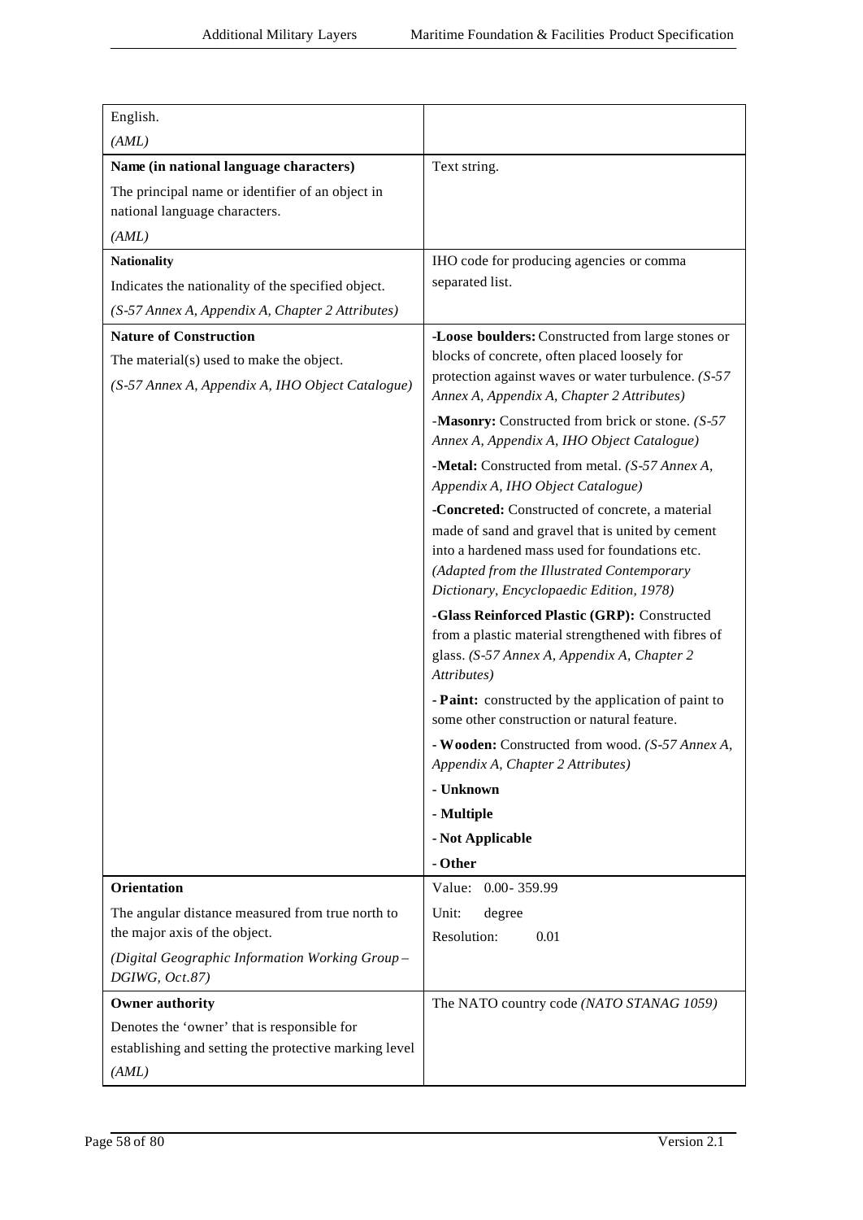| | |
|---|---|
| English.<br>*(AML)* | |
| **Name (in national language characters)**<br>The principal name or identifier of an object in national language characters.<br>*(AML)* | Text string. |
| **Nationality**<br>Indicates the nationality of the specified object.<br>*(S-57 Annex A, Appendix A, Chapter 2 Attributes)* | IHO code for producing agencies or comma separated list. |
| **Nature of Construction**<br>The material(s) used to make the object.<br>*(S-57 Annex A, Appendix A, IHO Object Catalogue)* | -**Loose boulders:** Constructed from large stones or blocks of concrete, often placed loosely for protection against waves or water turbulence. *(S-57 Annex A, Appendix A, Chapter 2 Attributes)*<br>-**Masonry:** Constructed from brick or stone. *(S-57 Annex A, Appendix A, IHO Object Catalogue)*<br>-**Metal:** Constructed from metal. *(S-57 Annex A, Appendix A, IHO Object Catalogue)*<br>-**Concreted:** Constructed of concrete, a material made of sand and gravel that is united by cement into a hardened mass used for foundations etc. *(Adapted from the Illustrated Contemporary Dictionary, Encyclopaedic Edition, 1978)*<br>-**Glass Reinforced Plastic (GRP):** Constructed from a plastic material strengthened with fibres of glass. *(S-57 Annex A, Appendix A, Chapter 2 Attributes)*<br>- **Paint:** constructed by the application of paint to some other construction or natural feature.<br>- **Wooden:** Constructed from wood. *(S-57 Annex A, Appendix A, Chapter 2 Attributes)*<br>- **Unknown**<br>- **Multiple**<br>- **Not Applicable**<br>- **Other** |
| **Orientation**<br>The angular distance measured from true north to the major axis of the object.<br>*(Digital Geographic Information Working Group – DGIWG, Oct.87)* | Value: 0.00- 359.99<br>Unit: degree<br>Resolution: 0.01 |
| **Owner authority**<br>Denotes the 'owner' that is responsible for establishing and setting the protective marking level<br>*(AML)* | The NATO country code *(NATO STANAG 1059)* |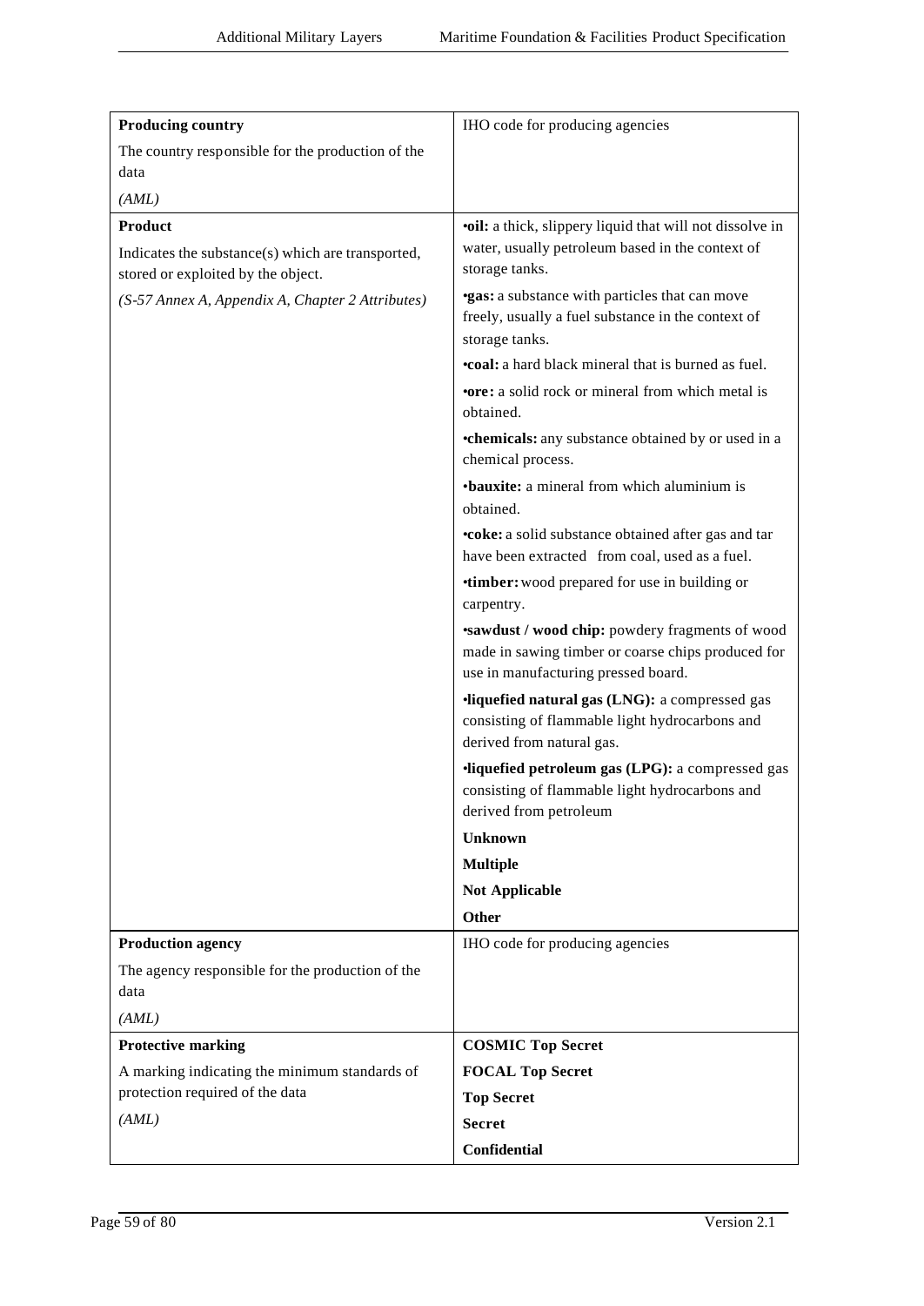| | |
|---|---|
| **Producing country**<br>The country responsible for the production of the data<br>*(AML)* | IHO code for producing agencies |
| **Product**<br>Indicates the substance(s) which are transported, stored or exploited by the object.<br>*(S-57 Annex A, Appendix A, Chapter 2 Attributes)* | •**oil:** a thick, slippery liquid that will not dissolve in water, usually petroleum based in the context of storage tanks.<br>•**gas:** a substance with particles that can move freely, usually a fuel substance in the context of storage tanks.<br>•**coal:** a hard black mineral that is burned as fuel.<br>•**ore:** a solid rock or mineral from which metal is obtained.<br>•**chemicals:** any substance obtained by or used in a chemical process.<br>•**bauxite:** a mineral from which aluminium is obtained.<br>•**coke:** a solid substance obtained after gas and tar have been extracted from coal, used as a fuel.<br>•**timber:** wood prepared for use in building or carpentry.<br>•**sawdust / wood chip:** powdery fragments of wood made in sawing timber or coarse chips produced for use in manufacturing pressed board.<br>•**liquefied natural gas (LNG):** a compressed gas consisting of flammable light hydrocarbons and derived from natural gas.<br>•**liquefied petroleum gas (LPG):** a compressed gas consisting of flammable light hydrocarbons and derived from petroleum<br>**Unknown**<br>**Multiple**<br>**Not Applicable**<br>**Other** |
| **Production agency**<br>The agency responsible for the production of the data<br>*(AML)* | IHO code for producing agencies |
| **Protective marking**<br>A marking indicating the minimum standards of protection required of the data<br>*(AML)* | **COSMIC Top Secret**<br>**FOCAL Top Secret**<br>**Top Secret**<br>**Secret**<br>**Confidential** |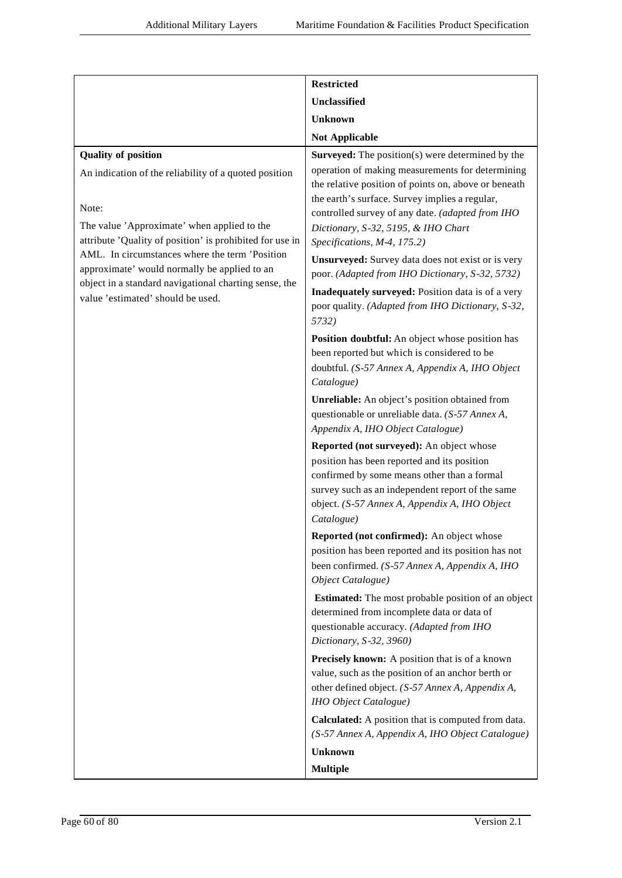| | |
|---|---|
| | **Restricted**<br>**Unclassified**<br>**Unknown**<br>**Not Applicable** |
| **Quality of position**<br>An indication of the reliability of a quoted position<br><br>Note:<br>The value 'Approximate' when applied to the attribute 'Quality of position' is prohibited for use in AML. In circumstances where the term 'Position approximate' would normally be applied to an object in a standard navigational charting sense, the value 'estimated' should be used. | **Surveyed:** The position(s) were determined by the operation of making measurements for determining the relative position of points on, above or beneath the earth's surface. Survey implies a regular, controlled survey of any date. *(adapted from IHO Dictionary, S-32, 5195, & IHO Chart Specifications, M-4, 175.2)*<br>**Unsurveyed:** Survey data does not exist or is very poor. *(Adapted from IHO Dictionary, S-32, 5732)*<br>**Inadequately surveyed:** Position data is of a very poor quality. *(Adapted from IHO Dictionary, S-32, 5732)*<br>**Position doubtful:** An object whose position has been reported but which is considered to be doubtful. *(S-57 Annex A, Appendix A, IHO Object Catalogue)*<br>**Unreliable:** An object's position obtained from questionable or unreliable data. *(S-57 Annex A, Appendix A, IHO Object Catalogue)*<br>**Reported (not surveyed):** An object whose position has been reported and its position confirmed by some means other than a formal survey such as an independent report of the same object. *(S-57 Annex A, Appendix A, IHO Object Catalogue)*<br>**Reported (not confirmed):** An object whose position has been reported and its position has not been confirmed. *(S-57 Annex A, Appendix A, IHO Object Catalogue)*<br>**Estimated:** The most probable position of an object determined from incomplete data or data of questionable accuracy. *(Adapted from IHO Dictionary, S-32, 3960)*<br>**Precisely known:** A position that is of a known value, such as the position of an anchor berth or other defined object. *(S-57 Annex A, Appendix A, IHO Object Catalogue)*<br>**Calculated:** A position that is computed from data. *(S-57 Annex A, Appendix A, IHO Object Catalogue)*<br>**Unknown**<br>**Multiple** |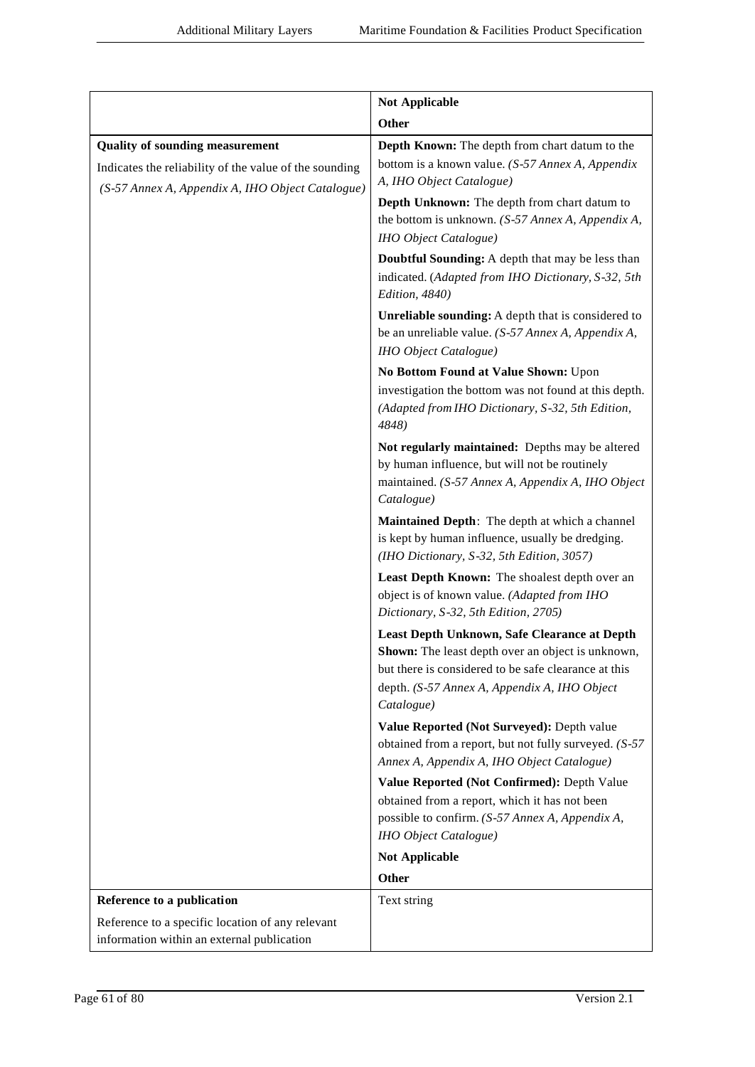| | |
|---|---|
| | **Not Applicable** |
| | **Other** |
| **Quality of sounding measurement**<br>Indicates the reliability of the value of the sounding *(S-57 Annex A, Appendix A, IHO Object Catalogue)* | **Depth Known:** The depth from chart datum to the bottom is a known value. *(S-57 Annex A, Appendix A, IHO Object Catalogue)* |
| | **Depth Unknown:** The depth from chart datum to the bottom is unknown. *(S-57 Annex A, Appendix A, IHO Object Catalogue)* |
| | **Doubtful Sounding:** A depth that may be less than indicated. (*Adapted from IHO Dictionary, S-32, 5th Edition, 4840)* |
| | **Unreliable sounding:** A depth that is considered to be an unreliable value. *(S-57 Annex A, Appendix A, IHO Object Catalogue)* |
| | **No Bottom Found at Value Shown:** Upon investigation the bottom was not found at this depth. *(Adapted from IHO Dictionary, S-32, 5th Edition, 4848)* |
| | **Not regularly maintained:** Depths may be altered by human influence, but will not be routinely maintained. *(S-57 Annex A, Appendix A, IHO Object Catalogue)* |
| | **Maintained Depth**: The depth at which a channel is kept by human influence, usually be dredging. *(IHO Dictionary, S-32, 5th Edition, 3057)* |
| | **Least Depth Known:** The shoalest depth over an object is of known value. *(Adapted from IHO Dictionary, S-32, 5th Edition, 2705)* |
| | **Least Depth Unknown, Safe Clearance at Depth Shown:** The least depth over an object is unknown, but there is considered to be safe clearance at this depth. *(S-57 Annex A, Appendix A, IHO Object Catalogue)* |
| | **Value Reported (Not Surveyed):** Depth value obtained from a report, but not fully surveyed. *(S-57 Annex A, Appendix A, IHO Object Catalogue)* |
| | **Value Reported (Not Confirmed):** Depth Value obtained from a report, which it has not been possible to confirm. *(S-57 Annex A, Appendix A, IHO Object Catalogue)* |
| | **Not Applicable** |
| | **Other** |
| **Reference to a publication**<br>Reference to a specific location of any relevant information within an external publication | Text string |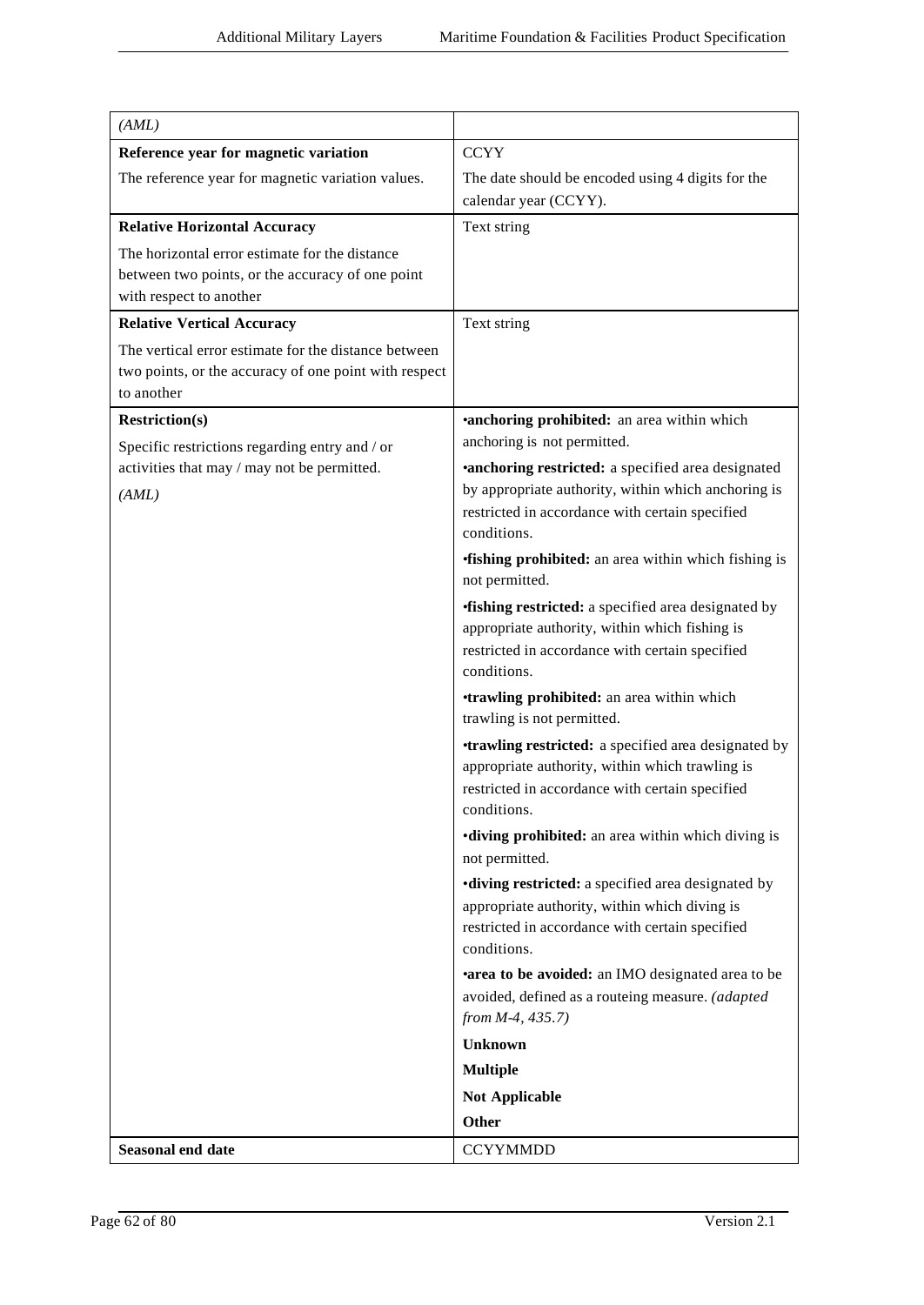| | |
|---|---|
| *(AML)* | |
| **Reference year for magnetic variation**<br>The reference year for magnetic variation values. | CCYY<br>The date should be encoded using 4 digits for the calendar year (CCYY). |
| **Relative Horizontal Accuracy**<br>The horizontal error estimate for the distance between two points, or the accuracy of one point with respect to another | Text string |
| **Relative Vertical Accuracy**<br>The vertical error estimate for the distance between two points, or the accuracy of one point with respect to another | Text string |
| **Restriction(s)**<br>Specific restrictions regarding entry and / or activities that may / may not be permitted.<br>*(AML)* | •**anchoring prohibited:** an area within which anchoring is not permitted.<br>•**anchoring restricted:** a specified area designated by appropriate authority, within which anchoring is restricted in accordance with certain specified conditions.<br>•**fishing prohibited:** an area within which fishing is not permitted.<br>•**fishing restricted:** a specified area designated by appropriate authority, within which fishing is restricted in accordance with certain specified conditions.<br>•**trawling prohibited:** an area within which trawling is not permitted.<br>•**trawling restricted:** a specified area designated by appropriate authority, within which trawling is restricted in accordance with certain specified conditions.<br>•**diving prohibited:** an area within which diving is not permitted.<br>•**diving restricted:** a specified area designated by appropriate authority, within which diving is restricted in accordance with certain specified conditions.<br>•**area to be avoided:** an IMO designated area to be avoided, defined as a routeing measure. *(adapted from M-4, 435.7)*<br>**Unknown**<br>**Multiple**<br>**Not Applicable**<br>**Other** |
| **Seasonal end date** | CCYYMMDD |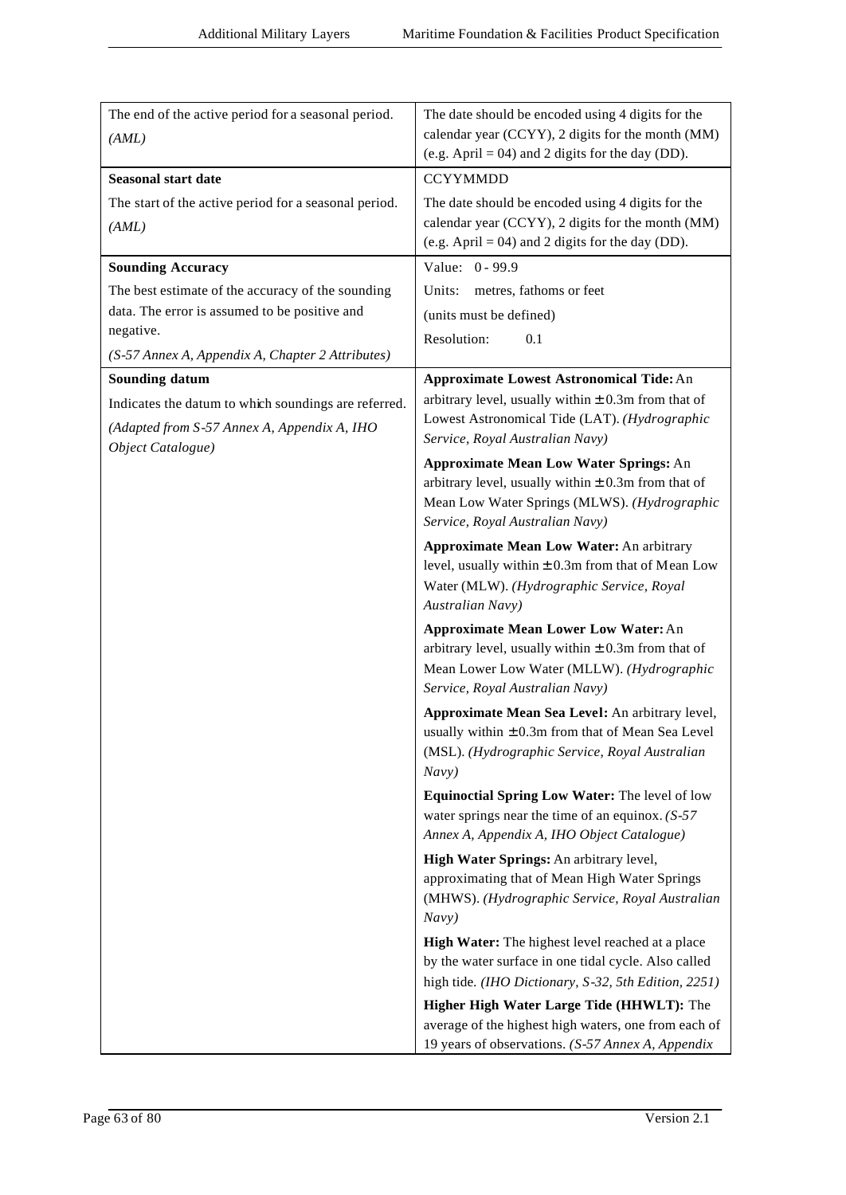| | |
|---|---|
| The end of the active period for a seasonal period.<br>*(AML)* | The date should be encoded using 4 digits for the calendar year (CCYY), 2 digits for the month (MM) (e.g. April = 04) and 2 digits for the day (DD). |
| **Seasonal start date**<br>The start of the active period for a seasonal period.<br>*(AML)* | CCYYMMDD<br>The date should be encoded using 4 digits for the calendar year (CCYY), 2 digits for the month (MM) (e.g. April = 04) and 2 digits for the day (DD). |
| **Sounding Accuracy**<br>The best estimate of the accuracy of the sounding data. The error is assumed to be positive and negative.<br>*(S-57 Annex A, Appendix A, Chapter 2 Attributes)* | Value: 0 - 99.9<br>Units: metres, fathoms or feet<br>(units must be defined)<br>Resolution: 0.1 |
| **Sounding datum**<br>Indicates the datum to which soundings are referred.<br>*(Adapted from S-57 Annex A, Appendix A, IHO Object Catalogue)* | **Approximate Lowest Astronomical Tide:** An arbitrary level, usually within ± 0.3m from that of Lowest Astronomical Tide (LAT). *(Hydrographic Service, Royal Australian Navy)*<br>**Approximate Mean Low Water Springs:** An arbitrary level, usually within ± 0.3m from that of Mean Low Water Springs (MLWS). *(Hydrographic Service, Royal Australian Navy)*<br>**Approximate Mean Low Water:** An arbitrary level, usually within ± 0.3m from that of Mean Low Water (MLW). *(Hydrographic Service, Royal Australian Navy)*<br>**Approximate Mean Lower Low Water:** An arbitrary level, usually within ± 0.3m from that of Mean Lower Low Water (MLLW). *(Hydrographic Service, Royal Australian Navy)*<br>**Approximate Mean Sea Level:** An arbitrary level, usually within ± 0.3m from that of Mean Sea Level (MSL). *(Hydrographic Service, Royal Australian Navy)*<br>**Equinoctial Spring Low Water:** The level of low water springs near the time of an equinox. *(S-57 Annex A, Appendix A, IHO Object Catalogue)*<br>**High Water Springs:** An arbitrary level, approximating that of Mean High Water Springs (MHWS). *(Hydrographic Service, Royal Australian Navy)*<br>**High Water:** The highest level reached at a place by the water surface in one tidal cycle. Also called high tide. *(IHO Dictionary, S-32, 5th Edition, 2251)*<br>**Higher High Water Large Tide (HHWLT):** The average of the highest high waters, one from each of 19 years of observations. *(S-57 Annex A, Appendix* |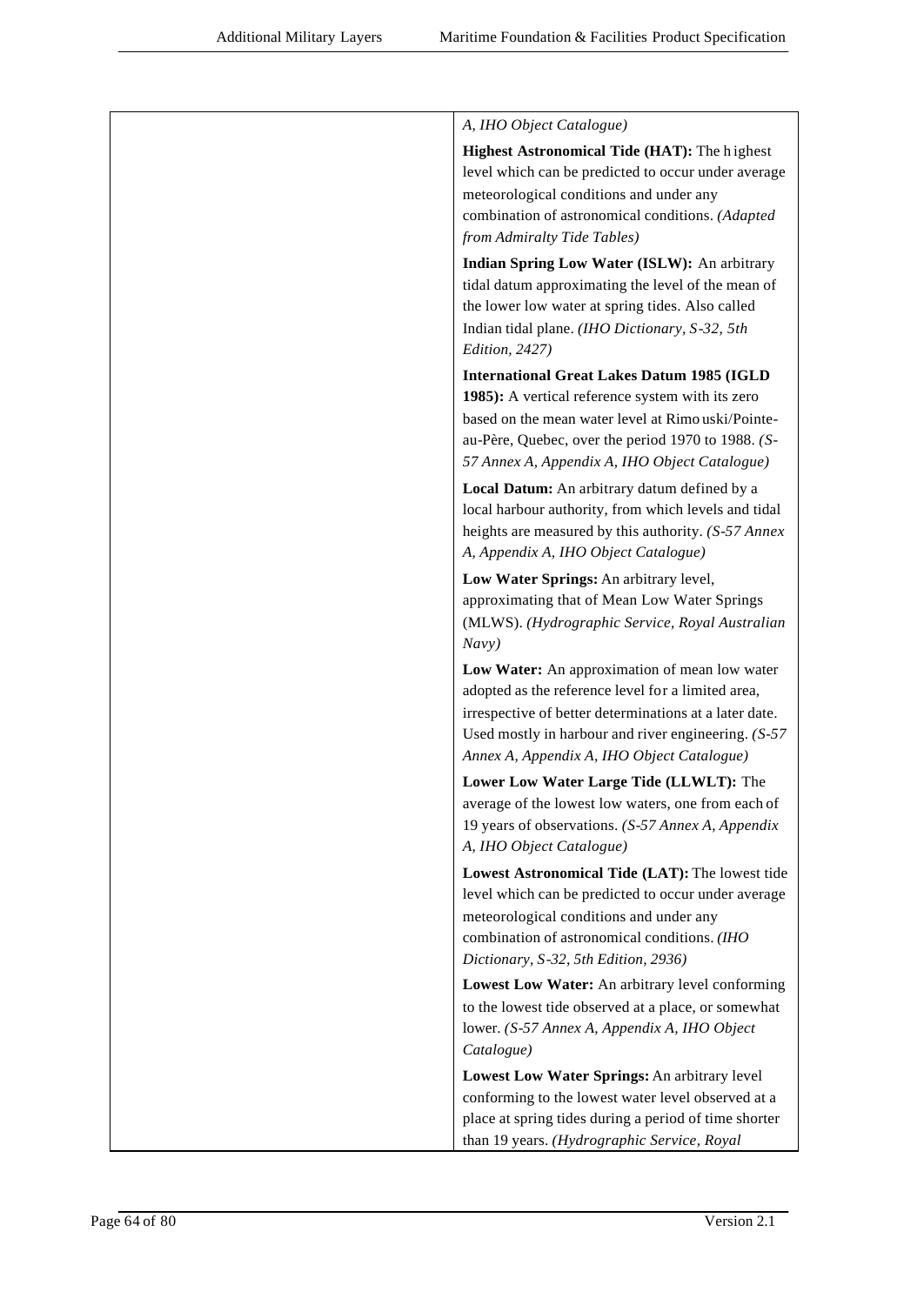|  |  |
|---|---|
|  | *A, IHO Object Catalogue)*<br><br>**Highest Astronomical Tide (HAT):** The highest level which can be predicted to occur under average meteorological conditions and under any combination of astronomical conditions. *(Adapted from Admiralty Tide Tables)*<br><br>**Indian Spring Low Water (ISLW):** An arbitrary tidal datum approximating the level of the mean of the lower low water at spring tides. Also called Indian tidal plane. *(IHO Dictionary, S-32, 5th Edition, 2427)*<br><br>**International Great Lakes Datum 1985 (IGLD 1985):** A vertical reference system with its zero based on the mean water level at Rimouski/Pointe-au-Père, Quebec, over the period 1970 to 1988. *(S-57 Annex A, Appendix A, IHO Object Catalogue)*<br><br>**Local Datum:** An arbitrary datum defined by a local harbour authority, from which levels and tidal heights are measured by this authority. *(S-57 Annex A, Appendix A, IHO Object Catalogue)*<br><br>**Low Water Springs:** An arbitrary level, approximating that of Mean Low Water Springs (MLWS). *(Hydrographic Service, Royal Australian Navy)*<br><br>**Low Water:** An approximation of mean low water adopted as the reference level for a limited area, irrespective of better determinations at a later date. Used mostly in harbour and river engineering. *(S-57 Annex A, Appendix A, IHO Object Catalogue)*<br><br>**Lower Low Water Large Tide (LLWLT):** The average of the lowest low waters, one from each of 19 years of observations. *(S-57 Annex A, Appendix A, IHO Object Catalogue)*<br><br>**Lowest Astronomical Tide (LAT):** The lowest tide level which can be predicted to occur under average meteorological conditions and under any combination of astronomical conditions. *(IHO Dictionary, S-32, 5th Edition, 2936)*<br><br>**Lowest Low Water:** An arbitrary level conforming to the lowest tide observed at a place, or somewhat lower. *(S-57 Annex A, Appendix A, IHO Object Catalogue)*<br><br>**Lowest Low Water Springs:** An arbitrary level conforming to the lowest water level observed at a place at spring tides during a period of time shorter than 19 years. *(Hydrographic Service, Royal* |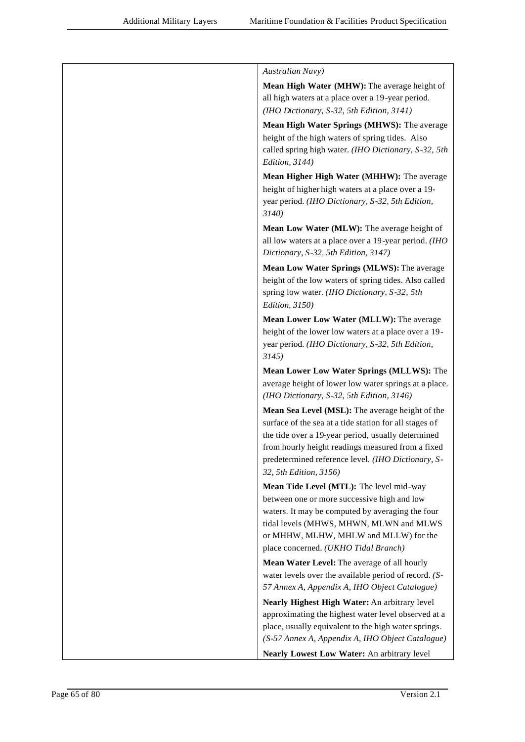| | |
|---|---|
| | *Australian Navy)*<br>**Mean High Water (MHW):** The average height of all high waters at a place over a 19-year period. *(IHO Dictionary, S-32, 5th Edition, 3141)*<br>**Mean High Water Springs (MHWS):** The average height of the high waters of spring tides. Also called spring high water. *(IHO Dictionary, S-32, 5th Edition, 3144)*<br>**Mean Higher High Water (MHHW):** The average height of higher high waters at a place over a 19-year period. *(IHO Dictionary, S-32, 5th Edition, 3140)*<br>**Mean Low Water (MLW):** The average height of all low waters at a place over a 19-year period. *(IHO Dictionary, S-32, 5th Edition, 3147)*<br>**Mean Low Water Springs (MLWS):** The average height of the low waters of spring tides. Also called spring low water. *(IHO Dictionary, S-32, 5th Edition, 3150)*<br>**Mean Lower Low Water (MLLW):** The average height of the lower low waters at a place over a 19-year period. *(IHO Dictionary, S-32, 5th Edition, 3145)*<br>**Mean Lower Low Water Springs (MLLWS):** The average height of lower low water springs at a place. *(IHO Dictionary, S-32, 5th Edition, 3146)*<br>**Mean Sea Level (MSL):** The average height of the surface of the sea at a tide station for all stages of the tide over a 19-year period, usually determined from hourly height readings measured from a fixed predetermined reference level. *(IHO Dictionary, S-32, 5th Edition, 3156)*<br>**Mean Tide Level (MTL):** The level mid-way between one or more successive high and low waters. It may be computed by averaging the four tidal levels (MHWS, MHWN, MLWN and MLWS or MHHW, MLHW, MHLW and MLLW) for the place concerned. *(UKHO Tidal Branch)*<br>**Mean Water Level:** The average of all hourly water levels over the available period of record. *(S-57 Annex A, Appendix A, IHO Object Catalogue)*<br>**Nearly Highest High Water:** An arbitrary level approximating the highest water level observed at a place, usually equivalent to the high water springs. *(S-57 Annex A, Appendix A, IHO Object Catalogue)*<br>**Nearly Lowest Low Water:** An arbitrary level |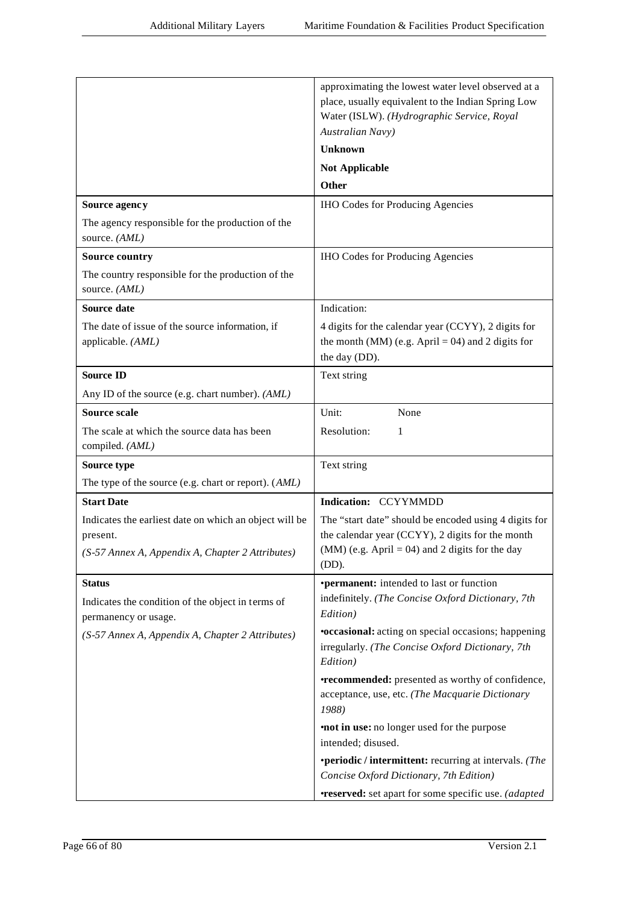| | |
|---|---|
| | approximating the lowest water level observed at a place, usually equivalent to the Indian Spring Low Water (ISLW). *(Hydrographic Service, Royal Australian Navy)*<br><br>**Unknown**<br><br>**Not Applicable**<br><br>**Other** |
| **Source agency**<br><br>The agency responsible for the production of the source. *(AML)* | IHO Codes for Producing Agencies |
| **Source country**<br><br>The country responsible for the production of the source. *(AML)* | IHO Codes for Producing Agencies |
| **Source date**<br><br>The date of issue of the source information, if applicable. *(AML)* | Indication:<br><br>4 digits for the calendar year (CCYY), 2 digits for the month (MM) (e.g. April = 04) and 2 digits for the day (DD). |
| **Source ID**<br><br>Any ID of the source (e.g. chart number). *(AML)* | Text string |
| **Source scale**<br><br>The scale at which the source data has been compiled. *(AML)* | Unit: None<br><br>Resolution: 1 |
| **Source type**<br><br>The type of the source (e.g. chart or report). (*AML)* | Text string |
| **Start Date**<br><br>Indicates the earliest date on which an object will be present.<br><br>*(S-57 Annex A, Appendix A, Chapter 2 Attributes)* | **Indication:** CCYYMMDD<br><br>The "start date" should be encoded using 4 digits for the calendar year (CCYY), 2 digits for the month (MM) (e.g. April = 04) and 2 digits for the day (DD). |
| **Status**<br><br>Indicates the condition of the object in terms of permanency or usage.<br><br>*(S-57 Annex A, Appendix A, Chapter 2 Attributes)* | •**permanent:** intended to last or function indefinitely. *(The Concise Oxford Dictionary, 7th Edition)*<br><br>•**occasional:** acting on special occasions; happening irregularly. *(The Concise Oxford Dictionary, 7th Edition)*<br><br>•**recommended:** presented as worthy of confidence, acceptance, use, etc. *(The Macquarie Dictionary 1988)*<br><br>•**not in use:** no longer used for the purpose intended; disused.<br><br>•**periodic / intermittent:** recurring at intervals. *(The Concise Oxford Dictionary, 7th Edition)*<br><br>•**reserved:** set apart for some specific use. *(adapted* |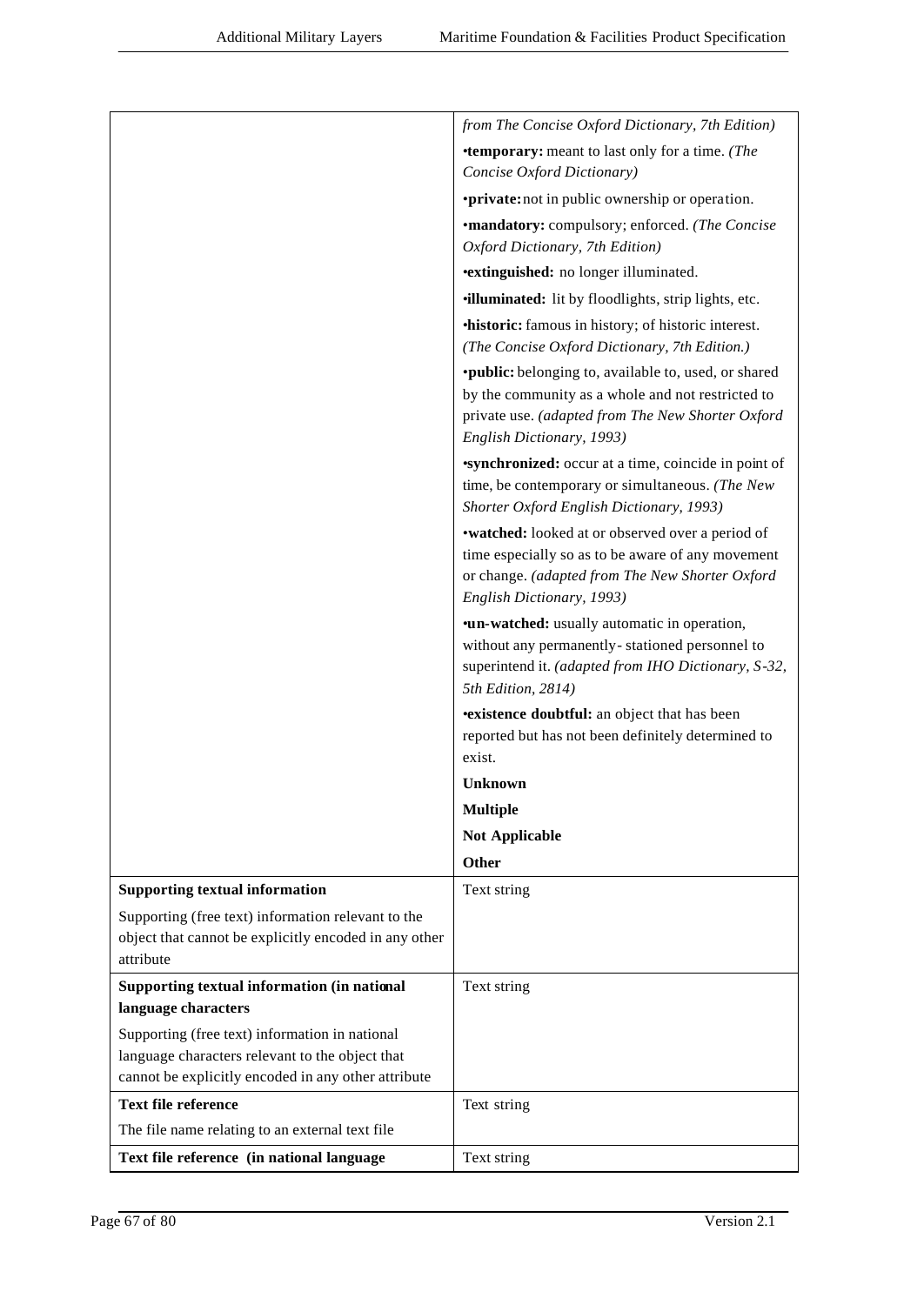| | |
|---|---|
| | *from The Concise Oxford Dictionary, 7th Edition)*<br>•**temporary:** meant to last only for a time. *(The Concise Oxford Dictionary)*<br>•**private:** not in public ownership or operation.<br>•**mandatory:** compulsory; enforced. *(The Concise Oxford Dictionary, 7th Edition)*<br>•**extinguished:** no longer illuminated.<br>•**illuminated:** lit by floodlights, strip lights, etc.<br>•**historic:** famous in history; of historic interest. *(The Concise Oxford Dictionary, 7th Edition.)*<br>•**public:** belonging to, available to, used, or shared by the community as a whole and not restricted to private use. *(adapted from The New Shorter Oxford English Dictionary, 1993)*<br>•**synchronized:** occur at a time, coincide in point of time, be contemporary or simultaneous. *(The New Shorter Oxford English Dictionary, 1993)*<br>•**watched:** looked at or observed over a period of time especially so as to be aware of any movement or change. *(adapted from The New Shorter Oxford English Dictionary, 1993)*<br>•**un-watched:** usually automatic in operation, without any permanently- stationed personnel to superintend it. *(adapted from IHO Dictionary, S-32, 5th Edition, 2814)*<br>•**existence doubtful:** an object that has been reported but has not been definitely determined to exist.<br>**Unknown**<br>**Multiple**<br>**Not Applicable**<br>**Other** |
| **Supporting textual information**<br>Supporting (free text) information relevant to the object that cannot be explicitly encoded in any other attribute | Text string |
| **Supporting textual information (in national language characters**<br>Supporting (free text) information in national language characters relevant to the object that cannot be explicitly encoded in any other attribute | Text string |
| **Text file reference**<br>The file name relating to an external text file | Text string |
| **Text file reference (in national language** | Text string |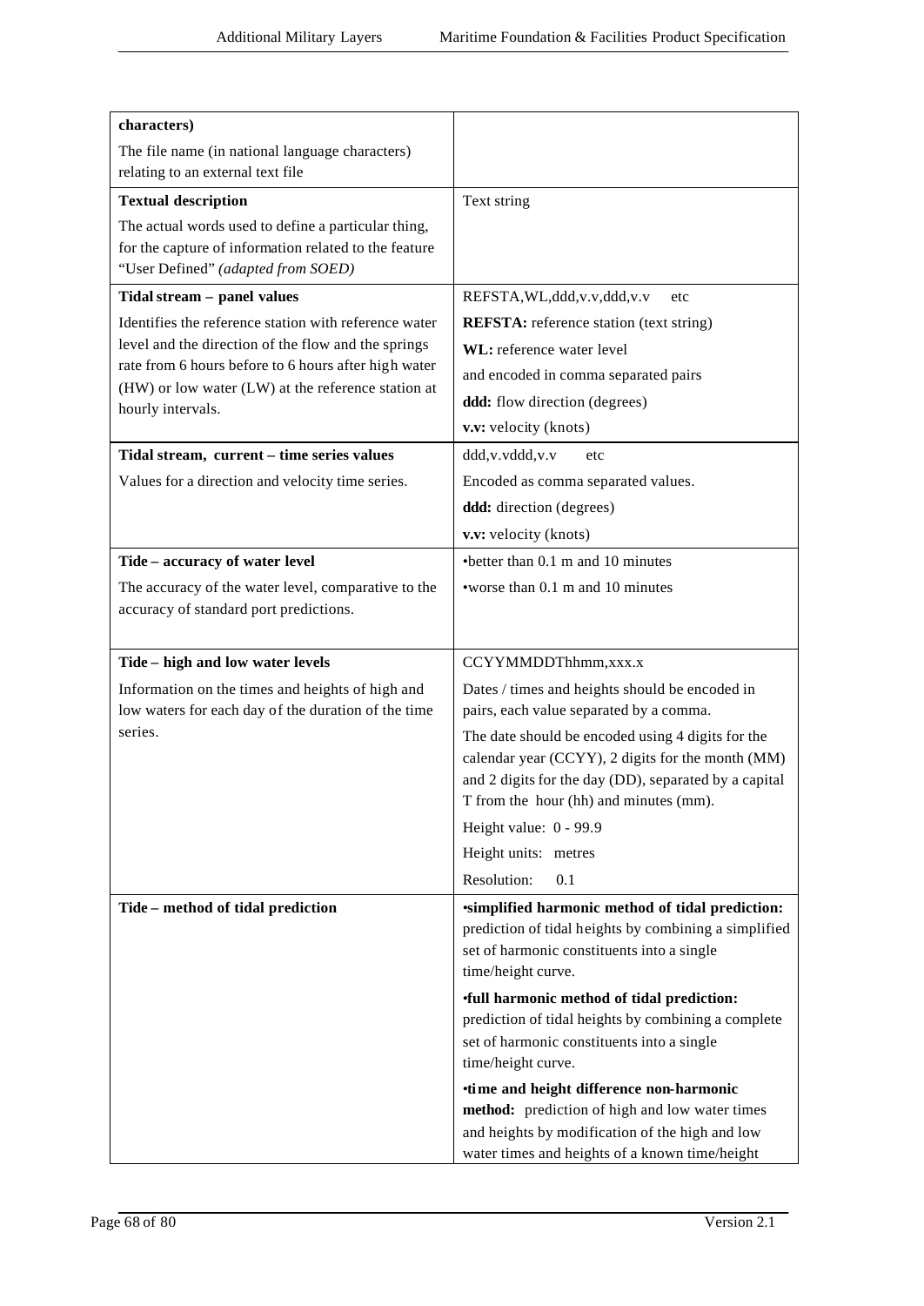| | |
|---|---|
| **characters)**<br>The file name (in national language characters) relating to an external text file | |
| **Textual description**<br>The actual words used to define a particular thing, for the capture of information related to the feature “User Defined” *(adapted from SOED)* | Text string |
| **Tidal stream – panel values**<br>Identifies the reference station with reference water level and the direction of the flow and the springs rate from 6 hours before to 6 hours after high water (HW) or low water (LW) at the reference station at hourly intervals. | REFSTA,WL,ddd,v.v,ddd,v.v etc<br>**REFSTA:** reference station (text string)<br>**WL:** reference water level<br>and encoded in comma separated pairs<br>**ddd:** flow direction (degrees)<br>**v.v:** velocity (knots) |
| **Tidal stream, current – time series values**<br>Values for a direction and velocity time series. | ddd,v.vddd,v.v etc<br>Encoded as comma separated values.<br>**ddd:** direction (degrees)<br>**v.v:** velocity (knots) |
| **Tide – accuracy of water level**<br>The accuracy of the water level, comparative to the accuracy of standard port predictions. | •better than 0.1 m and 10 minutes<br>•worse than 0.1 m and 10 minutes |
| **Tide – high and low water levels**<br>Information on the times and heights of high and low waters for each day of the duration of the time series. | CCYYMMDDThhmm,xxx.x<br>Dates / times and heights should be encoded in pairs, each value separated by a comma.<br>The date should be encoded using 4 digits for the calendar year (CCYY), 2 digits for the month (MM) and 2 digits for the day (DD), separated by a capital T from the hour (hh) and minutes (mm).<br>Height value: 0 - 99.9<br>Height units: metres<br>Resolution: 0.1 |
| **Tide – method of tidal prediction** | •**simplified harmonic method of tidal prediction:** prediction of tidal heights by combining a simplified set of harmonic constituents into a single time/height curve.<br>•**full harmonic method of tidal prediction:** prediction of tidal heights by combining a complete set of harmonic constituents into a single time/height curve.<br>•**time and height difference non-harmonic method:** prediction of high and low water times and heights by modification of the high and low water times and heights of a known time/height |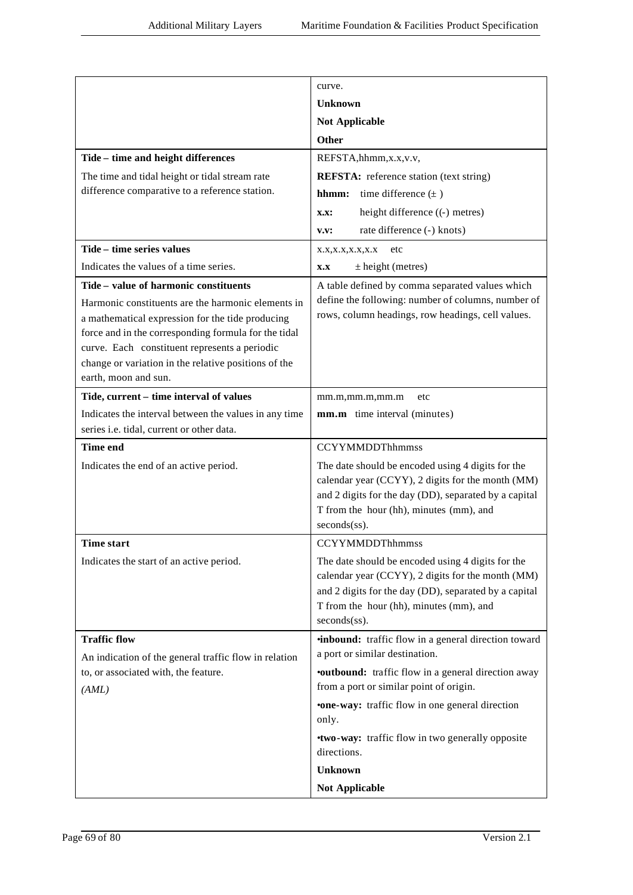| | |
|---|---|
| | curve.<br>**Unknown**<br>**Not Applicable**<br>**Other** |
| **Tide – time and height differences**<br>The time and tidal height or tidal stream rate difference comparative to a reference station. | REFSTA,hhmm,x.x,v.v,<br>**REFSTA:** reference station (text string)<br>**hhmm:** time difference (±)<br>**x.x:** height difference ((-) metres)<br>**v.v:** rate difference (-) knots) |
| **Tide – time series values**<br>Indicates the values of a time series. | x.x,x.x,x.x,x.x etc<br>**x.x** ± height (metres) |
| **Tide – value of harmonic constituents**<br>Harmonic constituents are the harmonic elements in a mathematical expression for the tide producing force and in the corresponding formula for the tidal curve. Each constituent represents a periodic change or variation in the relative positions of the earth, moon and sun. | A table defined by comma separated values which define the following: number of columns, number of rows, column headings, row headings, cell values. |
| **Tide, current – time interval of values**<br>Indicates the interval between the values in any time series i.e. tidal, current or other data. | mm.m,mm.m,mm.m etc<br>**mm.m** time interval (minutes) |
| **Time end**<br>Indicates the end of an active period. | CCYYMMDDThhmmss<br>The date should be encoded using 4 digits for the calendar year (CCYY), 2 digits for the month (MM) and 2 digits for the day (DD), separated by a capital T from the hour (hh), minutes (mm), and seconds(ss). |
| **Time start**<br>Indicates the start of an active period. | CCYYMMDDThhmmss<br>The date should be encoded using 4 digits for the calendar year (CCYY), 2 digits for the month (MM) and 2 digits for the day (DD), separated by a capital T from the hour (hh), minutes (mm), and seconds(ss). |
| **Traffic flow**<br>An indication of the general traffic flow in relation to, or associated with, the feature.<br>*(AML)* | •**inbound:** traffic flow in a general direction toward a port or similar destination.<br>•**outbound:** traffic flow in a general direction away from a port or similar point of origin.<br>•**one-way:** traffic flow in one general direction only.<br>•**two-way:** traffic flow in two generally opposite directions.<br>**Unknown**<br>**Not Applicable** |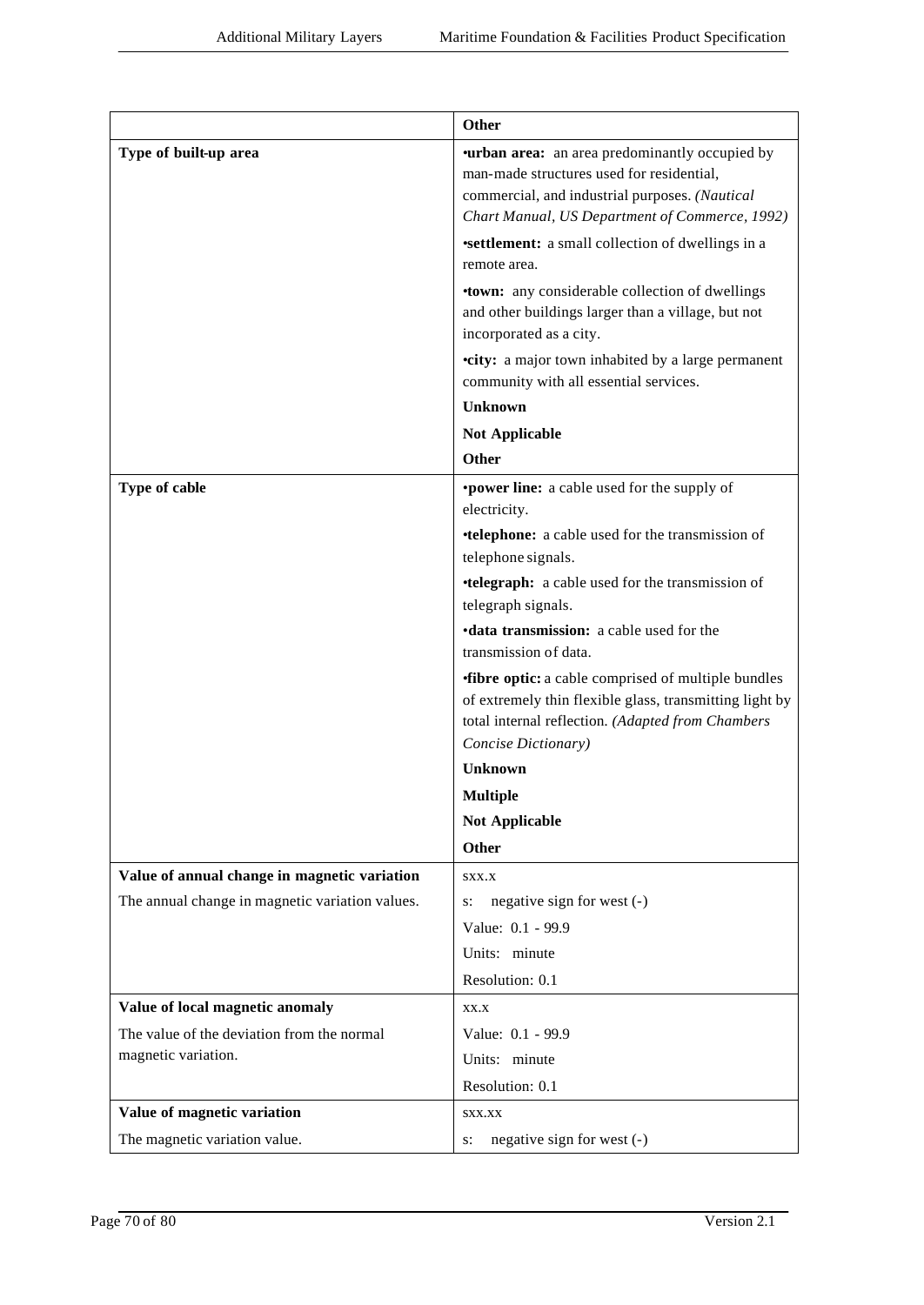| | **Other** |
|---|---|
| **Type of built-up area** | •**urban area:** an area predominantly occupied by man-made structures used for residential, commercial, and industrial purposes. *(Nautical Chart Manual, US Department of Commerce, 1992)*<br>•**settlement:** a small collection of dwellings in a remote area.<br>•**town:** any considerable collection of dwellings and other buildings larger than a village, but not incorporated as a city.<br>•**city:** a major town inhabited by a large permanent community with all essential services.<br>**Unknown**<br>**Not Applicable**<br>**Other** |
| **Type of cable** | •**power line:** a cable used for the supply of electricity.<br>•**telephone:** a cable used for the transmission of telephone signals.<br>•**telegraph:** a cable used for the transmission of telegraph signals.<br>•**data transmission:** a cable used for the transmission of data.<br>•**fibre optic:** a cable comprised of multiple bundles of extremely thin flexible glass, transmitting light by total internal reflection. *(Adapted from Chambers Concise Dictionary)*<br>**Unknown**<br>**Multiple**<br>**Not Applicable**<br>**Other** |
| **Value of annual change in magnetic variation**<br>The annual change in magnetic variation values. | sxx.x<br>s: negative sign for west (-)<br>Value: 0.1 - 99.9<br>Units: minute<br>Resolution: 0.1 |
| **Value of local magnetic anomaly**<br>The value of the deviation from the normal magnetic variation. | xx.x<br>Value: 0.1 - 99.9<br>Units: minute<br>Resolution: 0.1 |
| **Value of magnetic variation**<br>The magnetic variation value. | sxx.xx<br>s: negative sign for west (-) |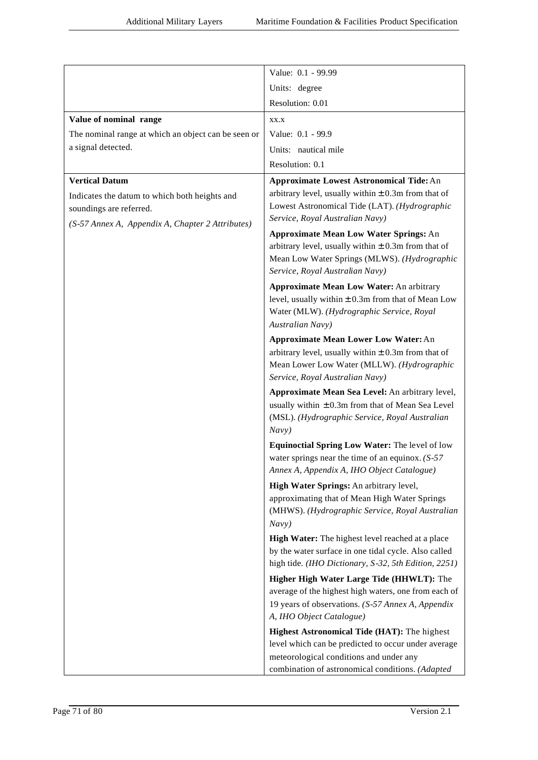| | |
|---|---|
| | Value: 0.1 - 99.99<br>Units: degree<br>Resolution: 0.01 |
| **Value of nominal range**<br>The nominal range at which an object can be seen or a signal detected. | xx.x<br>Value: 0.1 - 99.9<br>Units: nautical mile<br>Resolution: 0.1 |
| **Vertical Datum**<br>Indicates the datum to which both heights and soundings are referred.<br>*(S-57 Annex A, Appendix A, Chapter 2 Attributes)* | **Approximate Lowest Astronomical Tide:** An arbitrary level, usually within ± 0.3m from that of Lowest Astronomical Tide (LAT). *(Hydrographic Service, Royal Australian Navy)*<br>**Approximate Mean Low Water Springs:** An arbitrary level, usually within ± 0.3m from that of Mean Low Water Springs (MLWS). *(Hydrographic Service, Royal Australian Navy)*<br>**Approximate Mean Low Water:** An arbitrary level, usually within ± 0.3m from that of Mean Low Water (MLW). *(Hydrographic Service, Royal Australian Navy)*<br>**Approximate Mean Lower Low Water:** An arbitrary level, usually within ± 0.3m from that of Mean Lower Low Water (MLLW). *(Hydrographic Service, Royal Australian Navy)*<br>**Approximate Mean Sea Level:** An arbitrary level, usually within ± 0.3m from that of Mean Sea Level (MSL). *(Hydrographic Service, Royal Australian Navy)*<br>**Equinoctial Spring Low Water:** The level of low water springs near the time of an equinox. *(S-57 Annex A, Appendix A, IHO Object Catalogue)*<br>**High Water Springs:** An arbitrary level, approximating that of Mean High Water Springs (MHWS). *(Hydrographic Service, Royal Australian Navy)*<br>**High Water:** The highest level reached at a place by the water surface in one tidal cycle. Also called high tide. *(IHO Dictionary, S-32, 5th Edition, 2251)*<br>**Higher High Water Large Tide (HHWLT):** The average of the highest high waters, one from each of 19 years of observations. *(S-57 Annex A, Appendix A, IHO Object Catalogue)*<br>**Highest Astronomical Tide (HAT):** The highest level which can be predicted to occur under average meteorological conditions and under any combination of astronomical conditions. *(Adapted* |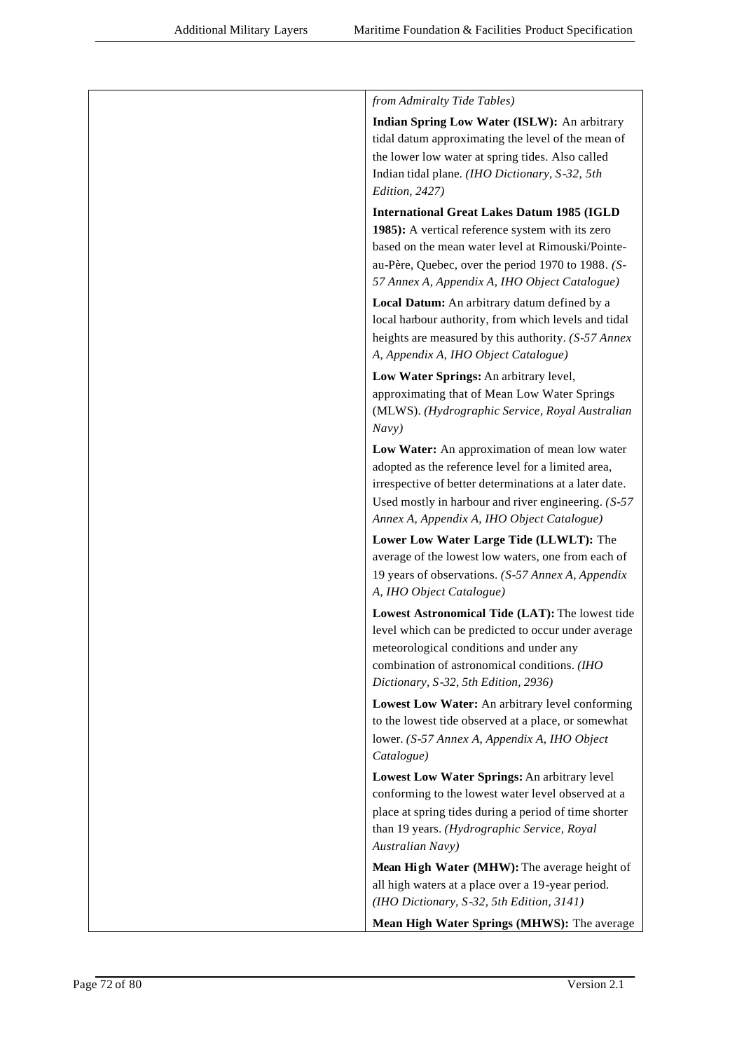| | *from Admiralty Tide Tables)*<br><br>**Indian Spring Low Water (ISLW):** An arbitrary tidal datum approximating the level of the mean of the lower low water at spring tides. Also called Indian tidal plane. *(IHO Dictionary, S-32, 5th Edition, 2427)*<br><br>**International Great Lakes Datum 1985 (IGLD 1985):** A vertical reference system with its zero based on the mean water level at Rimouski/Pointe-au-Père, Quebec, over the period 1970 to 1988. *(S-57 Annex A, Appendix A, IHO Object Catalogue)*<br><br>**Local Datum:** An arbitrary datum defined by a local harbour authority, from which levels and tidal heights are measured by this authority. *(S-57 Annex A, Appendix A, IHO Object Catalogue)*<br><br>**Low Water Springs:** An arbitrary level, approximating that of Mean Low Water Springs (MLWS). *(Hydrographic Service, Royal Australian Navy)*<br><br>**Low Water:** An approximation of mean low water adopted as the reference level for a limited area, irrespective of better determinations at a later date. Used mostly in harbour and river engineering. *(S-57 Annex A, Appendix A, IHO Object Catalogue)*<br><br>**Lower Low Water Large Tide (LLWLT):** The average of the lowest low waters, one from each of 19 years of observations. *(S-57 Annex A, Appendix A, IHO Object Catalogue)*<br><br>**Lowest Astronomical Tide (LAT):** The lowest tide level which can be predicted to occur under average meteorological conditions and under any combination of astronomical conditions. *(IHO Dictionary, S-32, 5th Edition, 2936)*<br><br>**Lowest Low Water:** An arbitrary level conforming to the lowest tide observed at a place, or somewhat lower. *(S-57 Annex A, Appendix A, IHO Object Catalogue)*<br><br>**Lowest Low Water Springs:** An arbitrary level conforming to the lowest water level observed at a place at spring tides during a period of time shorter than 19 years. *(Hydrographic Service, Royal Australian Navy)*<br><br>**Mean High Water (MHW):** The average height of all high waters at a place over a 19-year period. *(IHO Dictionary, S-32, 5th Edition, 3141)*<br><br>**Mean High Water Springs (MHWS):** The average |
|---|---|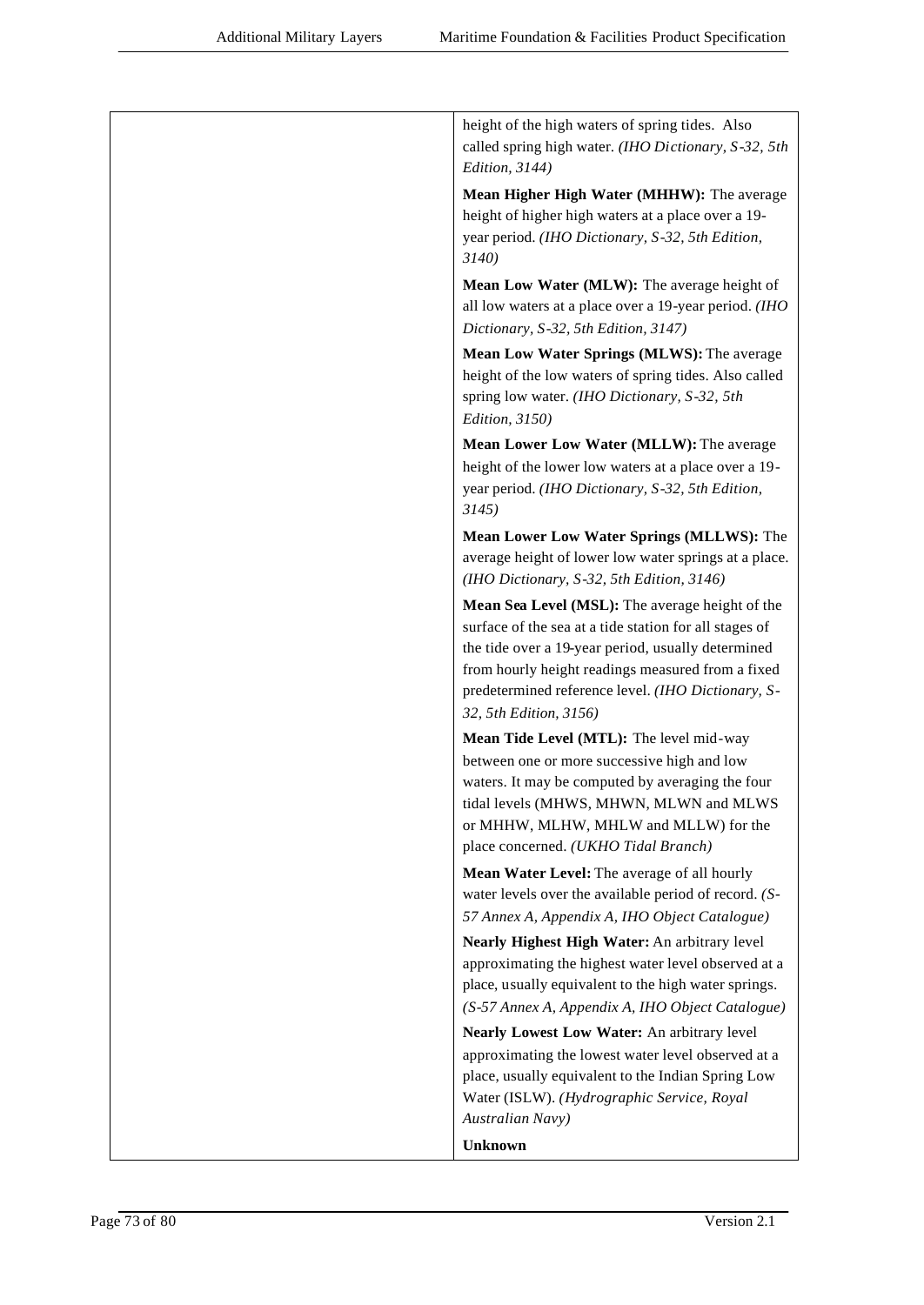| | |
|---|---|
| | height of the high waters of spring tides. Also called spring high water. *(IHO Dictionary, S-32, 5th Edition, 3144)*<br><br>**Mean Higher High Water (MHHW):** The average height of higher high waters at a place over a 19-year period. *(IHO Dictionary, S-32, 5th Edition, 3140)*<br><br>**Mean Low Water (MLW):** The average height of all low waters at a place over a 19-year period. *(IHO Dictionary, S-32, 5th Edition, 3147)*<br><br>**Mean Low Water Springs (MLWS):** The average height of the low waters of spring tides. Also called spring low water. *(IHO Dictionary, S-32, 5th Edition, 3150)*<br><br>**Mean Lower Low Water (MLLW):** The average height of the lower low waters at a place over a 19-year period. *(IHO Dictionary, S-32, 5th Edition, 3145)*<br><br>**Mean Lower Low Water Springs (MLLWS):** The average height of lower low water springs at a place. *(IHO Dictionary, S-32, 5th Edition, 3146)*<br><br>**Mean Sea Level (MSL):** The average height of the surface of the sea at a tide station for all stages of the tide over a 19-year period, usually determined from hourly height readings measured from a fixed predetermined reference level. *(IHO Dictionary, S-32, 5th Edition, 3156)*<br><br>**Mean Tide Level (MTL):** The level mid-way between one or more successive high and low waters. It may be computed by averaging the four tidal levels (MHWS, MHWN, MLWN and MLWS or MHHW, MLHW, MHLW and MLLW) for the place concerned. *(UKHO Tidal Branch)*<br><br>**Mean Water Level:** The average of all hourly water levels over the available period of record. *(S-57 Annex A, Appendix A, IHO Object Catalogue)*<br><br>**Nearly Highest High Water:** An arbitrary level approximating the highest water level observed at a place, usually equivalent to the high water springs. *(S-57 Annex A, Appendix A, IHO Object Catalogue)*<br><br>**Nearly Lowest Low Water:** An arbitrary level approximating the lowest water level observed at a place, usually equivalent to the Indian Spring Low Water (ISLW). *(Hydrographic Service, Royal Australian Navy)*<br><br>**Unknown** |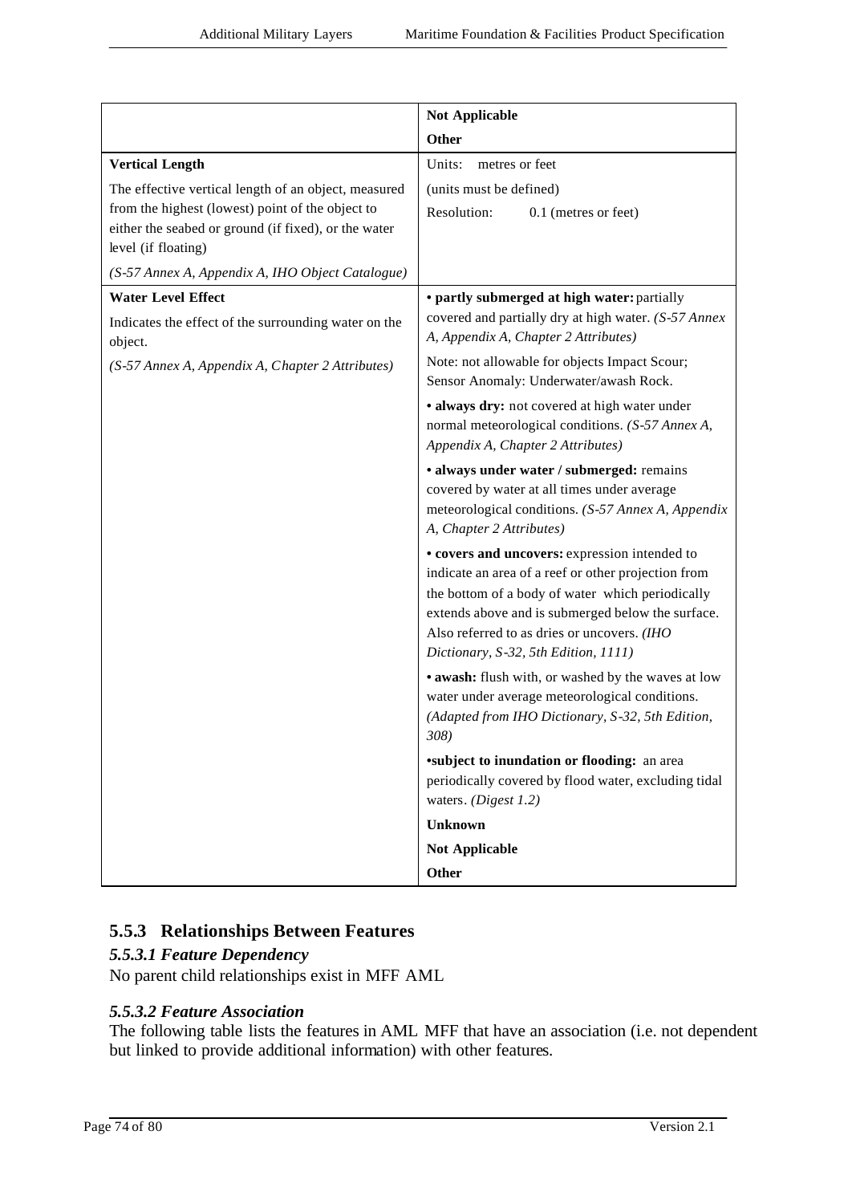| | |
|---|---|
| | **Not Applicable**<br>**Other** |
| **Vertical Length**<br>The effective vertical length of an object, measured from the highest (lowest) point of the object to either the seabed or ground (if fixed), or the water level (if floating)<br>*(S-57 Annex A, Appendix A, IHO Object Catalogue)* | Units: metres or feet<br>(units must be defined)<br>Resolution: 0.1 (metres or feet) |
| **Water Level Effect**<br>Indicates the effect of the surrounding water on the object.<br>*(S-57 Annex A, Appendix A, Chapter 2 Attributes)* | • **partly submerged at high water:** partially covered and partially dry at high water. *(S-57 Annex A, Appendix A, Chapter 2 Attributes)*<br>Note: not allowable for objects Impact Scour; Sensor Anomaly: Underwater/awash Rock.<br>• **always dry:** not covered at high water under normal meteorological conditions. *(S-57 Annex A, Appendix A, Chapter 2 Attributes)*<br>• **always under water / submerged:** remains covered by water at all times under average meteorological conditions. *(S-57 Annex A, Appendix A, Chapter 2 Attributes)*<br>• **covers and uncovers:** expression intended to indicate an area of a reef or other projection from the bottom of a body of water which periodically extends above and is submerged below the surface. Also referred to as dries or uncovers. *(IHO Dictionary, S-32, 5th Edition, 1111)*<br>• **awash:** flush with, or washed by the waves at low water under average meteorological conditions. *(Adapted from IHO Dictionary, S-32, 5th Edition, 308)*<br>•**subject to inundation or flooding:** an area periodically covered by flood water, excluding tidal waters. *(Digest 1.2)*<br>**Unknown**<br>**Not Applicable**<br>**Other** |

### 5.5.3 Relationships Between Features

#### *5.5.3.1 Feature Dependency*

No parent child relationships exist in MFF AML

#### *5.5.3.2 Feature Association*

The following table lists the features in AML MFF that have an association (i.e. not dependent but linked to provide additional information) with other features.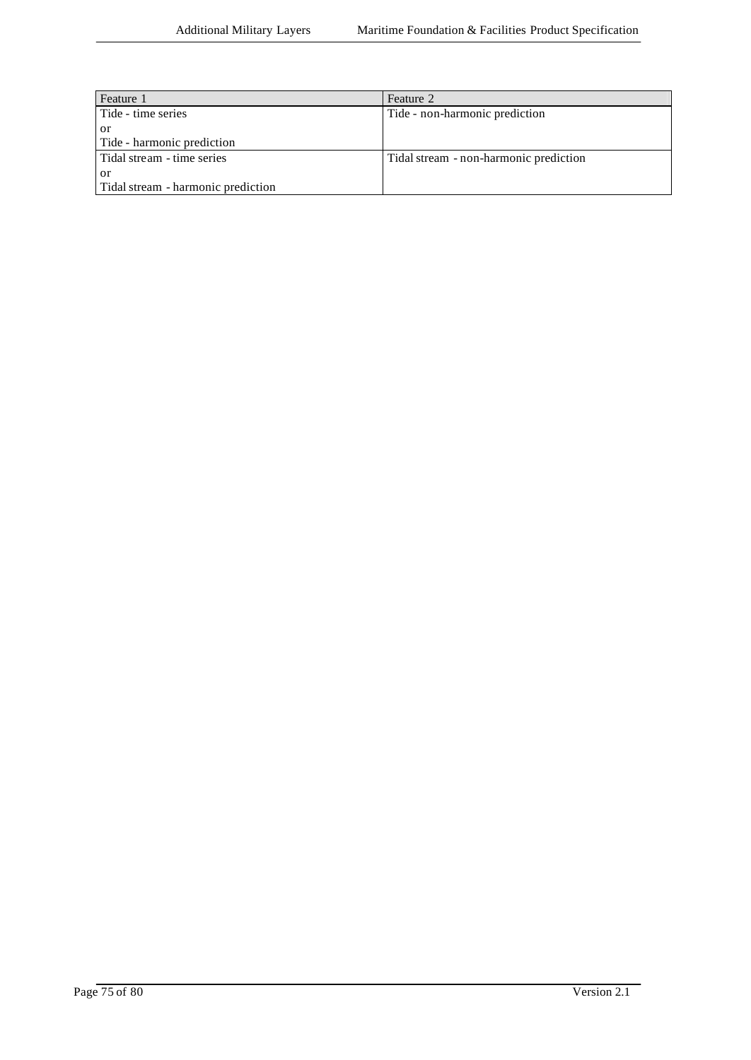| Feature 1 | Feature 2 |
|---|---|
| Tide - time series<br>or<br>Tide - harmonic prediction | Tide - non-harmonic prediction |
| Tidal stream - time series<br>or<br>Tidal stream - harmonic prediction | Tidal stream - non-harmonic prediction |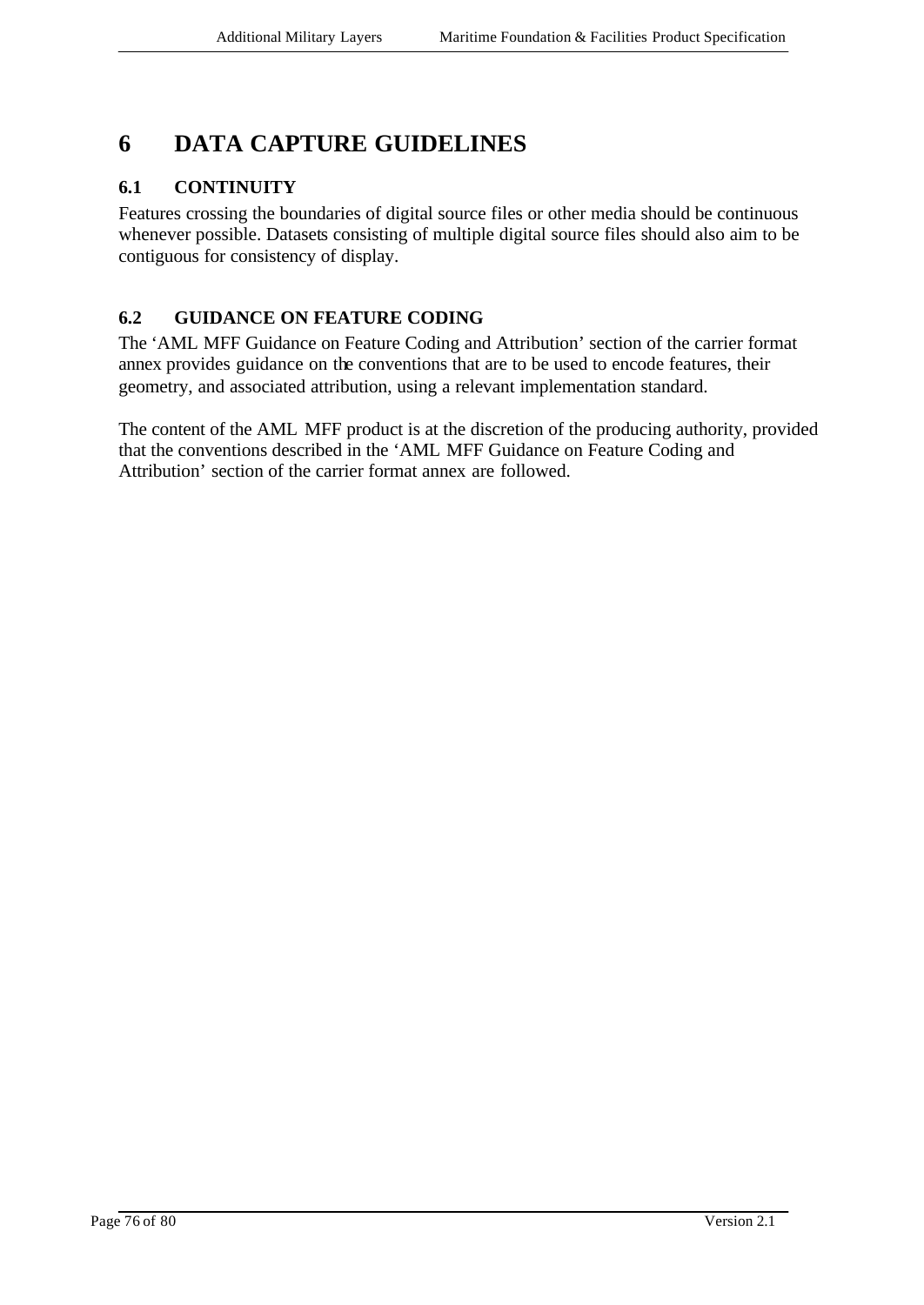# 6 DATA CAPTURE GUIDELINES

## 6.1 CONTINUITY

Features crossing the boundaries of digital source files or other media should be continuous whenever possible. Datasets consisting of multiple digital source files should also aim to be contiguous for consistency of display.

## 6.2 GUIDANCE ON FEATURE CODING

The 'AML MFF Guidance on Feature Coding and Attribution' section of the carrier format annex provides guidance on the conventions that are to be used to encode features, their geometry, and associated attribution, using a relevant implementation standard.

The content of the AML MFF product is at the discretion of the producing authority, provided that the conventions described in the 'AML MFF Guidance on Feature Coding and Attribution' section of the carrier format annex are followed.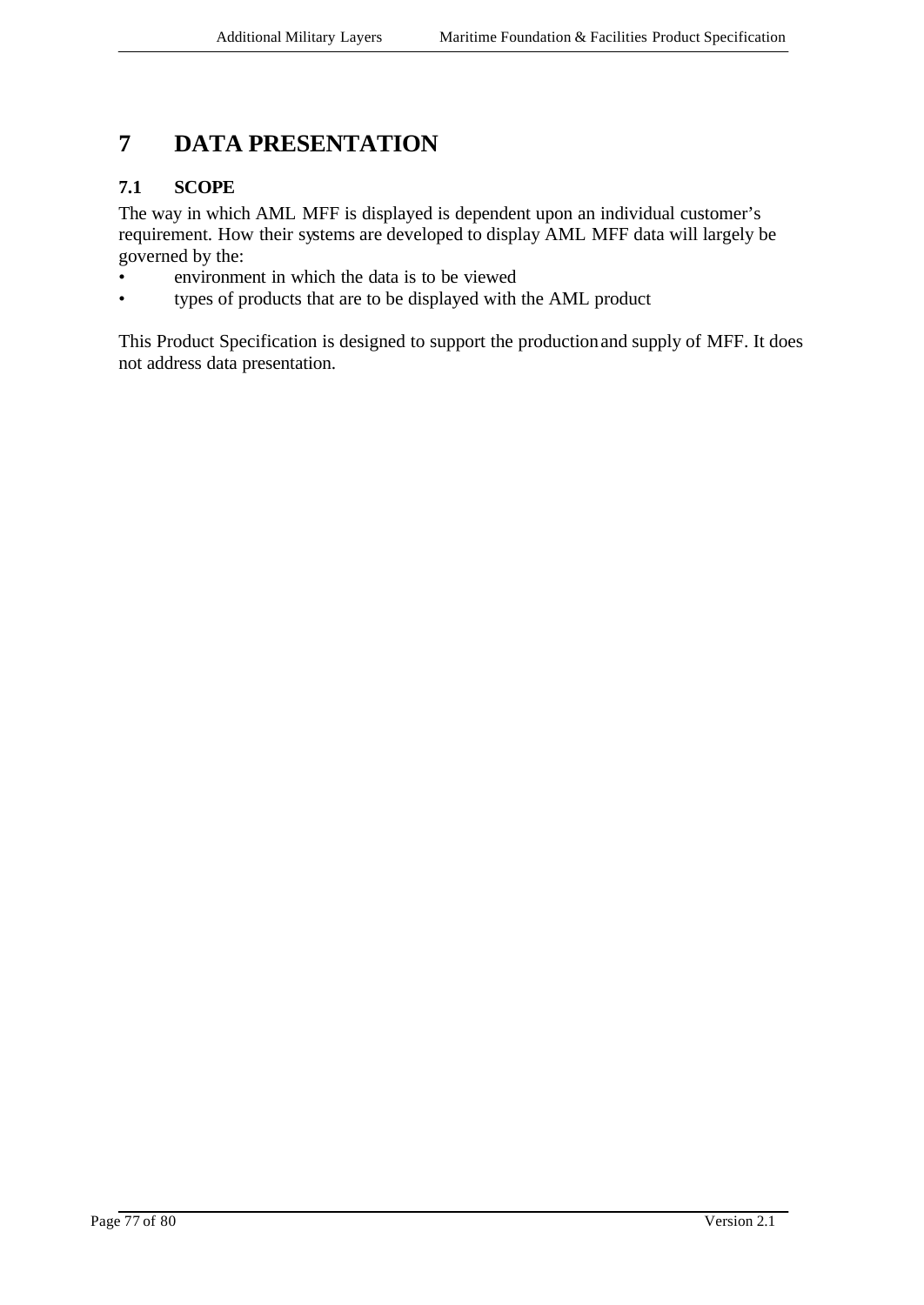# 7 DATA PRESENTATION

## 7.1 SCOPE

The way in which AML MFF is displayed is dependent upon an individual customer's requirement. How their systems are developed to display AML MFF data will largely be governed by the:

- environment in which the data is to be viewed
- types of products that are to be displayed with the AML product

This Product Specification is designed to support the production and supply of MFF. It does not address data presentation.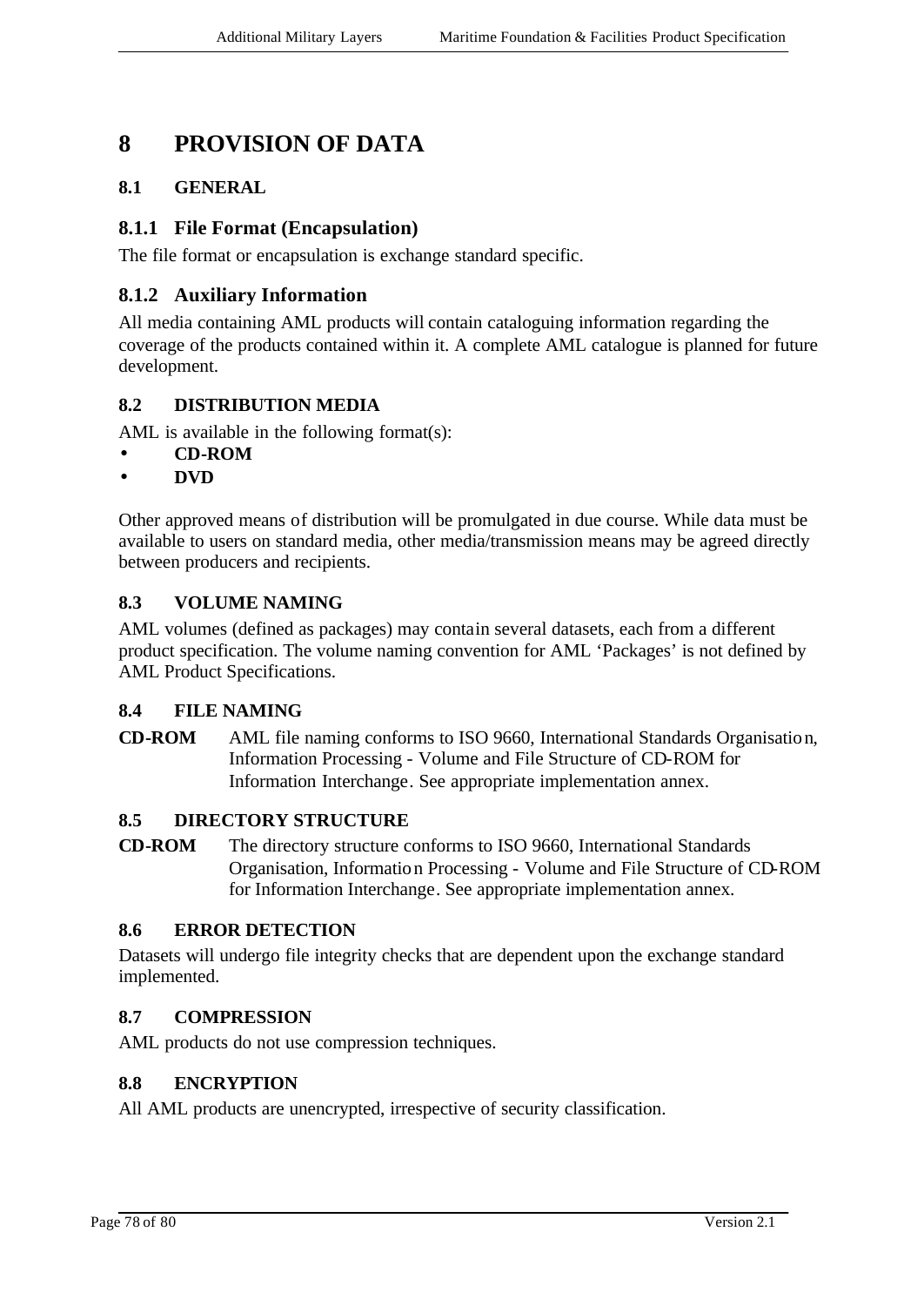# 8 PROVISION OF DATA

## 8.1 GENERAL

### 8.1.1 File Format (Encapsulation)

The file format or encapsulation is exchange standard specific.

### 8.1.2 Auxiliary Information

All media containing AML products will contain cataloguing information regarding the coverage of the products contained within it. A complete AML catalogue is planned for future development.

## 8.2 DISTRIBUTION MEDIA

AML is available in the following format(s):

- **CD-ROM**
- **DVD**

Other approved means of distribution will be promulgated in due course. While data must be available to users on standard media, other media/transmission means may be agreed directly between producers and recipients.

## 8.3 VOLUME NAMING

AML volumes (defined as packages) may contain several datasets, each from a different product specification. The volume naming convention for AML 'Packages' is not defined by AML Product Specifications.

## 8.4 FILE NAMING

**CD-ROM** AML file naming conforms to ISO 9660, International Standards Organisation, Information Processing - Volume and File Structure of CD-ROM for Information Interchange. See appropriate implementation annex.

## 8.5 DIRECTORY STRUCTURE

**CD-ROM** The directory structure conforms to ISO 9660, International Standards Organisation, Information Processing - Volume and File Structure of CD-ROM for Information Interchange. See appropriate implementation annex.

## 8.6 ERROR DETECTION

Datasets will undergo file integrity checks that are dependent upon the exchange standard implemented.

## 8.7 COMPRESSION

AML products do not use compression techniques.

## 8.8 ENCRYPTION

All AML products are unencrypted, irrespective of security classification.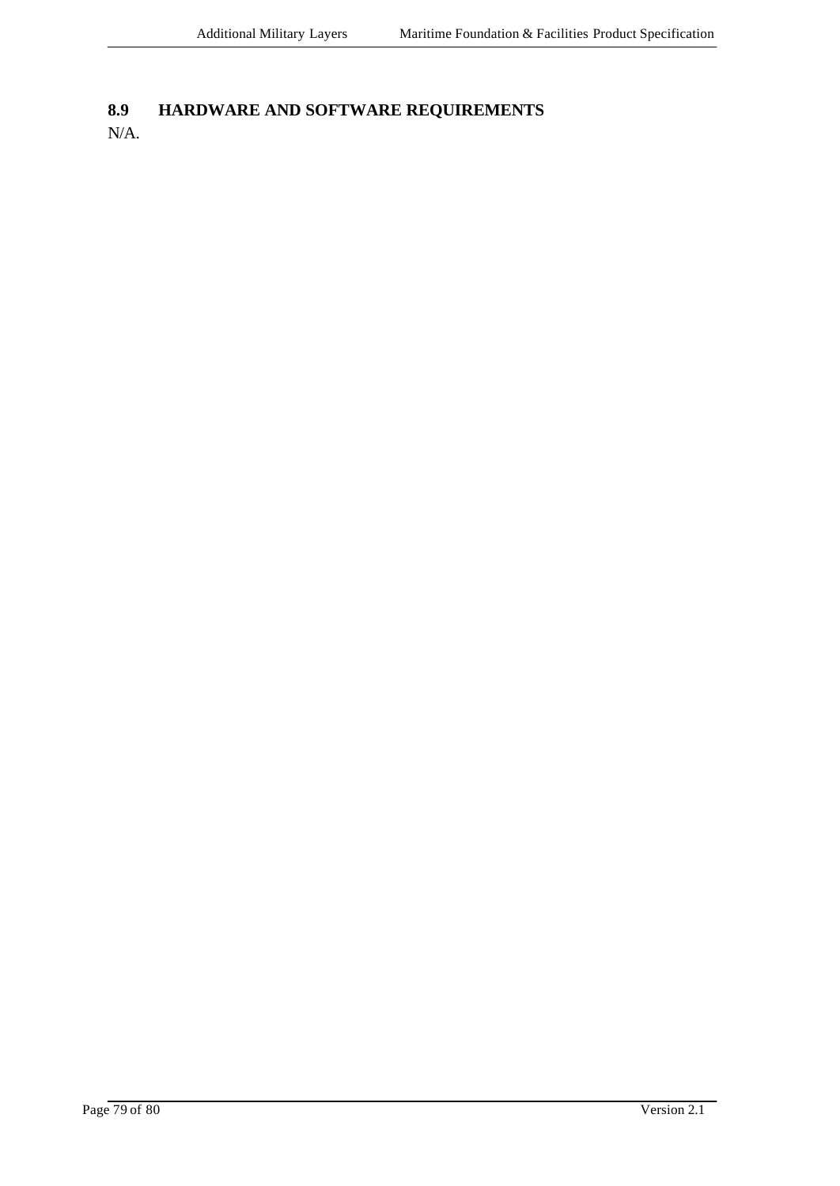## 8.9 HARDWARE AND SOFTWARE REQUIREMENTS

N/A.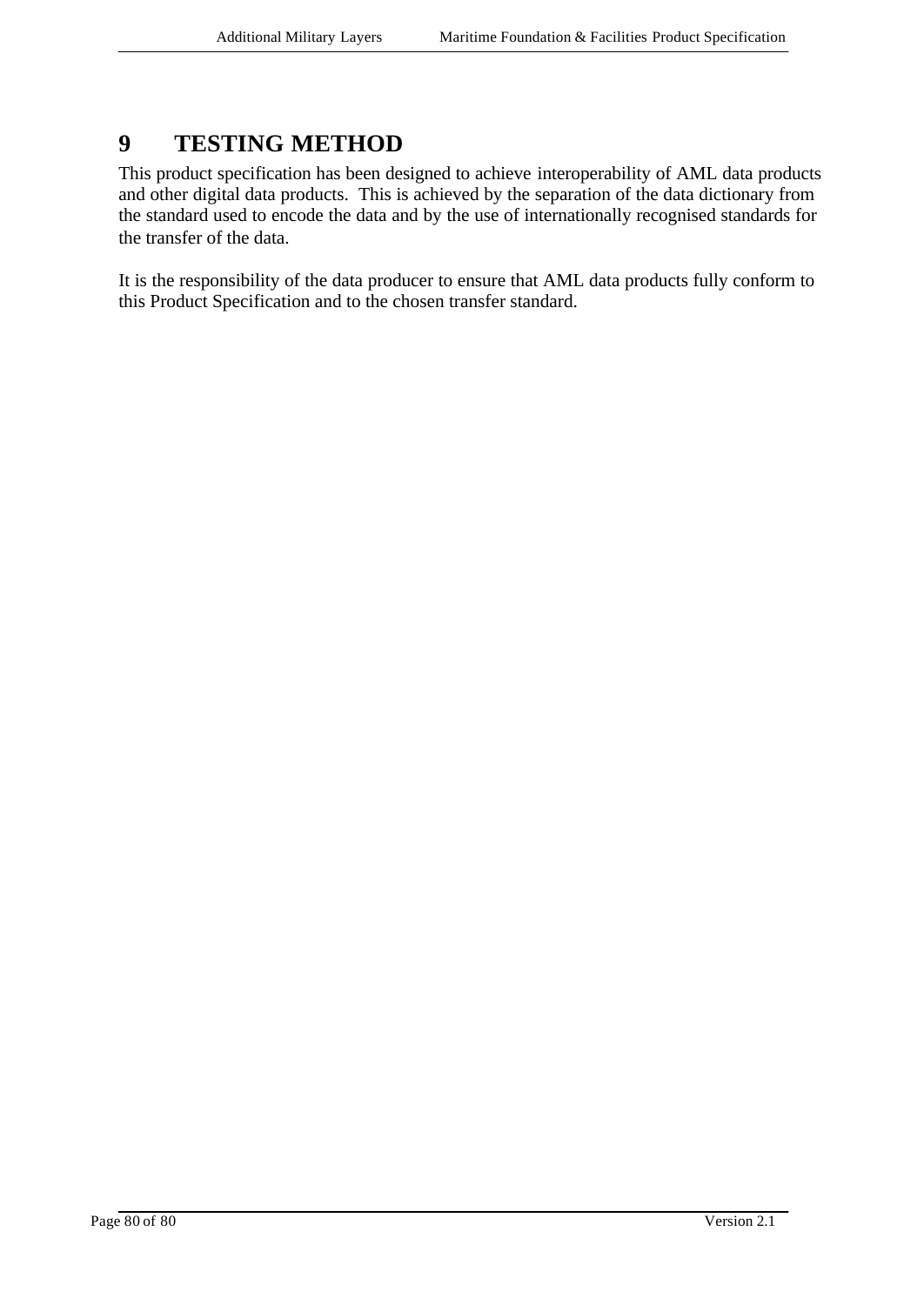# 9 TESTING METHOD

This product specification has been designed to achieve interoperability of AML data products and other digital data products. This is achieved by the separation of the data dictionary from the standard used to encode the data and by the use of internationally recognised standards for the transfer of the data.

It is the responsibility of the data producer to ensure that AML data products fully conform to this Product Specification and to the chosen transfer standard.